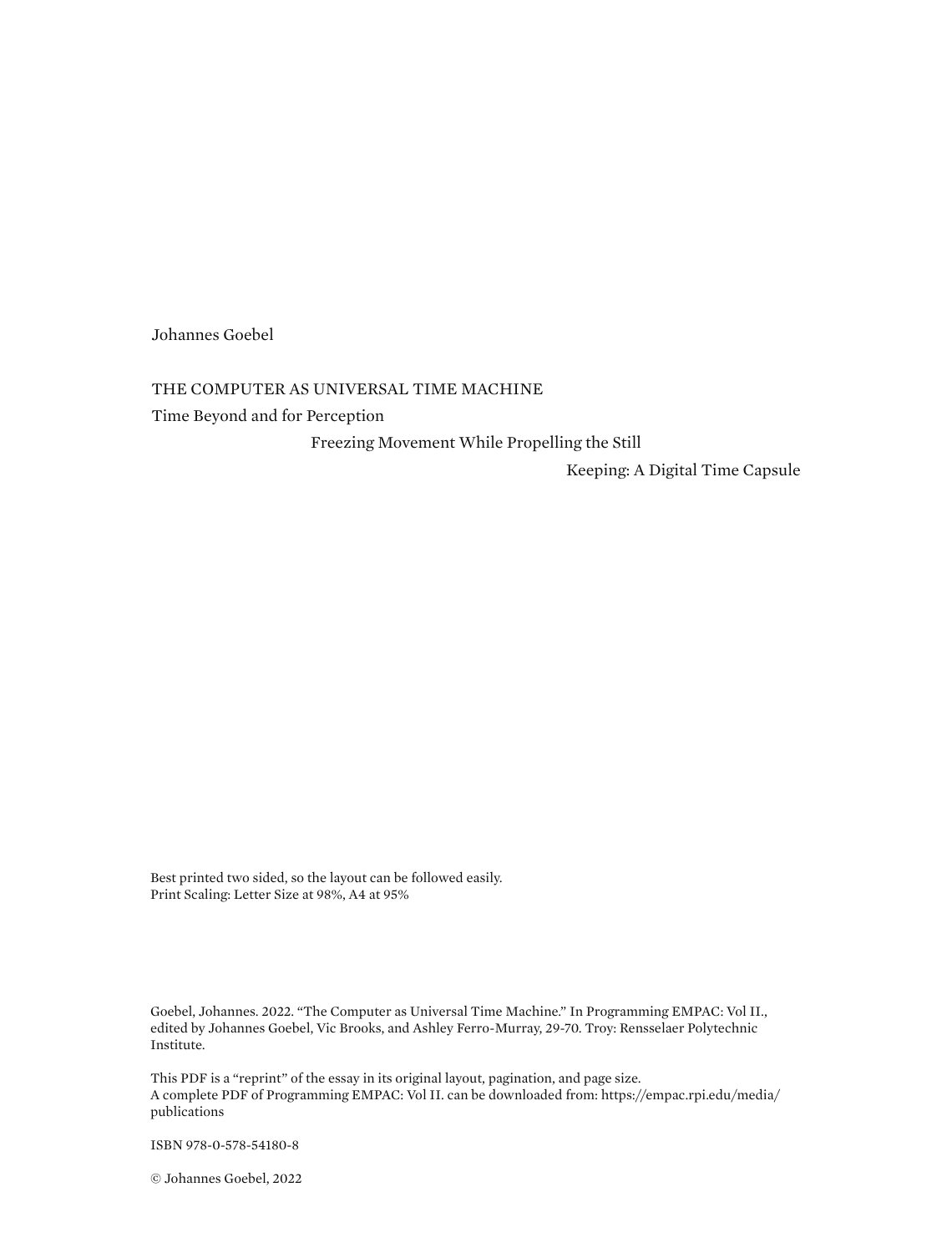Johannes Goebel

# THE COMPUTER AS UNIVERSAL TIME MACHINE

## Time Beyond and for Perception

## Freezing Movement While Propelling the Still

## Keeping: A Digital Time Capsule

Best printed two sided, so the layout can be followed easily.
Print Scaling: Letter Size at 98%, A4 at 95%

Goebel, Johannes. 2022. "The Computer as Universal Time Machine." In Programming EMPAC: Vol II., edited by Johannes Goebel, Vic Brooks, and Ashley Ferro-Murray, 29-70. Troy: Rensselaer Polytechnic Institute.

This PDF is a "reprint" of the essay in its original layout, pagination, and page size.
A complete PDF of Programming EMPAC: Vol II. can be downloaded from: https://empac.rpi.edu/media/publications

ISBN 978-0-578-54180-8

© Johannes Goebel, 2022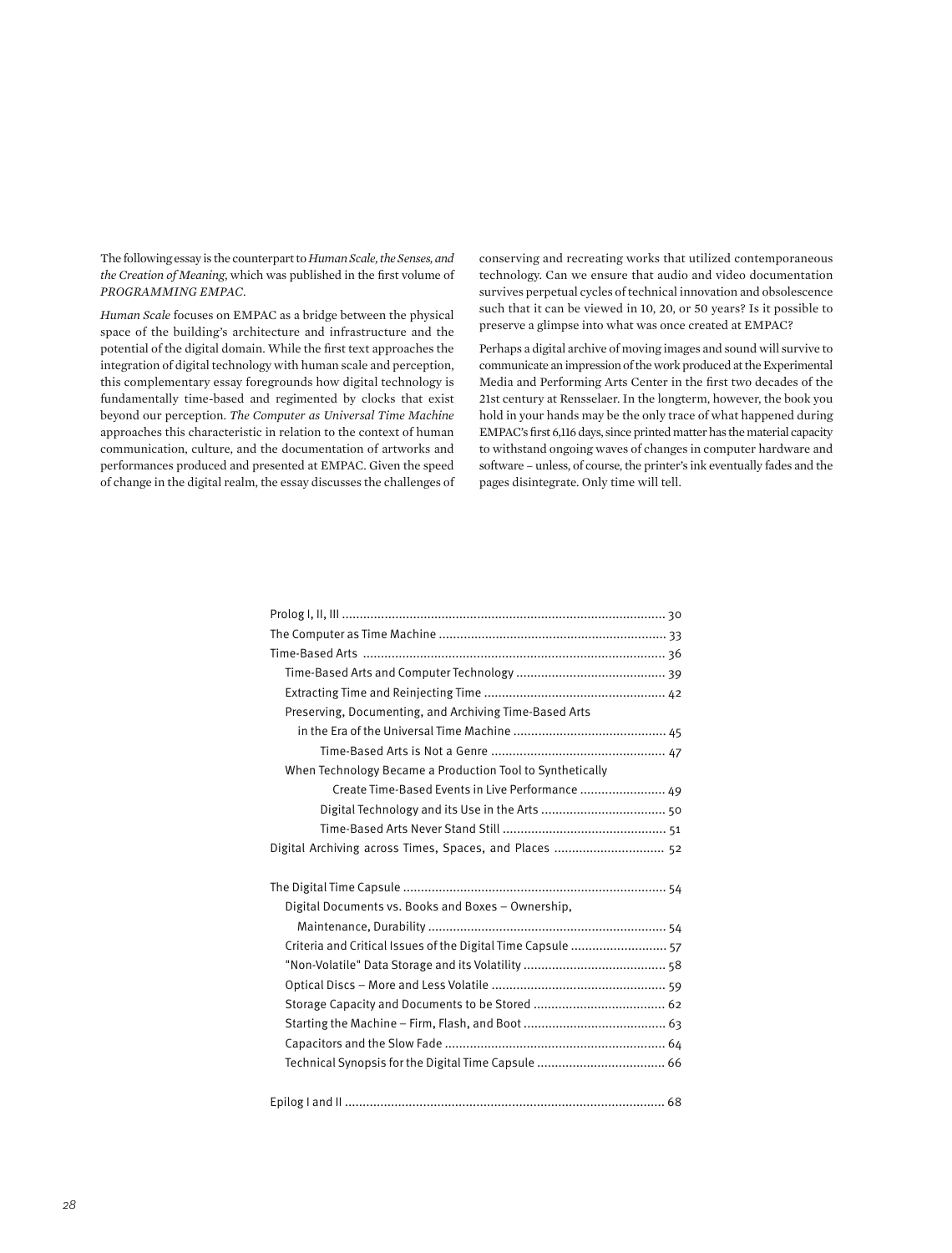The following essay is the counterpart to *Human Scale, the Senses, and the Creation of Meaning*, which was published in the first volume of *PROGRAMMING EMPAC*.

*Human Scale* focuses on EMPAC as a bridge between the physical space of the building's architecture and infrastructure and the potential of the digital domain. While the first text approaches the integration of digital technology with human scale and perception, this complementary essay foregrounds how digital technology is fundamentally time-based and regimented by clocks that exist beyond our perception. *The Computer as Universal Time Machine* approaches this characteristic in relation to the context of human communication, culture, and the documentation of artworks and performances produced and presented at EMPAC. Given the speed of change in the digital realm, the essay discusses the challenges of conserving and recreating works that utilized contemporaneous technology. Can we ensure that audio and video documentation survives perpetual cycles of technical innovation and obsolescence such that it can be viewed in 10, 20, or 50 years? Is it possible to preserve a glimpse into what was once created at EMPAC?

Perhaps a digital archive of moving images and sound will survive to communicate an impression of the work produced at the Experimental Media and Performing Arts Center in the first two decades of the 21st century at Rensselaer. In the longterm, however, the book you hold in your hands may be the only trace of what happened during EMPAC's first 6,116 days, since printed matter has the material capacity to withstand ongoing waves of changes in computer hardware and software – unless, of course, the printer's ink eventually fades and the pages disintegrate. Only time will tell.

- Prolog I, II, III ........ 30
- The Computer as Time Machine ........ 33
- Time-Based Arts ........ 36
  - Time-Based Arts and Computer Technology ........ 39
  - Extracting Time and Reinjecting Time ........ 42
  - Preserving, Documenting, and Archiving Time-Based Arts in the Era of the Universal Time Machine ........ 45
    - Time-Based Arts is Not a Genre ........ 47
  - When Technology Became a Production Tool to Synthetically Create Time-Based Events in Live Performance ........ 49
    - Digital Technology and its Use in the Arts ........ 50
    - Time-Based Arts Never Stand Still ........ 51
- Digital Archiving across Times, Spaces, and Places ........ 52

- The Digital Time Capsule ........ 54
  - Digital Documents vs. Books and Boxes – Ownership, Maintenance, Durability ........ 54
  - Criteria and Critical Issues of the Digital Time Capsule ........ 57
  - "Non-Volatile" Data Storage and its Volatility ........ 58
  - Optical Discs – More and Less Volatile ........ 59
  - Storage Capacity and Documents to be Stored ........ 62
  - Starting the Machine – Firm, Flash, and Boot ........ 63
  - Capacitors and the Slow Fade ........ 64
  - Technical Synopsis for the Digital Time Capsule ........ 66

- Epilog I and II ........ 68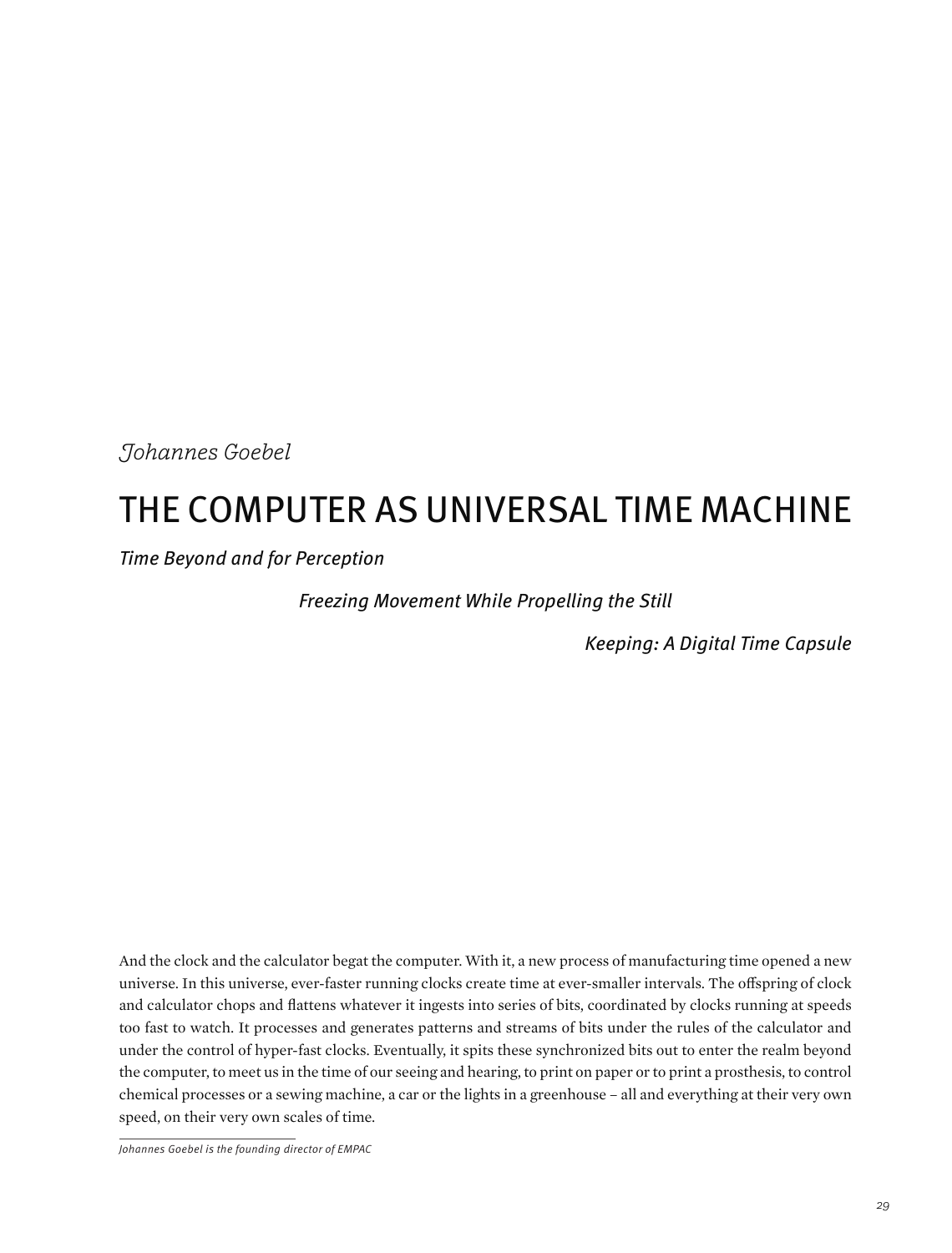*Johannes Goebel*

# THE COMPUTER AS UNIVERSAL TIME MACHINE

*Time Beyond and for Perception*

*Freezing Movement While Propelling the Still*

*Keeping: A Digital Time Capsule*

And the clock and the calculator begat the computer. With it, a new process of manufacturing time opened a new universe. In this universe, ever-faster running clocks create time at ever-smaller intervals. The offspring of clock and calculator chops and flattens whatever it ingests into series of bits, coordinated by clocks running at speeds too fast to watch. It processes and generates patterns and streams of bits under the rules of the calculator and under the control of hyper-fast clocks. Eventually, it spits these synchronized bits out to enter the realm beyond the computer, to meet us in the time of our seeing and hearing, to print on paper or to print a prosthesis, to control chemical processes or a sewing machine, a car or the lights in a greenhouse – all and everything at their very own speed, on their very own scales of time.

---

*Johannes Goebel is the founding director of EMPAC*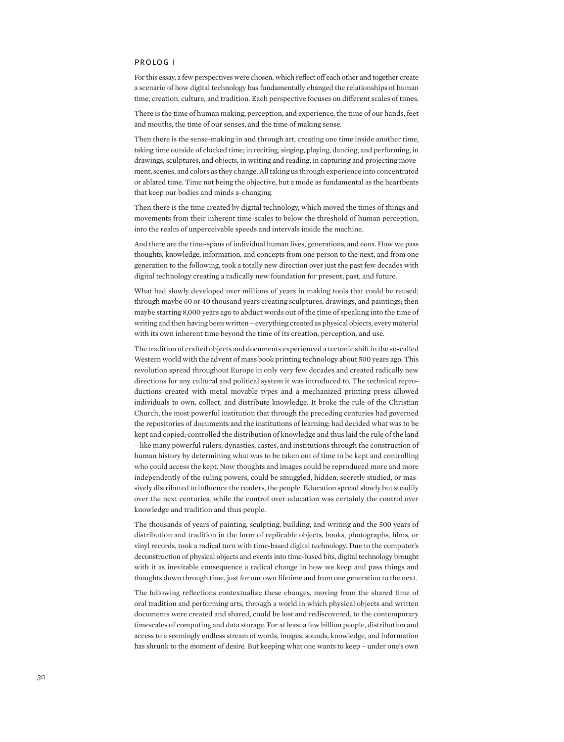## PROLOG I

For this essay, a few perspectives were chosen, which reflect off each other and together create a scenario of how digital technology has fundamentally changed the relationships of human time, creation, culture, and tradition. Each perspective focuses on different scales of times.

There is the time of human making, perception, and experience, the time of our hands, feet and mouths, the time of our senses, and the time of making sense.

Then there is the sense-making in and through art, creating one time inside another time, taking time outside of clocked time; in reciting, singing, playing, dancing, and performing, in drawings, sculptures, and objects, in writing and reading, in capturing and projecting movement, scenes, and colors as they change. All taking us through experience into concentrated or ablated time. Time not being the objective, but a mode as fundamental as the heartbeats that keep our bodies and minds a-changing.

Then there is the time created by digital technology, which moved the times of things and movements from their inherent time-scales to below the threshold of human perception, into the realm of unperceivable speeds and intervals inside the machine.

And there are the time-spans of individual human lives, generations, and eons. How we pass thoughts, knowledge, information, and concepts from one person to the next, and from one generation to the following, took a totally new direction over just the past few decades with digital technology creating a radically new foundation for present, past, and future.

What had slowly developed over millions of years in making tools that could be reused; through maybe 60 or 40 thousand years creating sculptures, drawings, and paintings; then maybe starting 8,000 years ago to abduct words out of the time of speaking into the time of writing and then having been written – everything created as physical objects, every material with its own inherent time beyond the time of its creation, perception, and use.

The tradition of crafted objects and documents experienced a tectonic shift in the so-called Western world with the advent of mass book printing technology about 500 years ago. This revolution spread throughout Europe in only very few decades and created radically new directions for any cultural and political system it was introduced to. The technical reproductions created with metal movable types and a mechanized printing press allowed individuals to own, collect, and distribute knowledge. It broke the rule of the Christian Church, the most powerful institution that through the preceding centuries had governed the repositories of documents and the institutions of learning; had decided what was to be kept and copied; controlled the distribution of knowledge and thus laid the rule of the land – like many powerful rulers, dynasties, castes, and institutions through the construction of human history by determining what was to be taken out of time to be kept and controlling who could access the kept. Now thoughts and images could be reproduced more and more independently of the ruling powers, could be smuggled, hidden, secretly studied, or massively distributed to influence the readers, the people. Education spread slowly but steadily over the next centuries, while the control over education was certainly the control over knowledge and tradition and thus people.

The thousands of years of painting, sculpting, building, and writing and the 500 years of distribution and tradition in the form of replicable objects, books, photographs, films, or vinyl records, took a radical turn with time-based digital technology. Due to the computer's deconstruction of physical objects and events into time-based bits, digital technology brought with it as inevitable consequence a radical change in how we keep and pass things and thoughts down through time, just for our own lifetime and from one generation to the next.

The following reflections contextualize these changes, moving from the shared time of oral tradition and performing arts, through a world in which physical objects and written documents were created and shared, could be lost and rediscovered, to the contemporary timescales of computing and data storage. For at least a few billion people, distribution and access to a seemingly endless stream of words, images, sounds, knowledge, and information has shrunk to the moment of desire. But keeping what one wants to keep – under one's own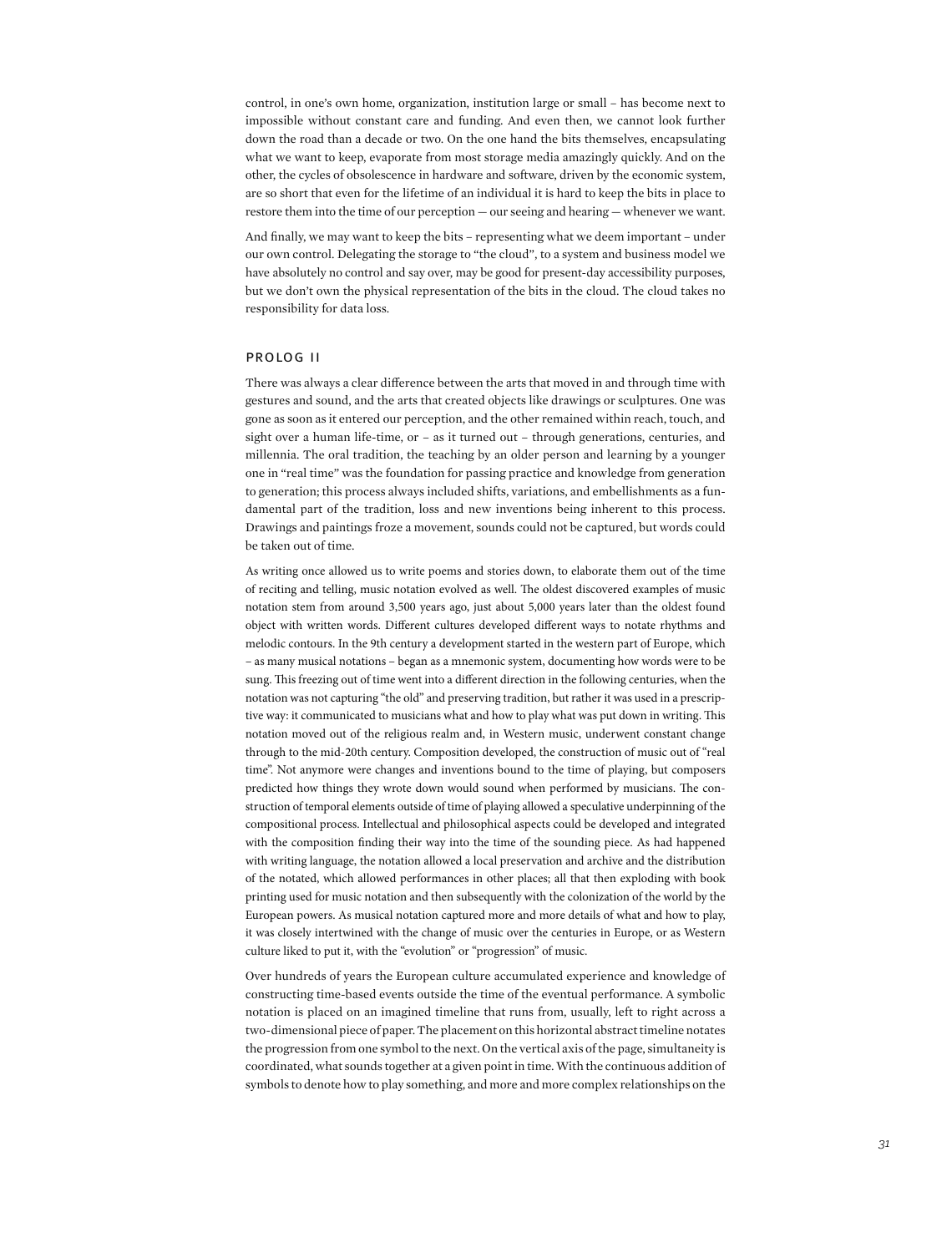control, in one's own home, organization, institution large or small – has become next to impossible without constant care and funding. And even then, we cannot look further down the road than a decade or two. On the one hand the bits themselves, encapsulating what we want to keep, evaporate from most storage media amazingly quickly. And on the other, the cycles of obsolescence in hardware and software, driven by the economic system, are so short that even for the lifetime of an individual it is hard to keep the bits in place to restore them into the time of our perception — our seeing and hearing — whenever we want.

And finally, we may want to keep the bits – representing what we deem important – under our own control. Delegating the storage to "the cloud", to a system and business model we have absolutely no control and say over, may be good for present-day accessibility purposes, but we don't own the physical representation of the bits in the cloud. The cloud takes no responsibility for data loss.

## PROLOG II

There was always a clear difference between the arts that moved in and through time with gestures and sound, and the arts that created objects like drawings or sculptures. One was gone as soon as it entered our perception, and the other remained within reach, touch, and sight over a human life-time, or – as it turned out – through generations, centuries, and millennia. The oral tradition, the teaching by an older person and learning by a younger one in "real time" was the foundation for passing practice and knowledge from generation to generation; this process always included shifts, variations, and embellishments as a fundamental part of the tradition, loss and new inventions being inherent to this process. Drawings and paintings froze a movement, sounds could not be captured, but words could be taken out of time.

As writing once allowed us to write poems and stories down, to elaborate them out of the time of reciting and telling, music notation evolved as well. The oldest discovered examples of music notation stem from around 3,500 years ago, just about 5,000 years later than the oldest found object with written words. Different cultures developed different ways to notate rhythms and melodic contours. In the 9th century a development started in the western part of Europe, which – as many musical notations – began as a mnemonic system, documenting how words were to be sung. This freezing out of time went into a different direction in the following centuries, when the notation was not capturing "the old" and preserving tradition, but rather it was used in a prescriptive way: it communicated to musicians what and how to play what was put down in writing. This notation moved out of the religious realm and, in Western music, underwent constant change through to the mid-20th century. Composition developed, the construction of music out of "real time". Not anymore were changes and inventions bound to the time of playing, but composers predicted how things they wrote down would sound when performed by musicians. The construction of temporal elements outside of time of playing allowed a speculative underpinning of the compositional process. Intellectual and philosophical aspects could be developed and integrated with the composition finding their way into the time of the sounding piece. As had happened with writing language, the notation allowed a local preservation and archive and the distribution of the notated, which allowed performances in other places; all that then exploding with book printing used for music notation and then subsequently with the colonization of the world by the European powers. As musical notation captured more and more details of what and how to play, it was closely intertwined with the change of music over the centuries in Europe, or as Western culture liked to put it, with the "evolution" or "progression" of music.

Over hundreds of years the European culture accumulated experience and knowledge of constructing time-based events outside the time of the eventual performance. A symbolic notation is placed on an imagined timeline that runs from, usually, left to right across a two-dimensional piece of paper. The placement on this horizontal abstract timeline notates the progression from one symbol to the next. On the vertical axis of the page, simultaneity is coordinated, what sounds together at a given point in time. With the continuous addition of symbols to denote how to play something, and more and more complex relationships on the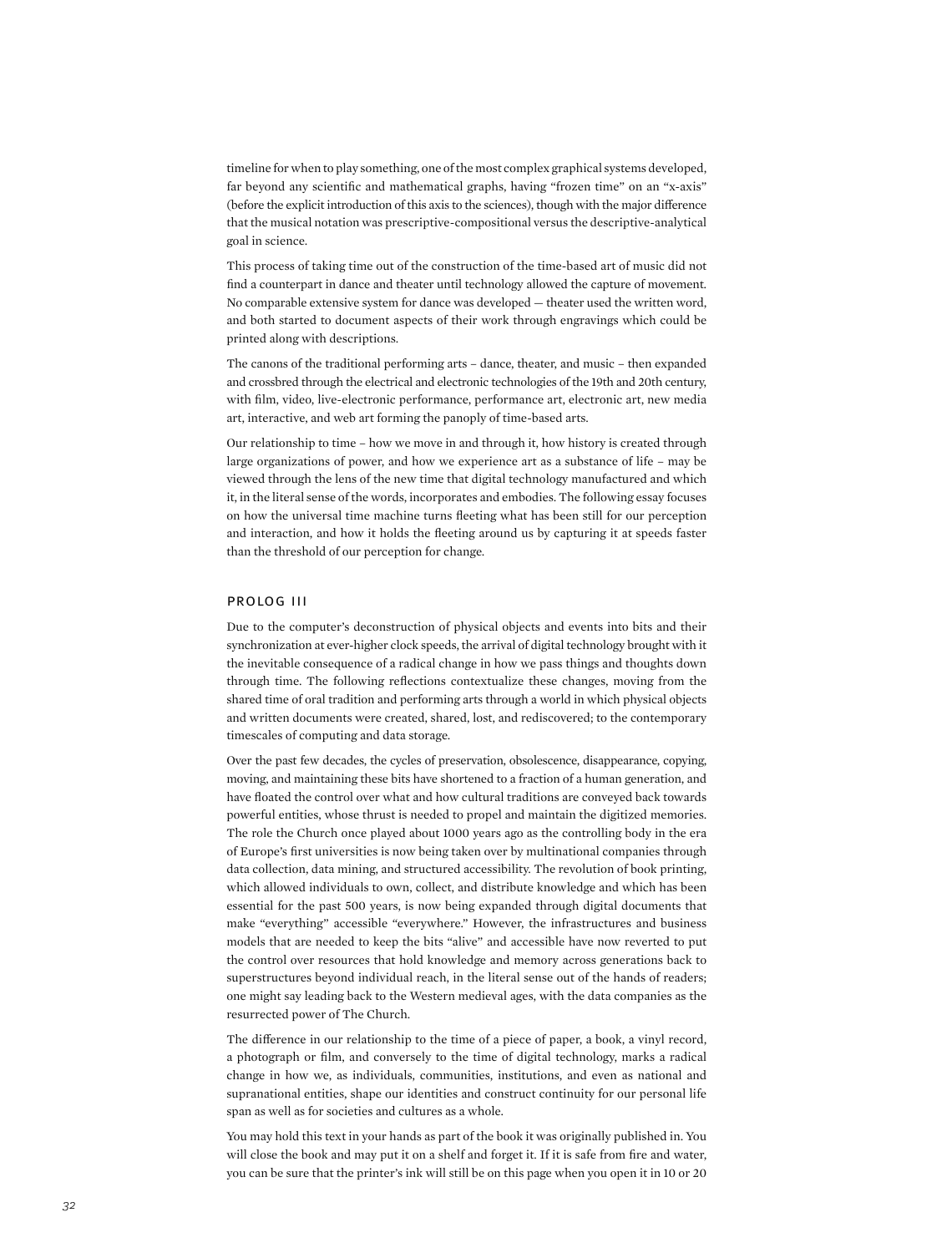timeline for when to play something, one of the most complex graphical systems developed, far beyond any scientific and mathematical graphs, having "frozen time" on an "x-axis" (before the explicit introduction of this axis to the sciences), though with the major difference that the musical notation was prescriptive-compositional versus the descriptive-analytical goal in science.

This process of taking time out of the construction of the time-based art of music did not find a counterpart in dance and theater until technology allowed the capture of movement. No comparable extensive system for dance was developed — theater used the written word, and both started to document aspects of their work through engravings which could be printed along with descriptions.

The canons of the traditional performing arts – dance, theater, and music – then expanded and crossbred through the electrical and electronic technologies of the 19th and 20th century, with film, video, live-electronic performance, performance art, electronic art, new media art, interactive, and web art forming the panoply of time-based arts.

Our relationship to time – how we move in and through it, how history is created through large organizations of power, and how we experience art as a substance of life – may be viewed through the lens of the new time that digital technology manufactured and which it, in the literal sense of the words, incorporates and embodies. The following essay focuses on how the universal time machine turns fleeting what has been still for our perception and interaction, and how it holds the fleeting around us by capturing it at speeds faster than the threshold of our perception for change.

## PROLOG III

Due to the computer's deconstruction of physical objects and events into bits and their synchronization at ever-higher clock speeds, the arrival of digital technology brought with it the inevitable consequence of a radical change in how we pass things and thoughts down through time. The following reflections contextualize these changes, moving from the shared time of oral tradition and performing arts through a world in which physical objects and written documents were created, shared, lost, and rediscovered; to the contemporary timescales of computing and data storage.

Over the past few decades, the cycles of preservation, obsolescence, disappearance, copying, moving, and maintaining these bits have shortened to a fraction of a human generation, and have floated the control over what and how cultural traditions are conveyed back towards powerful entities, whose thrust is needed to propel and maintain the digitized memories. The role the Church once played about 1000 years ago as the controlling body in the era of Europe's first universities is now being taken over by multinational companies through data collection, data mining, and structured accessibility. The revolution of book printing, which allowed individuals to own, collect, and distribute knowledge and which has been essential for the past 500 years, is now being expanded through digital documents that make "everything" accessible "everywhere." However, the infrastructures and business models that are needed to keep the bits "alive" and accessible have now reverted to put the control over resources that hold knowledge and memory across generations back to superstructures beyond individual reach, in the literal sense out of the hands of readers; one might say leading back to the Western medieval ages, with the data companies as the resurrected power of The Church.

The difference in our relationship to the time of a piece of paper, a book, a vinyl record, a photograph or film, and conversely to the time of digital technology, marks a radical change in how we, as individuals, communities, institutions, and even as national and supranational entities, shape our identities and construct continuity for our personal life span as well as for societies and cultures as a whole.

You may hold this text in your hands as part of the book it was originally published in. You will close the book and may put it on a shelf and forget it. If it is safe from fire and water, you can be sure that the printer's ink will still be on this page when you open it in 10 or 20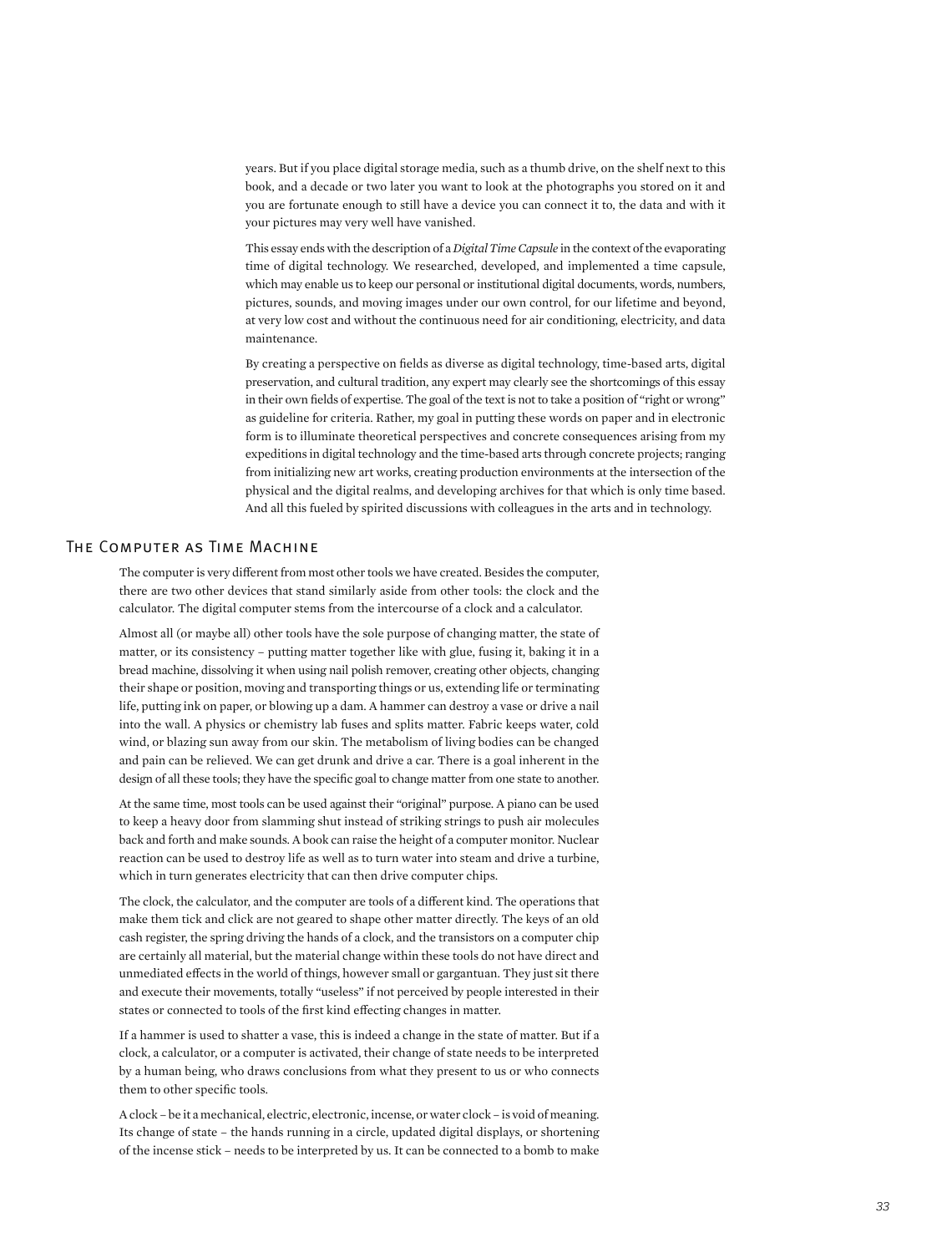years. But if you place digital storage media, such as a thumb drive, on the shelf next to this book, and a decade or two later you want to look at the photographs you stored on it and you are fortunate enough to still have a device you can connect it to, the data and with it your pictures may very well have vanished.

This essay ends with the description of a *Digital Time Capsule* in the context of the evaporating time of digital technology. We researched, developed, and implemented a time capsule, which may enable us to keep our personal or institutional digital documents, words, numbers, pictures, sounds, and moving images under our own control, for our lifetime and beyond, at very low cost and without the continuous need for air conditioning, electricity, and data maintenance.

By creating a perspective on fields as diverse as digital technology, time-based arts, digital preservation, and cultural tradition, any expert may clearly see the shortcomings of this essay in their own fields of expertise. The goal of the text is not to take a position of "right or wrong" as guideline for criteria. Rather, my goal in putting these words on paper and in electronic form is to illuminate theoretical perspectives and concrete consequences arising from my expeditions in digital technology and the time-based arts through concrete projects; ranging from initializing new art works, creating production environments at the intersection of the physical and the digital realms, and developing archives for that which is only time based. And all this fueled by spirited discussions with colleagues in the arts and in technology.

## The Computer as Time Machine

The computer is very different from most other tools we have created. Besides the computer, there are two other devices that stand similarly aside from other tools: the clock and the calculator. The digital computer stems from the intercourse of a clock and a calculator.

Almost all (or maybe all) other tools have the sole purpose of changing matter, the state of matter, or its consistency – putting matter together like with glue, fusing it, baking it in a bread machine, dissolving it when using nail polish remover, creating other objects, changing their shape or position, moving and transporting things or us, extending life or terminating life, putting ink on paper, or blowing up a dam. A hammer can destroy a vase or drive a nail into the wall. A physics or chemistry lab fuses and splits matter. Fabric keeps water, cold wind, or blazing sun away from our skin. The metabolism of living bodies can be changed and pain can be relieved. We can get drunk and drive a car. There is a goal inherent in the design of all these tools; they have the specific goal to change matter from one state to another.

At the same time, most tools can be used against their "original" purpose. A piano can be used to keep a heavy door from slamming shut instead of striking strings to push air molecules back and forth and make sounds. A book can raise the height of a computer monitor. Nuclear reaction can be used to destroy life as well as to turn water into steam and drive a turbine, which in turn generates electricity that can then drive computer chips.

The clock, the calculator, and the computer are tools of a different kind. The operations that make them tick and click are not geared to shape other matter directly. The keys of an old cash register, the spring driving the hands of a clock, and the transistors on a computer chip are certainly all material, but the material change within these tools do not have direct and unmediated effects in the world of things, however small or gargantuan. They just sit there and execute their movements, totally "useless" if not perceived by people interested in their states or connected to tools of the first kind effecting changes in matter.

If a hammer is used to shatter a vase, this is indeed a change in the state of matter. But if a clock, a calculator, or a computer is activated, their change of state needs to be interpreted by a human being, who draws conclusions from what they present to us or who connects them to other specific tools.

A clock – be it a mechanical, electric, electronic, incense, or water clock – is void of meaning. Its change of state – the hands running in a circle, updated digital displays, or shortening of the incense stick – needs to be interpreted by us. It can be connected to a bomb to make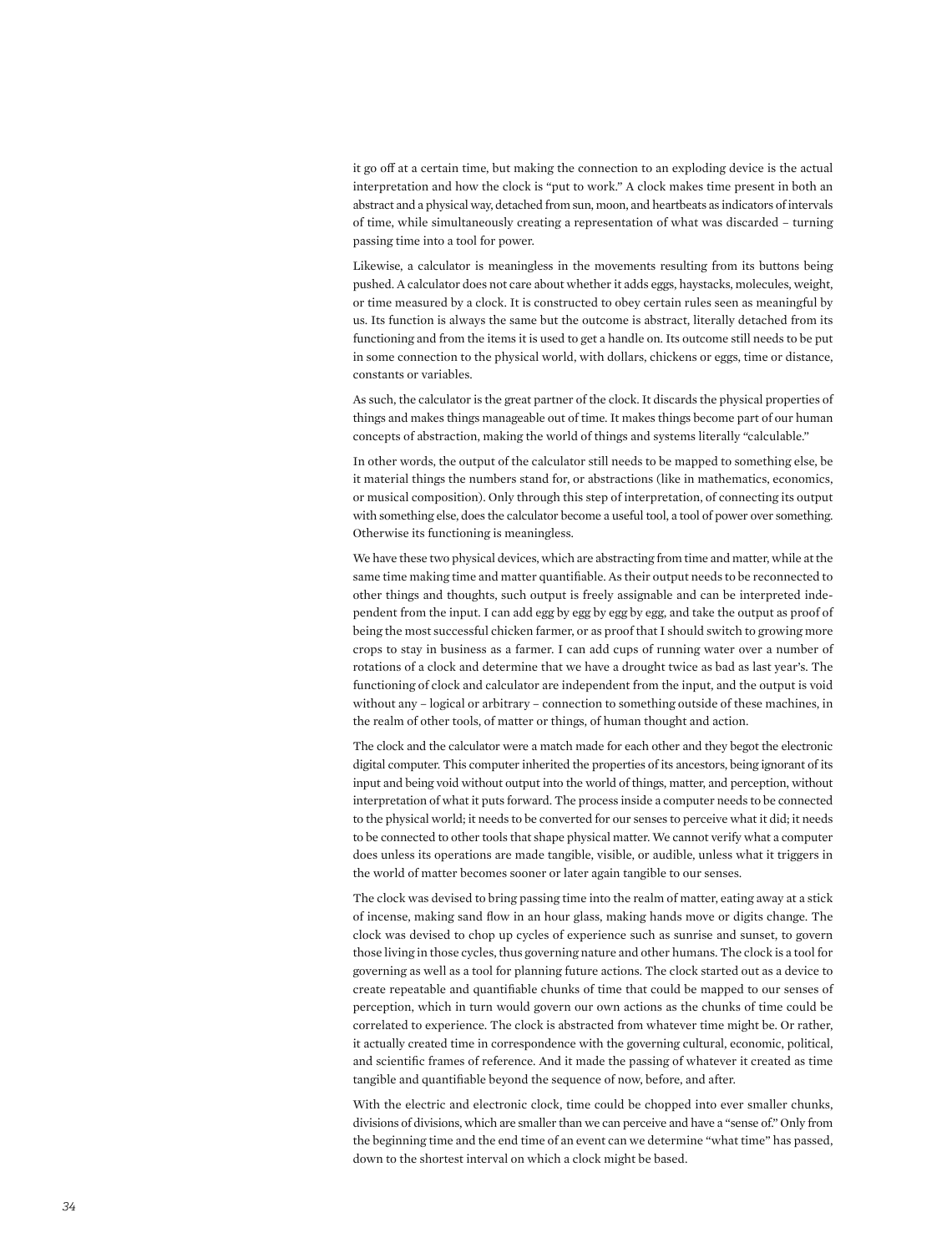it go off at a certain time, but making the connection to an exploding device is the actual interpretation and how the clock is "put to work." A clock makes time present in both an abstract and a physical way, detached from sun, moon, and heartbeats as indicators of intervals of time, while simultaneously creating a representation of what was discarded – turning passing time into a tool for power.

Likewise, a calculator is meaningless in the movements resulting from its buttons being pushed. A calculator does not care about whether it adds eggs, haystacks, molecules, weight, or time measured by a clock. It is constructed to obey certain rules seen as meaningful by us. Its function is always the same but the outcome is abstract, literally detached from its functioning and from the items it is used to get a handle on. Its outcome still needs to be put in some connection to the physical world, with dollars, chickens or eggs, time or distance, constants or variables.

As such, the calculator is the great partner of the clock. It discards the physical properties of things and makes things manageable out of time. It makes things become part of our human concepts of abstraction, making the world of things and systems literally "calculable."

In other words, the output of the calculator still needs to be mapped to something else, be it material things the numbers stand for, or abstractions (like in mathematics, economics, or musical composition). Only through this step of interpretation, of connecting its output with something else, does the calculator become a useful tool, a tool of power over something. Otherwise its functioning is meaningless.

We have these two physical devices, which are abstracting from time and matter, while at the same time making time and matter quantifiable. As their output needs to be reconnected to other things and thoughts, such output is freely assignable and can be interpreted independent from the input. I can add egg by egg by egg by egg, and take the output as proof of being the most successful chicken farmer, or as proof that I should switch to growing more crops to stay in business as a farmer. I can add cups of running water over a number of rotations of a clock and determine that we have a drought twice as bad as last year's. The functioning of clock and calculator are independent from the input, and the output is void without any – logical or arbitrary – connection to something outside of these machines, in the realm of other tools, of matter or things, of human thought and action.

The clock and the calculator were a match made for each other and they begot the electronic digital computer. This computer inherited the properties of its ancestors, being ignorant of its input and being void without output into the world of things, matter, and perception, without interpretation of what it puts forward. The process inside a computer needs to be connected to the physical world; it needs to be converted for our senses to perceive what it did; it needs to be connected to other tools that shape physical matter. We cannot verify what a computer does unless its operations are made tangible, visible, or audible, unless what it triggers in the world of matter becomes sooner or later again tangible to our senses.

The clock was devised to bring passing time into the realm of matter, eating away at a stick of incense, making sand flow in an hour glass, making hands move or digits change. The clock was devised to chop up cycles of experience such as sunrise and sunset, to govern those living in those cycles, thus governing nature and other humans. The clock is a tool for governing as well as a tool for planning future actions. The clock started out as a device to create repeatable and quantifiable chunks of time that could be mapped to our senses of perception, which in turn would govern our own actions as the chunks of time could be correlated to experience. The clock is abstracted from whatever time might be. Or rather, it actually created time in correspondence with the governing cultural, economic, political, and scientific frames of reference. And it made the passing of whatever it created as time tangible and quantifiable beyond the sequence of now, before, and after.

With the electric and electronic clock, time could be chopped into ever smaller chunks, divisions of divisions, which are smaller than we can perceive and have a "sense of." Only from the beginning time and the end time of an event can we determine "what time" has passed, down to the shortest interval on which a clock might be based.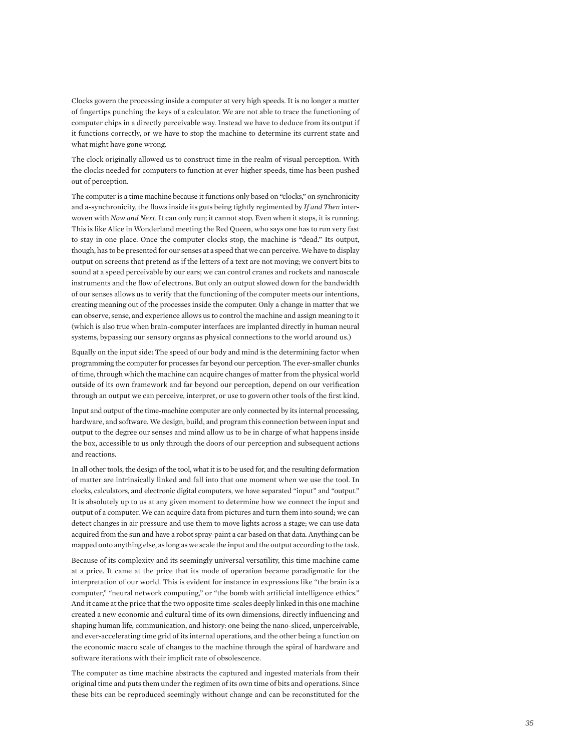Clocks govern the processing inside a computer at very high speeds. It is no longer a matter of fingertips punching the keys of a calculator. We are not able to trace the functioning of computer chips in a directly perceivable way. Instead we have to deduce from its output if it functions correctly, or we have to stop the machine to determine its current state and what might have gone wrong.

The clock originally allowed us to construct time in the realm of visual perception. With the clocks needed for computers to function at ever-higher speeds, time has been pushed out of perception.

The computer is a time machine because it functions only based on "clocks," on synchronicity and a-synchronicity, the flows inside its guts being tightly regimented by *If and Then* interwoven with *Now and Next*. It can only run; it cannot stop. Even when it stops, it is running. This is like Alice in Wonderland meeting the Red Queen, who says one has to run very fast to stay in one place. Once the computer clocks stop, the machine is "dead." Its output, though, has to be presented for our senses at a speed that we can perceive. We have to display output on screens that pretend as if the letters of a text are not moving; we convert bits to sound at a speed perceivable by our ears; we can control cranes and rockets and nanoscale instruments and the flow of electrons. But only an output slowed down for the bandwidth of our senses allows us to verify that the functioning of the computer meets our intentions, creating meaning out of the processes inside the computer. Only a change in matter that we can observe, sense, and experience allows us to control the machine and assign meaning to it (which is also true when brain-computer interfaces are implanted directly in human neural systems, bypassing our sensory organs as physical connections to the world around us.)

Equally on the input side: The speed of our body and mind is the determining factor when programming the computer for processes far beyond our perception. The ever-smaller chunks of time, through which the machine can acquire changes of matter from the physical world outside of its own framework and far beyond our perception, depend on our verification through an output we can perceive, interpret, or use to govern other tools of the first kind.

Input and output of the time-machine computer are only connected by its internal processing, hardware, and software. We design, build, and program this connection between input and output to the degree our senses and mind allow us to be in charge of what happens inside the box, accessible to us only through the doors of our perception and subsequent actions and reactions.

In all other tools, the design of the tool, what it is to be used for, and the resulting deformation of matter are intrinsically linked and fall into that one moment when we use the tool. In clocks, calculators, and electronic digital computers, we have separated "input" and "output." It is absolutely up to us at any given moment to determine how we connect the input and output of a computer. We can acquire data from pictures and turn them into sound; we can detect changes in air pressure and use them to move lights across a stage; we can use data acquired from the sun and have a robot spray-paint a car based on that data. Anything can be mapped onto anything else, as long as we scale the input and the output according to the task.

Because of its complexity and its seemingly universal versatility, this time machine came at a price. It came at the price that its mode of operation became paradigmatic for the interpretation of our world. This is evident for instance in expressions like "the brain is a computer," "neural network computing," or "the bomb with artificial intelligence ethics." And it came at the price that the two opposite time-scales deeply linked in this one machine created a new economic and cultural time of its own dimensions, directly influencing and shaping human life, communication, and history: one being the nano-sliced, unperceivable, and ever-accelerating time grid of its internal operations, and the other being a function on the economic macro scale of changes to the machine through the spiral of hardware and software iterations with their implicit rate of obsolescence.

The computer as time machine abstracts the captured and ingested materials from their original time and puts them under the regimen of its own time of bits and operations. Since these bits can be reproduced seemingly without change and can be reconstituted for the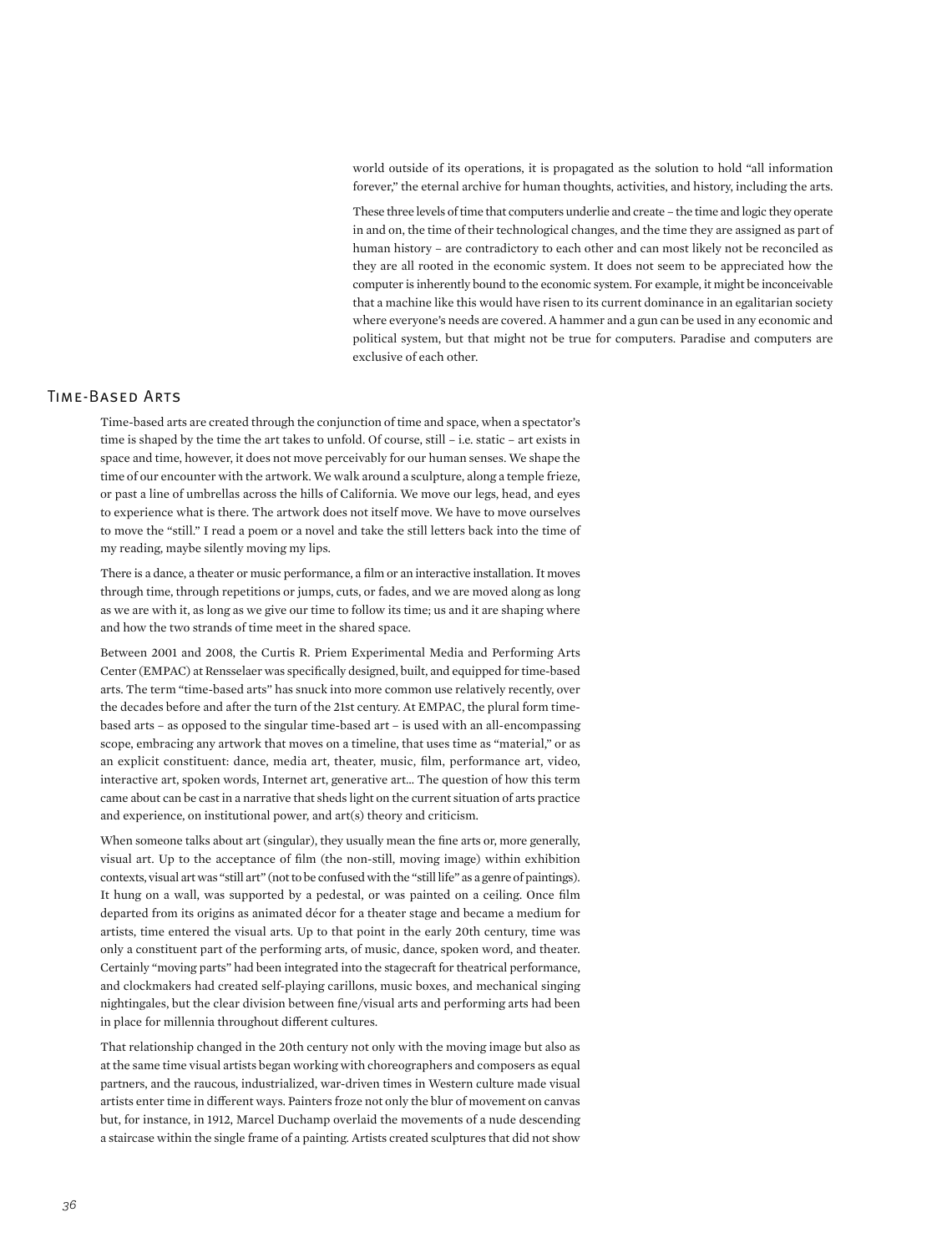world outside of its operations, it is propagated as the solution to hold "all information forever," the eternal archive for human thoughts, activities, and history, including the arts.

These three levels of time that computers underlie and create – the time and logic they operate in and on, the time of their technological changes, and the time they are assigned as part of human history – are contradictory to each other and can most likely not be reconciled as they are all rooted in the economic system. It does not seem to be appreciated how the computer is inherently bound to the economic system. For example, it might be inconceivable that a machine like this would have risen to its current dominance in an egalitarian society where everyone's needs are covered. A hammer and a gun can be used in any economic and political system, but that might not be true for computers. Paradise and computers are exclusive of each other.

## Time-Based Arts

Time-based arts are created through the conjunction of time and space, when a spectator's time is shaped by the time the art takes to unfold. Of course, still – i.e. static – art exists in space and time, however, it does not move perceivably for our human senses. We shape the time of our encounter with the artwork. We walk around a sculpture, along a temple frieze, or past a line of umbrellas across the hills of California. We move our legs, head, and eyes to experience what is there. The artwork does not itself move. We have to move ourselves to move the "still." I read a poem or a novel and take the still letters back into the time of my reading, maybe silently moving my lips.

There is a dance, a theater or music performance, a film or an interactive installation. It moves through time, through repetitions or jumps, cuts, or fades, and we are moved along as long as we are with it, as long as we give our time to follow its time; us and it are shaping where and how the two strands of time meet in the shared space.

Between 2001 and 2008, the Curtis R. Priem Experimental Media and Performing Arts Center (EMPAC) at Rensselaer was specifically designed, built, and equipped for time-based arts. The term "time-based arts" has snuck into more common use relatively recently, over the decades before and after the turn of the 21st century. At EMPAC, the plural form time-based arts – as opposed to the singular time-based art – is used with an all-encompassing scope, embracing any artwork that moves on a timeline, that uses time as "material," or as an explicit constituent: dance, media art, theater, music, film, performance art, video, interactive art, spoken words, Internet art, generative art… The question of how this term came about can be cast in a narrative that sheds light on the current situation of arts practice and experience, on institutional power, and art(s) theory and criticism.

When someone talks about art (singular), they usually mean the fine arts or, more generally, visual art. Up to the acceptance of film (the non-still, moving image) within exhibition contexts, visual art was "still art" (not to be confused with the "still life" as a genre of paintings). It hung on a wall, was supported by a pedestal, or was painted on a ceiling. Once film departed from its origins as animated décor for a theater stage and became a medium for artists, time entered the visual arts. Up to that point in the early 20th century, time was only a constituent part of the performing arts, of music, dance, spoken word, and theater. Certainly "moving parts" had been integrated into the stagecraft for theatrical performance, and clockmakers had created self-playing carillons, music boxes, and mechanical singing nightingales, but the clear division between fine/visual arts and performing arts had been in place for millennia throughout different cultures.

That relationship changed in the 20th century not only with the moving image but also as at the same time visual artists began working with choreographers and composers as equal partners, and the raucous, industrialized, war-driven times in Western culture made visual artists enter time in different ways. Painters froze not only the blur of movement on canvas but, for instance, in 1912, Marcel Duchamp overlaid the movements of a nude descending a staircase within the single frame of a painting. Artists created sculptures that did not show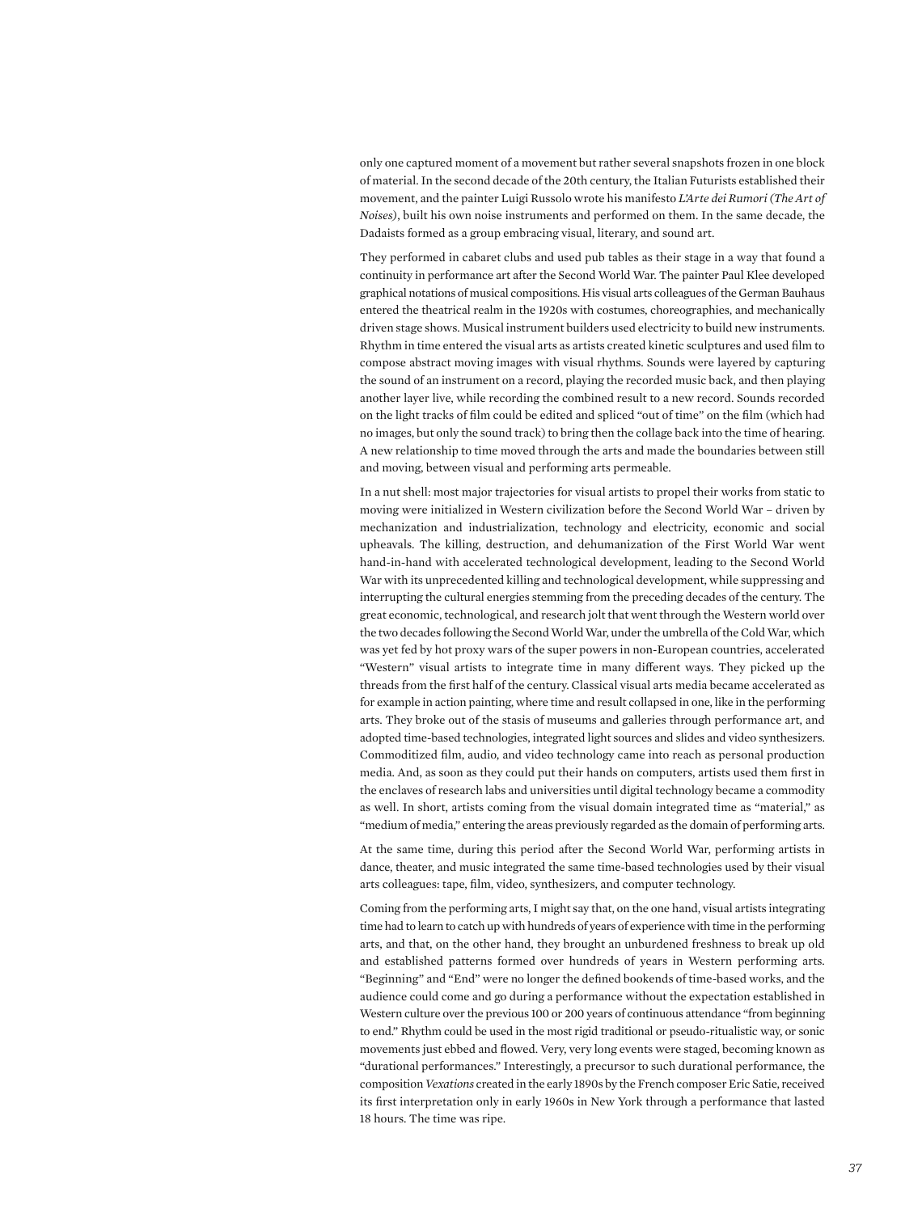only one captured moment of a movement but rather several snapshots frozen in one block of material. In the second decade of the 20th century, the Italian Futurists established their movement, and the painter Luigi Russolo wrote his manifesto *L'Arte dei Rumori (The Art of Noises)*, built his own noise instruments and performed on them. In the same decade, the Dadaists formed as a group embracing visual, literary, and sound art.

They performed in cabaret clubs and used pub tables as their stage in a way that found a continuity in performance art after the Second World War. The painter Paul Klee developed graphical notations of musical compositions. His visual arts colleagues of the German Bauhaus entered the theatrical realm in the 1920s with costumes, choreographies, and mechanically driven stage shows. Musical instrument builders used electricity to build new instruments. Rhythm in time entered the visual arts as artists created kinetic sculptures and used film to compose abstract moving images with visual rhythms. Sounds were layered by capturing the sound of an instrument on a record, playing the recorded music back, and then playing another layer live, while recording the combined result to a new record. Sounds recorded on the light tracks of film could be edited and spliced "out of time" on the film (which had no images, but only the sound track) to bring then the collage back into the time of hearing. A new relationship to time moved through the arts and made the boundaries between still and moving, between visual and performing arts permeable.

In a nut shell: most major trajectories for visual artists to propel their works from static to moving were initialized in Western civilization before the Second World War – driven by mechanization and industrialization, technology and electricity, economic and social upheavals. The killing, destruction, and dehumanization of the First World War went hand-in-hand with accelerated technological development, leading to the Second World War with its unprecedented killing and technological development, while suppressing and interrupting the cultural energies stemming from the preceding decades of the century. The great economic, technological, and research jolt that went through the Western world over the two decades following the Second World War, under the umbrella of the Cold War, which was yet fed by hot proxy wars of the super powers in non-European countries, accelerated "Western" visual artists to integrate time in many different ways. They picked up the threads from the first half of the century. Classical visual arts media became accelerated as for example in action painting, where time and result collapsed in one, like in the performing arts. They broke out of the stasis of museums and galleries through performance art, and adopted time-based technologies, integrated light sources and slides and video synthesizers. Commoditized film, audio, and video technology came into reach as personal production media. And, as soon as they could put their hands on computers, artists used them first in the enclaves of research labs and universities until digital technology became a commodity as well. In short, artists coming from the visual domain integrated time as "material," as "medium of media," entering the areas previously regarded as the domain of performing arts.

At the same time, during this period after the Second World War, performing artists in dance, theater, and music integrated the same time-based technologies used by their visual arts colleagues: tape, film, video, synthesizers, and computer technology.

Coming from the performing arts, I might say that, on the one hand, visual artists integrating time had to learn to catch up with hundreds of years of experience with time in the performing arts, and that, on the other hand, they brought an unburdened freshness to break up old and established patterns formed over hundreds of years in Western performing arts. "Beginning" and "End" were no longer the defined bookends of time-based works, and the audience could come and go during a performance without the expectation established in Western culture over the previous 100 or 200 years of continuous attendance "from beginning to end." Rhythm could be used in the most rigid traditional or pseudo-ritualistic way, or sonic movements just ebbed and flowed. Very, very long events were staged, becoming known as "durational performances." Interestingly, a precursor to such durational performance, the composition *Vexations* created in the early 1890s by the French composer Eric Satie, received its first interpretation only in early 1960s in New York through a performance that lasted 18 hours. The time was ripe.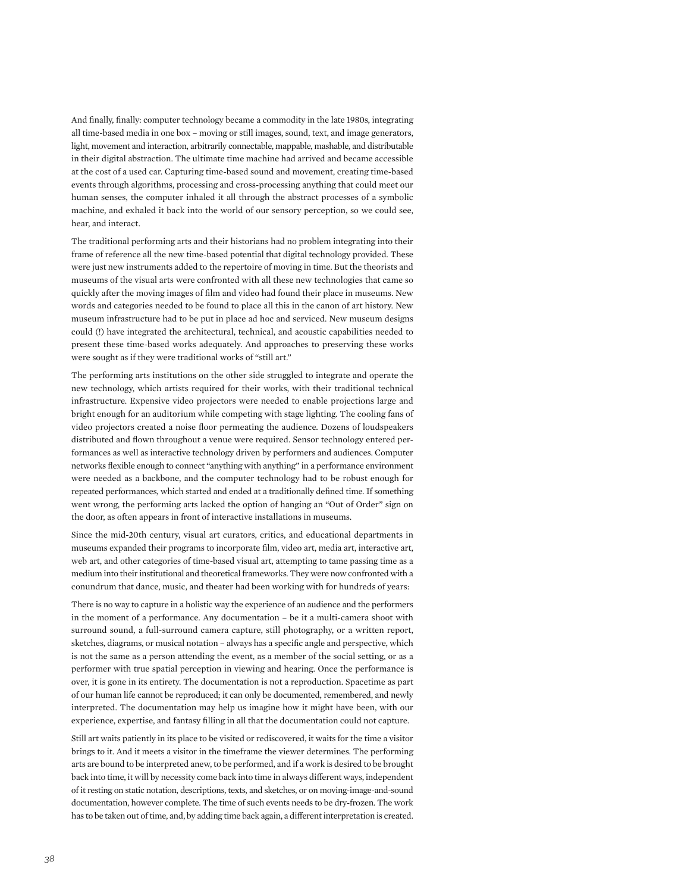And finally, finally: computer technology became a commodity in the late 1980s, integrating all time-based media in one box – moving or still images, sound, text, and image generators, light, movement and interaction, arbitrarily connectable, mappable, mashable, and distributable in their digital abstraction. The ultimate time machine had arrived and became accessible at the cost of a used car. Capturing time-based sound and movement, creating time-based events through algorithms, processing and cross-processing anything that could meet our human senses, the computer inhaled it all through the abstract processes of a symbolic machine, and exhaled it back into the world of our sensory perception, so we could see, hear, and interact.

The traditional performing arts and their historians had no problem integrating into their frame of reference all the new time-based potential that digital technology provided. These were just new instruments added to the repertoire of moving in time. But the theorists and museums of the visual arts were confronted with all these new technologies that came so quickly after the moving images of film and video had found their place in museums. New words and categories needed to be found to place all this in the canon of art history. New museum infrastructure had to be put in place ad hoc and serviced. New museum designs could (!) have integrated the architectural, technical, and acoustic capabilities needed to present these time-based works adequately. And approaches to preserving these works were sought as if they were traditional works of "still art."

The performing arts institutions on the other side struggled to integrate and operate the new technology, which artists required for their works, with their traditional technical infrastructure. Expensive video projectors were needed to enable projections large and bright enough for an auditorium while competing with stage lighting. The cooling fans of video projectors created a noise floor permeating the audience. Dozens of loudspeakers distributed and flown throughout a venue were required. Sensor technology entered performances as well as interactive technology driven by performers and audiences. Computer networks flexible enough to connect "anything with anything" in a performance environment were needed as a backbone, and the computer technology had to be robust enough for repeated performances, which started and ended at a traditionally defined time. If something went wrong, the performing arts lacked the option of hanging an "Out of Order" sign on the door, as often appears in front of interactive installations in museums.

Since the mid-20th century, visual art curators, critics, and educational departments in museums expanded their programs to incorporate film, video art, media art, interactive art, web art, and other categories of time-based visual art, attempting to tame passing time as a medium into their institutional and theoretical frameworks. They were now confronted with a conundrum that dance, music, and theater had been working with for hundreds of years:

There is no way to capture in a holistic way the experience of an audience and the performers in the moment of a performance. Any documentation – be it a multi-camera shoot with surround sound, a full-surround camera capture, still photography, or a written report, sketches, diagrams, or musical notation – always has a specific angle and perspective, which is not the same as a person attending the event, as a member of the social setting, or as a performer with true spatial perception in viewing and hearing. Once the performance is over, it is gone in its entirety. The documentation is not a reproduction. Spacetime as part of our human life cannot be reproduced; it can only be documented, remembered, and newly interpreted. The documentation may help us imagine how it might have been, with our experience, expertise, and fantasy filling in all that the documentation could not capture.

Still art waits patiently in its place to be visited or rediscovered, it waits for the time a visitor brings to it. And it meets a visitor in the timeframe the viewer determines. The performing arts are bound to be interpreted anew, to be performed, and if a work is desired to be brought back into time, it will by necessity come back into time in always different ways, independent of it resting on static notation, descriptions, texts, and sketches, or on moving-image-and-sound documentation, however complete. The time of such events needs to be dry-frozen. The work has to be taken out of time, and, by adding time back again, a different interpretation is created.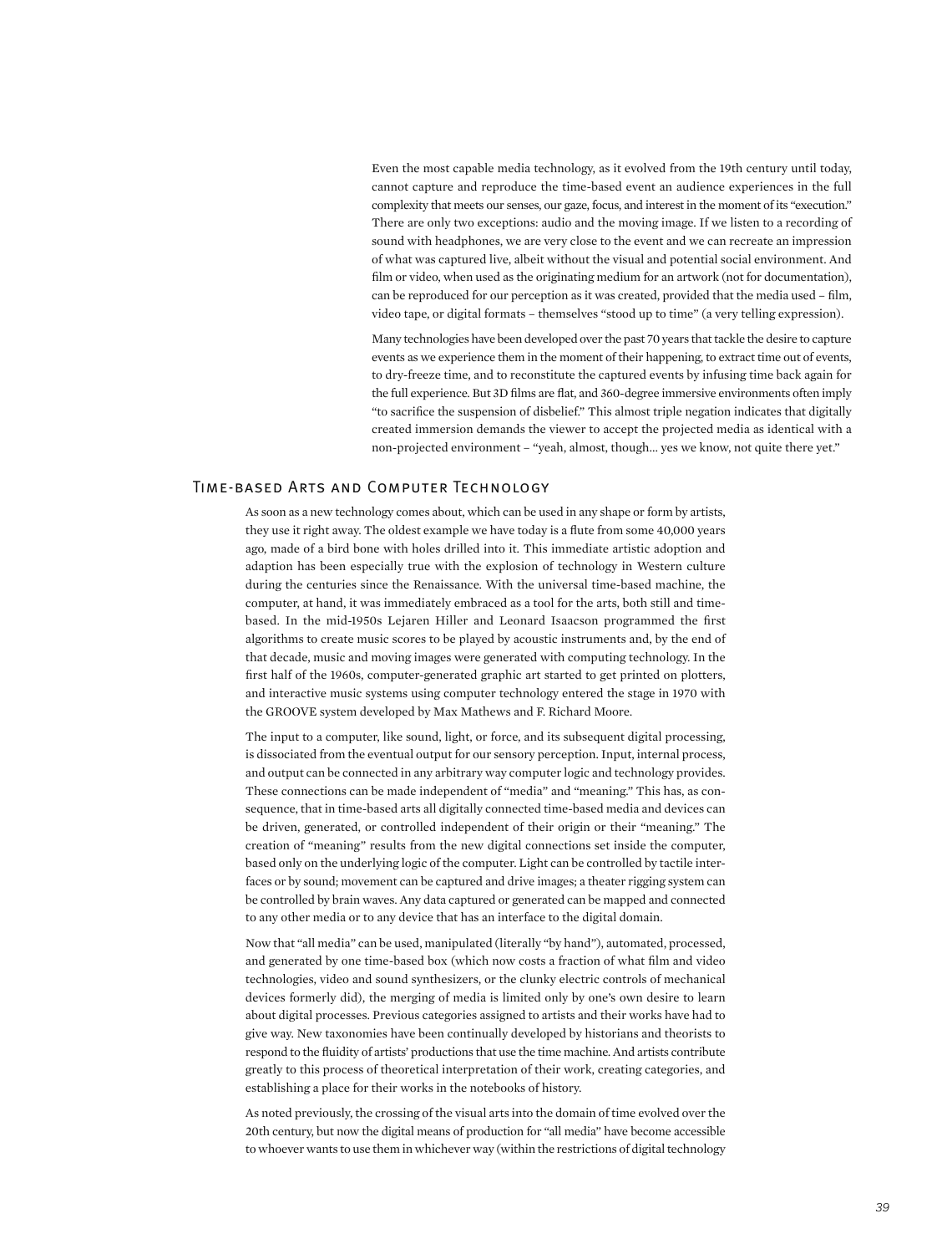Even the most capable media technology, as it evolved from the 19th century until today, cannot capture and reproduce the time-based event an audience experiences in the full complexity that meets our senses, our gaze, focus, and interest in the moment of its "execution." There are only two exceptions: audio and the moving image. If we listen to a recording of sound with headphones, we are very close to the event and we can recreate an impression of what was captured live, albeit without the visual and potential social environment. And film or video, when used as the originating medium for an artwork (not for documentation), can be reproduced for our perception as it was created, provided that the media used – film, video tape, or digital formats – themselves "stood up to time" (a very telling expression).

Many technologies have been developed over the past 70 years that tackle the desire to capture events as we experience them in the moment of their happening, to extract time out of events, to dry-freeze time, and to reconstitute the captured events by infusing time back again for the full experience. But 3D films are flat, and 360-degree immersive environments often imply "to sacrifice the suspension of disbelief." This almost triple negation indicates that digitally created immersion demands the viewer to accept the projected media as identical with a non-projected environment – "yeah, almost, though... yes we know, not quite there yet."

## Time-based Arts and Computer Technology

As soon as a new technology comes about, which can be used in any shape or form by artists, they use it right away. The oldest example we have today is a flute from some 40,000 years ago, made of a bird bone with holes drilled into it. This immediate artistic adoption and adaption has been especially true with the explosion of technology in Western culture during the centuries since the Renaissance. With the universal time-based machine, the computer, at hand, it was immediately embraced as a tool for the arts, both still and time-based. In the mid-1950s Lejaren Hiller and Leonard Isaacson programmed the first algorithms to create music scores to be played by acoustic instruments and, by the end of that decade, music and moving images were generated with computing technology. In the first half of the 1960s, computer-generated graphic art started to get printed on plotters, and interactive music systems using computer technology entered the stage in 1970 with the GROOVE system developed by Max Mathews and F. Richard Moore.

The input to a computer, like sound, light, or force, and its subsequent digital processing, is dissociated from the eventual output for our sensory perception. Input, internal process, and output can be connected in any arbitrary way computer logic and technology provides. These connections can be made independent of "media" and "meaning." This has, as consequence, that in time-based arts all digitally connected time-based media and devices can be driven, generated, or controlled independent of their origin or their "meaning." The creation of "meaning" results from the new digital connections set inside the computer, based only on the underlying logic of the computer. Light can be controlled by tactile interfaces or by sound; movement can be captured and drive images; a theater rigging system can be controlled by brain waves. Any data captured or generated can be mapped and connected to any other media or to any device that has an interface to the digital domain.

Now that "all media" can be used, manipulated (literally "by hand"), automated, processed, and generated by one time-based box (which now costs a fraction of what film and video technologies, video and sound synthesizers, or the clunky electric controls of mechanical devices formerly did), the merging of media is limited only by one's own desire to learn about digital processes. Previous categories assigned to artists and their works have had to give way. New taxonomies have been continually developed by historians and theorists to respond to the fluidity of artists' productions that use the time machine. And artists contribute greatly to this process of theoretical interpretation of their work, creating categories, and establishing a place for their works in the notebooks of history.

As noted previously, the crossing of the visual arts into the domain of time evolved over the 20th century, but now the digital means of production for "all media" have become accessible to whoever wants to use them in whichever way (within the restrictions of digital technology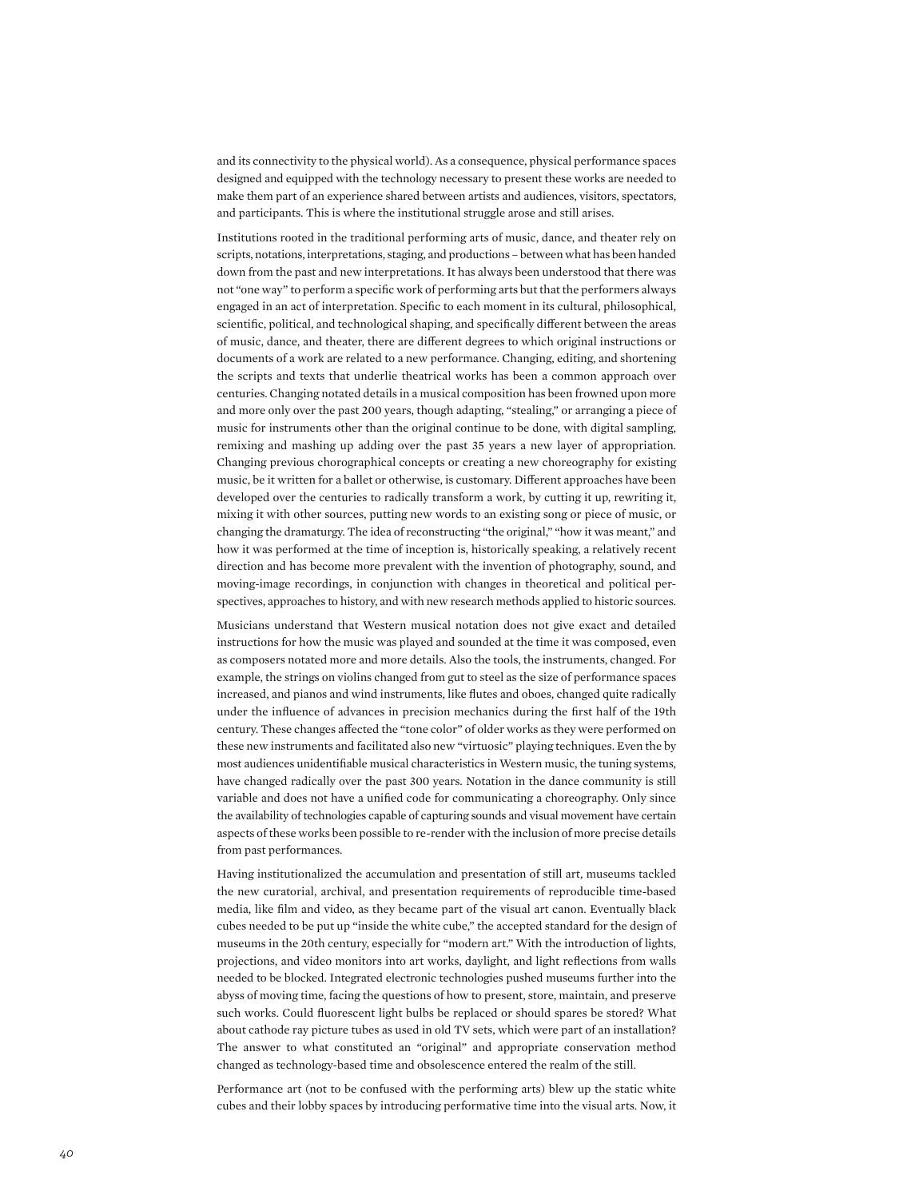and its connectivity to the physical world). As a consequence, physical performance spaces designed and equipped with the technology necessary to present these works are needed to make them part of an experience shared between artists and audiences, visitors, spectators, and participants. This is where the institutional struggle arose and still arises.

Institutions rooted in the traditional performing arts of music, dance, and theater rely on scripts, notations, interpretations, staging, and productions – between what has been handed down from the past and new interpretations. It has always been understood that there was not "one way" to perform a specific work of performing arts but that the performers always engaged in an act of interpretation. Specific to each moment in its cultural, philosophical, scientific, political, and technological shaping, and specifically different between the areas of music, dance, and theater, there are different degrees to which original instructions or documents of a work are related to a new performance. Changing, editing, and shortening the scripts and texts that underlie theatrical works has been a common approach over centuries. Changing notated details in a musical composition has been frowned upon more and more only over the past 200 years, though adapting, "stealing," or arranging a piece of music for instruments other than the original continue to be done, with digital sampling, remixing and mashing up adding over the past 35 years a new layer of appropriation. Changing previous chorographical concepts or creating a new choreography for existing music, be it written for a ballet or otherwise, is customary. Different approaches have been developed over the centuries to radically transform a work, by cutting it up, rewriting it, mixing it with other sources, putting new words to an existing song or piece of music, or changing the dramaturgy. The idea of reconstructing "the original," "how it was meant," and how it was performed at the time of inception is, historically speaking, a relatively recent direction and has become more prevalent with the invention of photography, sound, and moving-image recordings, in conjunction with changes in theoretical and political perspectives, approaches to history, and with new research methods applied to historic sources.

Musicians understand that Western musical notation does not give exact and detailed instructions for how the music was played and sounded at the time it was composed, even as composers notated more and more details. Also the tools, the instruments, changed. For example, the strings on violins changed from gut to steel as the size of performance spaces increased, and pianos and wind instruments, like flutes and oboes, changed quite radically under the influence of advances in precision mechanics during the first half of the 19th century. These changes affected the "tone color" of older works as they were performed on these new instruments and facilitated also new "virtuosic" playing techniques. Even the by most audiences unidentifiable musical characteristics in Western music, the tuning systems, have changed radically over the past 300 years. Notation in the dance community is still variable and does not have a unified code for communicating a choreography. Only since the availability of technologies capable of capturing sounds and visual movement have certain aspects of these works been possible to re-render with the inclusion of more precise details from past performances.

Having institutionalized the accumulation and presentation of still art, museums tackled the new curatorial, archival, and presentation requirements of reproducible time-based media, like film and video, as they became part of the visual art canon. Eventually black cubes needed to be put up "inside the white cube," the accepted standard for the design of museums in the 20th century, especially for "modern art." With the introduction of lights, projections, and video monitors into art works, daylight, and light reflections from walls needed to be blocked. Integrated electronic technologies pushed museums further into the abyss of moving time, facing the questions of how to present, store, maintain, and preserve such works. Could fluorescent light bulbs be replaced or should spares be stored? What about cathode ray picture tubes as used in old TV sets, which were part of an installation? The answer to what constituted an "original" and appropriate conservation method changed as technology-based time and obsolescence entered the realm of the still.

Performance art (not to be confused with the performing arts) blew up the static white cubes and their lobby spaces by introducing performative time into the visual arts. Now, it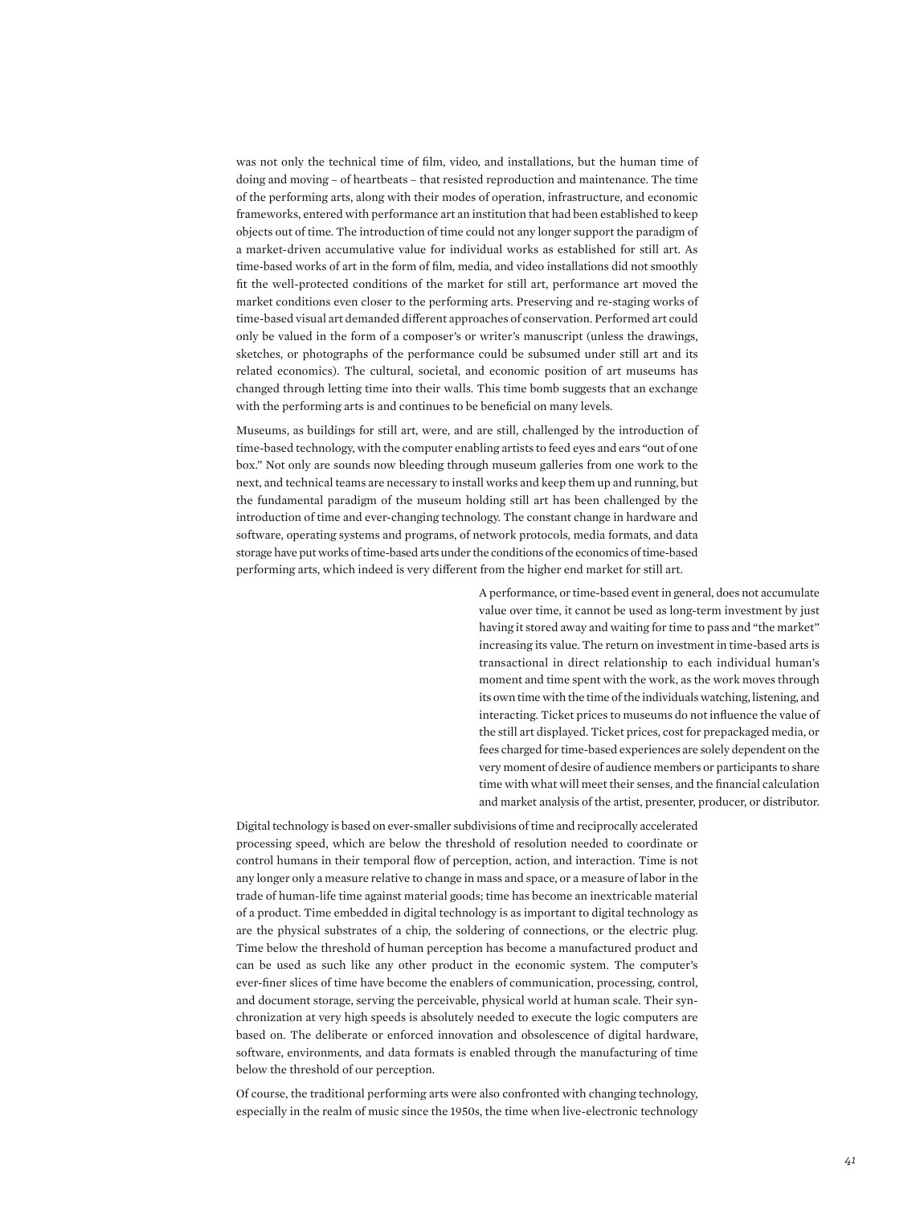was not only the technical time of film, video, and installations, but the human time of doing and moving – of heartbeats – that resisted reproduction and maintenance. The time of the performing arts, along with their modes of operation, infrastructure, and economic frameworks, entered with performance art an institution that had been established to keep objects out of time. The introduction of time could not any longer support the paradigm of a market-driven accumulative value for individual works as established for still art. As time-based works of art in the form of film, media, and video installations did not smoothly fit the well-protected conditions of the market for still art, performance art moved the market conditions even closer to the performing arts. Preserving and re-staging works of time-based visual art demanded different approaches of conservation. Performed art could only be valued in the form of a composer's or writer's manuscript (unless the drawings, sketches, or photographs of the performance could be subsumed under still art and its related economics). The cultural, societal, and economic position of art museums has changed through letting time into their walls. This time bomb suggests that an exchange with the performing arts is and continues to be beneficial on many levels.

Museums, as buildings for still art, were, and are still, challenged by the introduction of time-based technology, with the computer enabling artists to feed eyes and ears "out of one box." Not only are sounds now bleeding through museum galleries from one work to the next, and technical teams are necessary to install works and keep them up and running, but the fundamental paradigm of the museum holding still art has been challenged by the introduction of time and ever-changing technology. The constant change in hardware and software, operating systems and programs, of network protocols, media formats, and data storage have put works of time-based arts under the conditions of the economics of time-based performing arts, which indeed is very different from the higher end market for still art.

A performance, or time-based event in general, does not accumulate value over time, it cannot be used as long-term investment by just having it stored away and waiting for time to pass and "the market" increasing its value. The return on investment in time-based arts is transactional in direct relationship to each individual human's moment and time spent with the work, as the work moves through its own time with the time of the individuals watching, listening, and interacting. Ticket prices to museums do not influence the value of the still art displayed. Ticket prices, cost for prepackaged media, or fees charged for time-based experiences are solely dependent on the very moment of desire of audience members or participants to share time with what will meet their senses, and the financial calculation and market analysis of the artist, presenter, producer, or distributor.

Digital technology is based on ever-smaller subdivisions of time and reciprocally accelerated processing speed, which are below the threshold of resolution needed to coordinate or control humans in their temporal flow of perception, action, and interaction. Time is not any longer only a measure relative to change in mass and space, or a measure of labor in the trade of human-life time against material goods; time has become an inextricable material of a product. Time embedded in digital technology is as important to digital technology as are the physical substrates of a chip, the soldering of connections, or the electric plug. Time below the threshold of human perception has become a manufactured product and can be used as such like any other product in the economic system. The computer's ever-finer slices of time have become the enablers of communication, processing, control, and document storage, serving the perceivable, physical world at human scale. Their synchronization at very high speeds is absolutely needed to execute the logic computers are based on. The deliberate or enforced innovation and obsolescence of digital hardware, software, environments, and data formats is enabled through the manufacturing of time below the threshold of our perception.

Of course, the traditional performing arts were also confronted with changing technology, especially in the realm of music since the 1950s, the time when live-electronic technology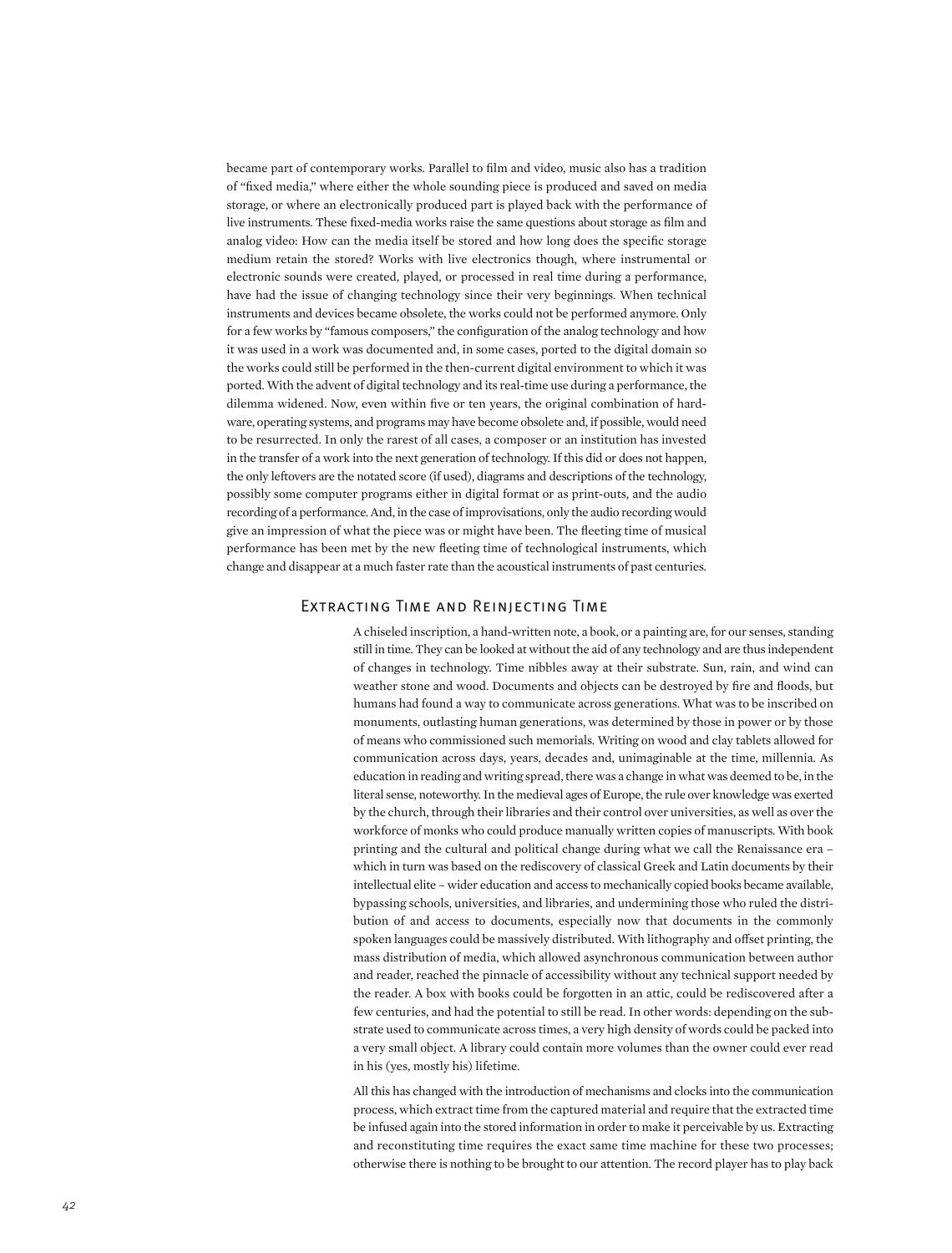became part of contemporary works. Parallel to film and video, music also has a tradition of "fixed media," where either the whole sounding piece is produced and saved on media storage, or where an electronically produced part is played back with the performance of live instruments. These fixed-media works raise the same questions about storage as film and analog video: How can the media itself be stored and how long does the specific storage medium retain the stored? Works with live electronics though, where instrumental or electronic sounds were created, played, or processed in real time during a performance, have had the issue of changing technology since their very beginnings. When technical instruments and devices became obsolete, the works could not be performed anymore. Only for a few works by "famous composers," the configuration of the analog technology and how it was used in a work was documented and, in some cases, ported to the digital domain so the works could still be performed in the then-current digital environment to which it was ported. With the advent of digital technology and its real-time use during a performance, the dilemma widened. Now, even within five or ten years, the original combination of hardware, operating systems, and programs may have become obsolete and, if possible, would need to be resurrected. In only the rarest of all cases, a composer or an institution has invested in the transfer of a work into the next generation of technology. If this did or does not happen, the only leftovers are the notated score (if used), diagrams and descriptions of the technology, possibly some computer programs either in digital format or as print-outs, and the audio recording of a performance. And, in the case of improvisations, only the audio recording would give an impression of what the piece was or might have been. The fleeting time of musical performance has been met by the new fleeting time of technological instruments, which change and disappear at a much faster rate than the acoustical instruments of past centuries.

## Extracting Time and Reinjecting Time

A chiseled inscription, a hand-written note, a book, or a painting are, for our senses, standing still in time. They can be looked at without the aid of any technology and are thus independent of changes in technology. Time nibbles away at their substrate. Sun, rain, and wind can weather stone and wood. Documents and objects can be destroyed by fire and floods, but humans had found a way to communicate across generations. What was to be inscribed on monuments, outlasting human generations, was determined by those in power or by those of means who commissioned such memorials. Writing on wood and clay tablets allowed for communication across days, years, decades and, unimaginable at the time, millennia. As education in reading and writing spread, there was a change in what was deemed to be, in the literal sense, noteworthy. In the medieval ages of Europe, the rule over knowledge was exerted by the church, through their libraries and their control over universities, as well as over the workforce of monks who could produce manually written copies of manuscripts. With book printing and the cultural and political change during what we call the Renaissance era – which in turn was based on the rediscovery of classical Greek and Latin documents by their intellectual elite – wider education and access to mechanically copied books became available, bypassing schools, universities, and libraries, and undermining those who ruled the distribution of and access to documents, especially now that documents in the commonly spoken languages could be massively distributed. With lithography and offset printing, the mass distribution of media, which allowed asynchronous communication between author and reader, reached the pinnacle of accessibility without any technical support needed by the reader. A box with books could be forgotten in an attic, could be rediscovered after a few centuries, and had the potential to still be read. In other words: depending on the substrate used to communicate across times, a very high density of words could be packed into a very small object. A library could contain more volumes than the owner could ever read in his (yes, mostly his) lifetime.

All this has changed with the introduction of mechanisms and clocks into the communication process, which extract time from the captured material and require that the extracted time be infused again into the stored information in order to make it perceivable by us. Extracting and reconstituting time requires the exact same time machine for these two processes; otherwise there is nothing to be brought to our attention. The record player has to play back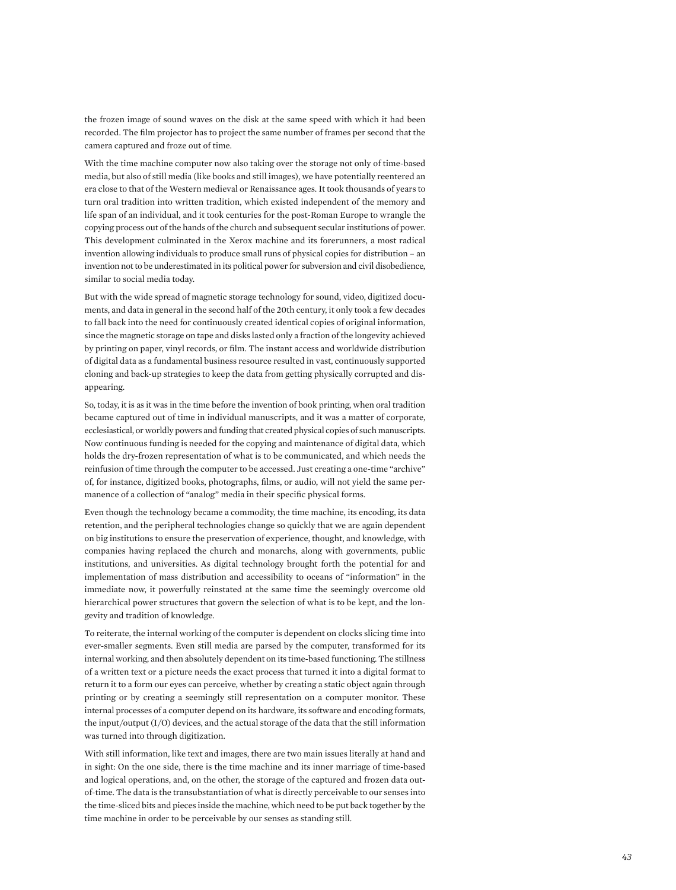the frozen image of sound waves on the disk at the same speed with which it had been recorded. The film projector has to project the same number of frames per second that the camera captured and froze out of time.

With the time machine computer now also taking over the storage not only of time-based media, but also of still media (like books and still images), we have potentially reentered an era close to that of the Western medieval or Renaissance ages. It took thousands of years to turn oral tradition into written tradition, which existed independent of the memory and life span of an individual, and it took centuries for the post-Roman Europe to wrangle the copying process out of the hands of the church and subsequent secular institutions of power. This development culminated in the Xerox machine and its forerunners, a most radical invention allowing individuals to produce small runs of physical copies for distribution – an invention not to be underestimated in its political power for subversion and civil disobedience, similar to social media today.

But with the wide spread of magnetic storage technology for sound, video, digitized documents, and data in general in the second half of the 20th century, it only took a few decades to fall back into the need for continuously created identical copies of original information, since the magnetic storage on tape and disks lasted only a fraction of the longevity achieved by printing on paper, vinyl records, or film. The instant access and worldwide distribution of digital data as a fundamental business resource resulted in vast, continuously supported cloning and back-up strategies to keep the data from getting physically corrupted and disappearing.

So, today, it is as it was in the time before the invention of book printing, when oral tradition became captured out of time in individual manuscripts, and it was a matter of corporate, ecclesiastical, or worldly powers and funding that created physical copies of such manuscripts. Now continuous funding is needed for the copying and maintenance of digital data, which holds the dry-frozen representation of what is to be communicated, and which needs the reinfusion of time through the computer to be accessed. Just creating a one-time "archive" of, for instance, digitized books, photographs, films, or audio, will not yield the same permanence of a collection of "analog" media in their specific physical forms.

Even though the technology became a commodity, the time machine, its encoding, its data retention, and the peripheral technologies change so quickly that we are again dependent on big institutions to ensure the preservation of experience, thought, and knowledge, with companies having replaced the church and monarchs, along with governments, public institutions, and universities. As digital technology brought forth the potential for and implementation of mass distribution and accessibility to oceans of "information" in the immediate now, it powerfully reinstated at the same time the seemingly overcome old hierarchical power structures that govern the selection of what is to be kept, and the longevity and tradition of knowledge.

To reiterate, the internal working of the computer is dependent on clocks slicing time into ever-smaller segments. Even still media are parsed by the computer, transformed for its internal working, and then absolutely dependent on its time-based functioning. The stillness of a written text or a picture needs the exact process that turned it into a digital format to return it to a form our eyes can perceive, whether by creating a static object again through printing or by creating a seemingly still representation on a computer monitor. These internal processes of a computer depend on its hardware, its software and encoding formats, the input/output (I/O) devices, and the actual storage of the data that the still information was turned into through digitization.

With still information, like text and images, there are two main issues literally at hand and in sight: On the one side, there is the time machine and its inner marriage of time-based and logical operations, and, on the other, the storage of the captured and frozen data out-of-time. The data is the transubstantiation of what is directly perceivable to our senses into the time-sliced bits and pieces inside the machine, which need to be put back together by the time machine in order to be perceivable by our senses as standing still.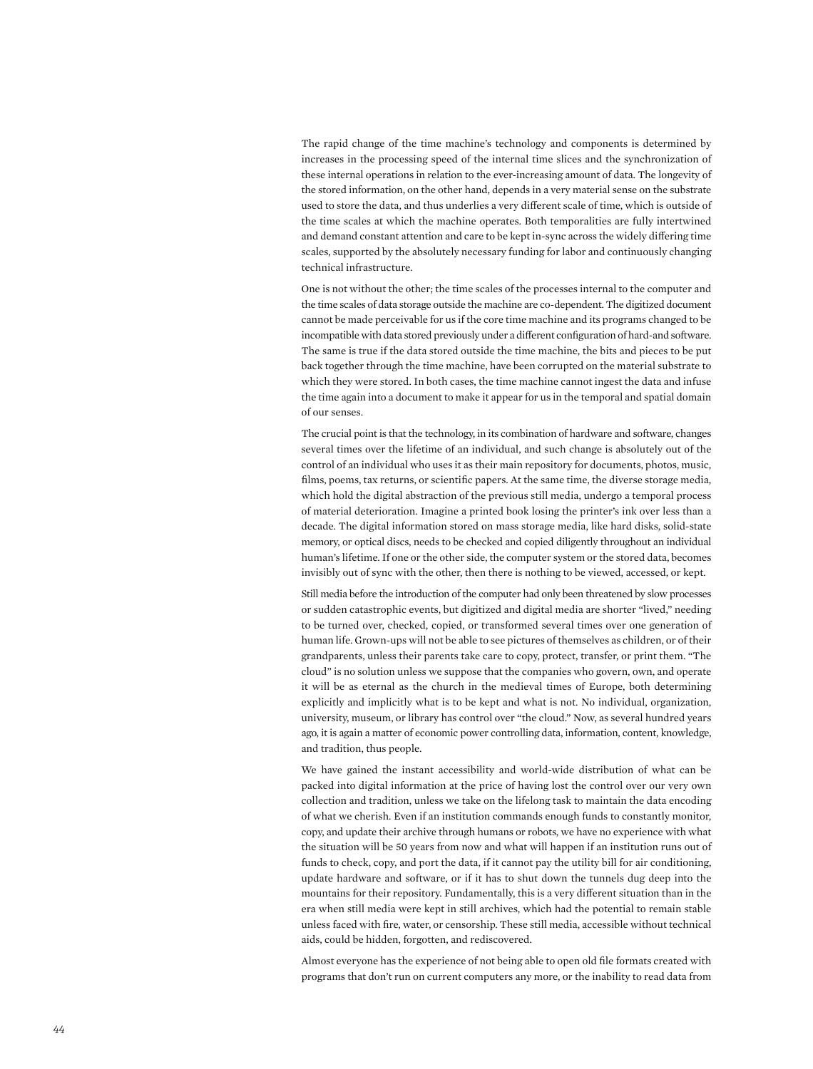The rapid change of the time machine's technology and components is determined by increases in the processing speed of the internal time slices and the synchronization of these internal operations in relation to the ever-increasing amount of data. The longevity of the stored information, on the other hand, depends in a very material sense on the substrate used to store the data, and thus underlies a very different scale of time, which is outside of the time scales at which the machine operates. Both temporalities are fully intertwined and demand constant attention and care to be kept in-sync across the widely differing time scales, supported by the absolutely necessary funding for labor and continuously changing technical infrastructure.

One is not without the other; the time scales of the processes internal to the computer and the time scales of data storage outside the machine are co-dependent. The digitized document cannot be made perceivable for us if the core time machine and its programs changed to be incompatible with data stored previously under a different configuration of hard-and software. The same is true if the data stored outside the time machine, the bits and pieces to be put back together through the time machine, have been corrupted on the material substrate to which they were stored. In both cases, the time machine cannot ingest the data and infuse the time again into a document to make it appear for us in the temporal and spatial domain of our senses.

The crucial point is that the technology, in its combination of hardware and software, changes several times over the lifetime of an individual, and such change is absolutely out of the control of an individual who uses it as their main repository for documents, photos, music, films, poems, tax returns, or scientific papers. At the same time, the diverse storage media, which hold the digital abstraction of the previous still media, undergo a temporal process of material deterioration. Imagine a printed book losing the printer's ink over less than a decade. The digital information stored on mass storage media, like hard disks, solid-state memory, or optical discs, needs to be checked and copied diligently throughout an individual human's lifetime. If one or the other side, the computer system or the stored data, becomes invisibly out of sync with the other, then there is nothing to be viewed, accessed, or kept.

Still media before the introduction of the computer had only been threatened by slow processes or sudden catastrophic events, but digitized and digital media are shorter "lived," needing to be turned over, checked, copied, or transformed several times over one generation of human life. Grown-ups will not be able to see pictures of themselves as children, or of their grandparents, unless their parents take care to copy, protect, transfer, or print them. "The cloud" is no solution unless we suppose that the companies who govern, own, and operate it will be as eternal as the church in the medieval times of Europe, both determining explicitly and implicitly what is to be kept and what is not. No individual, organization, university, museum, or library has control over "the cloud." Now, as several hundred years ago, it is again a matter of economic power controlling data, information, content, knowledge, and tradition, thus people.

We have gained the instant accessibility and world-wide distribution of what can be packed into digital information at the price of having lost the control over our very own collection and tradition, unless we take on the lifelong task to maintain the data encoding of what we cherish. Even if an institution commands enough funds to constantly monitor, copy, and update their archive through humans or robots, we have no experience with what the situation will be 50 years from now and what will happen if an institution runs out of funds to check, copy, and port the data, if it cannot pay the utility bill for air conditioning, update hardware and software, or if it has to shut down the tunnels dug deep into the mountains for their repository. Fundamentally, this is a very different situation than in the era when still media were kept in still archives, which had the potential to remain stable unless faced with fire, water, or censorship. These still media, accessible without technical aids, could be hidden, forgotten, and rediscovered.

Almost everyone has the experience of not being able to open old file formats created with programs that don't run on current computers any more, or the inability to read data from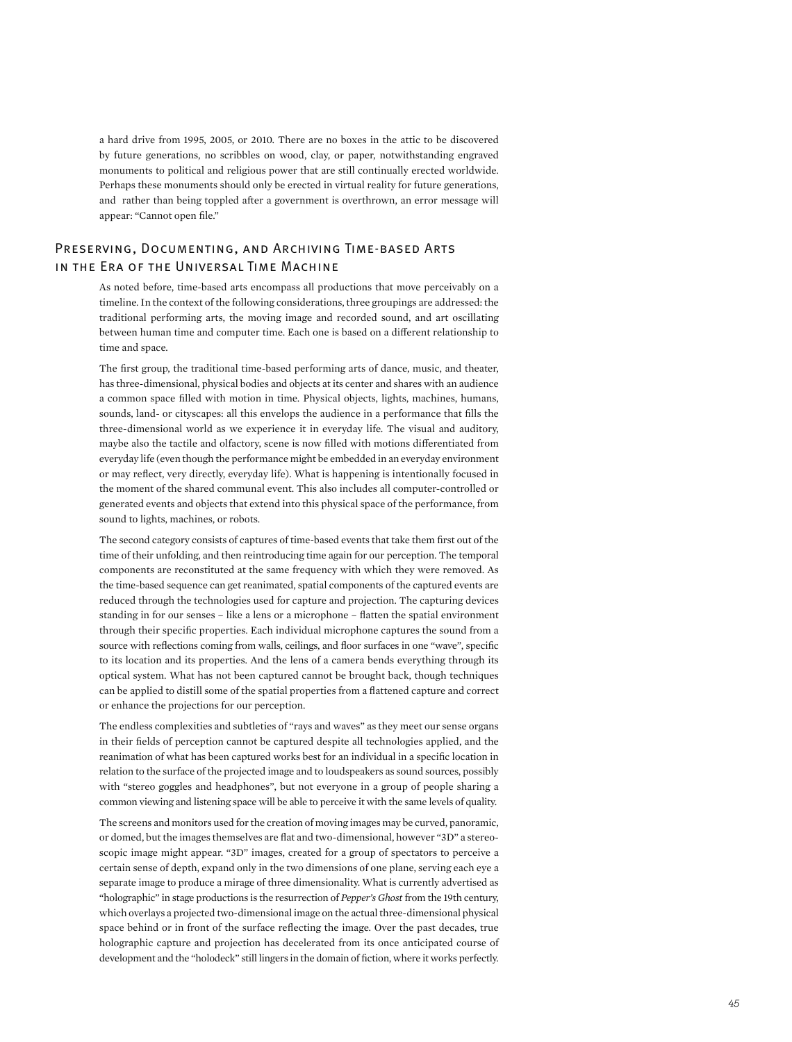a hard drive from 1995, 2005, or 2010. There are no boxes in the attic to be discovered by future generations, no scribbles on wood, clay, or paper, notwithstanding engraved monuments to political and religious power that are still continually erected worldwide. Perhaps these monuments should only be erected in virtual reality for future generations, and rather than being toppled after a government is overthrown, an error message will appear: "Cannot open file."

## Preserving, Documenting, and Archiving Time-based Arts in the Era of the Universal Time Machine

As noted before, time-based arts encompass all productions that move perceivably on a timeline. In the context of the following considerations, three groupings are addressed: the traditional performing arts, the moving image and recorded sound, and art oscillating between human time and computer time. Each one is based on a different relationship to time and space.

The first group, the traditional time-based performing arts of dance, music, and theater, has three-dimensional, physical bodies and objects at its center and shares with an audience a common space filled with motion in time. Physical objects, lights, machines, humans, sounds, land- or cityscapes: all this envelops the audience in a performance that fills the three-dimensional world as we experience it in everyday life. The visual and auditory, maybe also the tactile and olfactory, scene is now filled with motions differentiated from everyday life (even though the performance might be embedded in an everyday environment or may reflect, very directly, everyday life). What is happening is intentionally focused in the moment of the shared communal event. This also includes all computer-controlled or generated events and objects that extend into this physical space of the performance, from sound to lights, machines, or robots.

The second category consists of captures of time-based events that take them first out of the time of their unfolding, and then reintroducing time again for our perception. The temporal components are reconstituted at the same frequency with which they were removed. As the time-based sequence can get reanimated, spatial components of the captured events are reduced through the technologies used for capture and projection. The capturing devices standing in for our senses – like a lens or a microphone – flatten the spatial environment through their specific properties. Each individual microphone captures the sound from a source with reflections coming from walls, ceilings, and floor surfaces in one "wave", specific to its location and its properties. And the lens of a camera bends everything through its optical system. What has not been captured cannot be brought back, though techniques can be applied to distill some of the spatial properties from a flattened capture and correct or enhance the projections for our perception.

The endless complexities and subtleties of "rays and waves" as they meet our sense organs in their fields of perception cannot be captured despite all technologies applied, and the reanimation of what has been captured works best for an individual in a specific location in relation to the surface of the projected image and to loudspeakers as sound sources, possibly with "stereo goggles and headphones", but not everyone in a group of people sharing a common viewing and listening space will be able to perceive it with the same levels of quality.

The screens and monitors used for the creation of moving images may be curved, panoramic, or domed, but the images themselves are flat and two-dimensional, however "3D" a stereoscopic image might appear. "3D" images, created for a group of spectators to perceive a certain sense of depth, expand only in the two dimensions of one plane, serving each eye a separate image to produce a mirage of three dimensionality. What is currently advertised as "holographic" in stage productions is the resurrection of *Pepper's Ghost* from the 19th century, which overlays a projected two-dimensional image on the actual three-dimensional physical space behind or in front of the surface reflecting the image. Over the past decades, true holographic capture and projection has decelerated from its once anticipated course of development and the "holodeck" still lingers in the domain of fiction, where it works perfectly.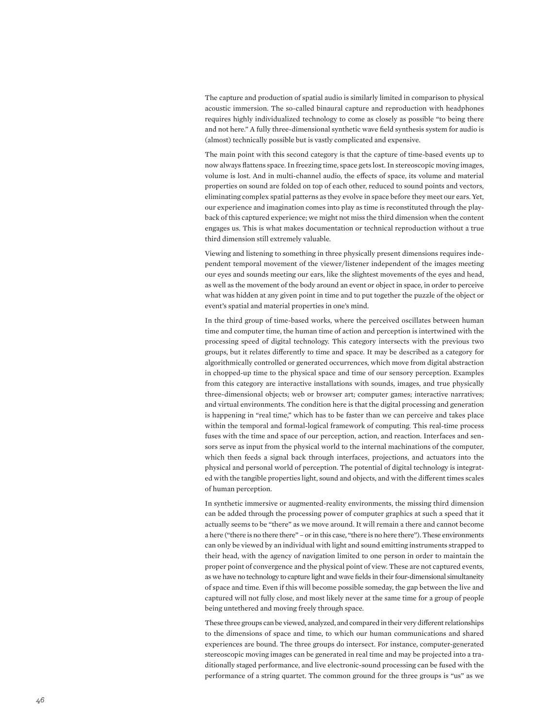The capture and production of spatial audio is similarly limited in comparison to physical acoustic immersion. The so-called binaural capture and reproduction with headphones requires highly individualized technology to come as closely as possible "to being there and not here." A fully three-dimensional synthetic wave field synthesis system for audio is (almost) technically possible but is vastly complicated and expensive.

The main point with this second category is that the capture of time-based events up to now always flattens space. In freezing time, space gets lost. In stereoscopic moving images, volume is lost. And in multi-channel audio, the effects of space, its volume and material properties on sound are folded on top of each other, reduced to sound points and vectors, eliminating complex spatial patterns as they evolve in space before they meet our ears. Yet, our experience and imagination comes into play as time is reconstituted through the playback of this captured experience; we might not miss the third dimension when the content engages us. This is what makes documentation or technical reproduction without a true third dimension still extremely valuable.

Viewing and listening to something in three physically present dimensions requires independent temporal movement of the viewer/listener independent of the images meeting our eyes and sounds meeting our ears, like the slightest movements of the eyes and head, as well as the movement of the body around an event or object in space, in order to perceive what was hidden at any given point in time and to put together the puzzle of the object or event's spatial and material properties in one's mind.

In the third group of time-based works, where the perceived oscillates between human time and computer time, the human time of action and perception is intertwined with the processing speed of digital technology. This category intersects with the previous two groups, but it relates differently to time and space. It may be described as a category for algorithmically controlled or generated occurrences, which move from digital abstraction in chopped-up time to the physical space and time of our sensory perception. Examples from this category are interactive installations with sounds, images, and true physically three-dimensional objects; web or browser art; computer games; interactive narratives; and virtual environments. The condition here is that the digital processing and generation is happening in "real time," which has to be faster than we can perceive and takes place within the temporal and formal-logical framework of computing. This real-time process fuses with the time and space of our perception, action, and reaction. Interfaces and sensors serve as input from the physical world to the internal machinations of the computer, which then feeds a signal back through interfaces, projections, and actuators into the physical and personal world of perception. The potential of digital technology is integrated with the tangible properties light, sound and objects, and with the different times scales of human perception.

In synthetic immersive or augmented-reality environments, the missing third dimension can be added through the processing power of computer graphics at such a speed that it actually seems to be "there" as we move around. It will remain a there and cannot become a here ("there is no there there" – or in this case, "there is no here there"). These environments can only be viewed by an individual with light and sound emitting instruments strapped to their head, with the agency of navigation limited to one person in order to maintain the proper point of convergence and the physical point of view. These are not captured events, as we have no technology to capture light and wave fields in their four-dimensional simultaneity of space and time. Even if this will become possible someday, the gap between the live and captured will not fully close, and most likely never at the same time for a group of people being untethered and moving freely through space.

These three groups can be viewed, analyzed, and compared in their very different relationships to the dimensions of space and time, to which our human communications and shared experiences are bound. The three groups do intersect. For instance, computer-generated stereoscopic moving images can be generated in real time and may be projected into a traditionally staged performance, and live electronic-sound processing can be fused with the performance of a string quartet. The common ground for the three groups is "us" as we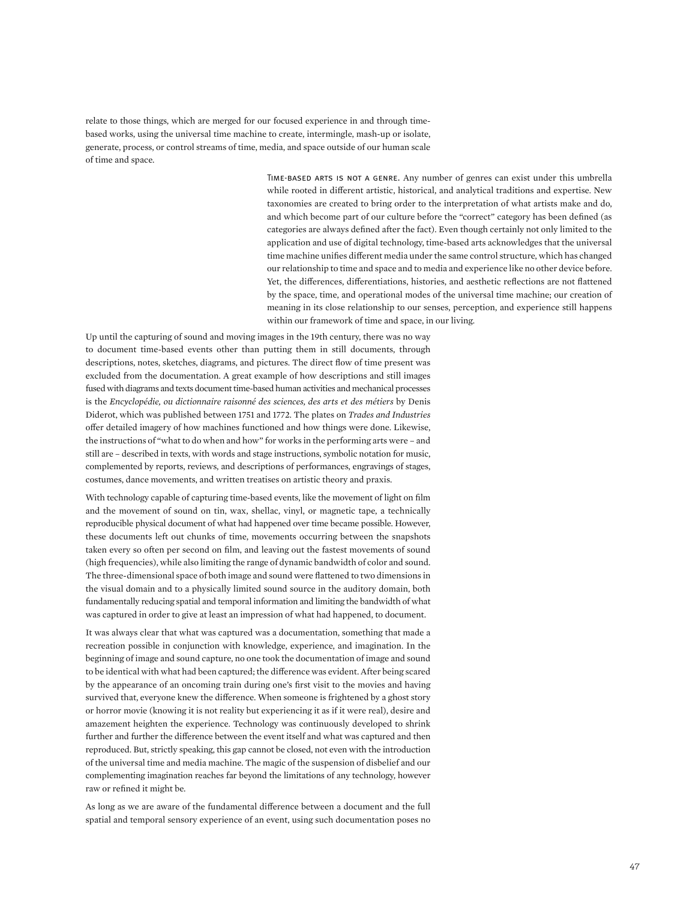relate to those things, which are merged for our focused experience in and through time-based works, using the universal time machine to create, intermingle, mash-up or isolate, generate, process, or control streams of time, media, and space outside of our human scale of time and space.

**Time-based arts is not a genre.** Any number of genres can exist under this umbrella while rooted in different artistic, historical, and analytical traditions and expertise. New taxonomies are created to bring order to the interpretation of what artists make and do, and which become part of our culture before the "correct" category has been defined (as categories are always defined after the fact). Even though certainly not only limited to the application and use of digital technology, time-based arts acknowledges that the universal time machine unifies different media under the same control structure, which has changed our relationship to time and space and to media and experience like no other device before. Yet, the differences, differentiations, histories, and aesthetic reflections are not flattened by the space, time, and operational modes of the universal time machine; our creation of meaning in its close relationship to our senses, perception, and experience still happens within our framework of time and space, in our living.

Up until the capturing of sound and moving images in the 19th century, there was no way to document time-based events other than putting them in still documents, through descriptions, notes, sketches, diagrams, and pictures. The direct flow of time present was excluded from the documentation. A great example of how descriptions and still images fused with diagrams and texts document time-based human activities and mechanical processes is the *Encyclopédie, ou dictionnaire raisonné des sciences, des arts et des métiers* by Denis Diderot, which was published between 1751 and 1772. The plates on *Trades and Industries* offer detailed imagery of how machines functioned and how things were done. Likewise, the instructions of "what to do when and how" for works in the performing arts were – and still are – described in texts, with words and stage instructions, symbolic notation for music, complemented by reports, reviews, and descriptions of performances, engravings of stages, costumes, dance movements, and written treatises on artistic theory and praxis.

With technology capable of capturing time-based events, like the movement of light on film and the movement of sound on tin, wax, shellac, vinyl, or magnetic tape, a technically reproducible physical document of what had happened over time became possible. However, these documents left out chunks of time, movements occurring between the snapshots taken every so often per second on film, and leaving out the fastest movements of sound (high frequencies), while also limiting the range of dynamic bandwidth of color and sound. The three-dimensional space of both image and sound were flattened to two dimensions in the visual domain and to a physically limited sound source in the auditory domain, both fundamentally reducing spatial and temporal information and limiting the bandwidth of what was captured in order to give at least an impression of what had happened, to document.

It was always clear that what was captured was a documentation, something that made a recreation possible in conjunction with knowledge, experience, and imagination. In the beginning of image and sound capture, no one took the documentation of image and sound to be identical with what had been captured; the difference was evident. After being scared by the appearance of an oncoming train during one's first visit to the movies and having survived that, everyone knew the difference. When someone is frightened by a ghost story or horror movie (knowing it is not reality but experiencing it as if it were real), desire and amazement heighten the experience. Technology was continuously developed to shrink further and further the difference between the event itself and what was captured and then reproduced. But, strictly speaking, this gap cannot be closed, not even with the introduction of the universal time and media machine. The magic of the suspension of disbelief and our complementing imagination reaches far beyond the limitations of any technology, however raw or refined it might be.

As long as we are aware of the fundamental difference between a document and the full spatial and temporal sensory experience of an event, using such documentation poses no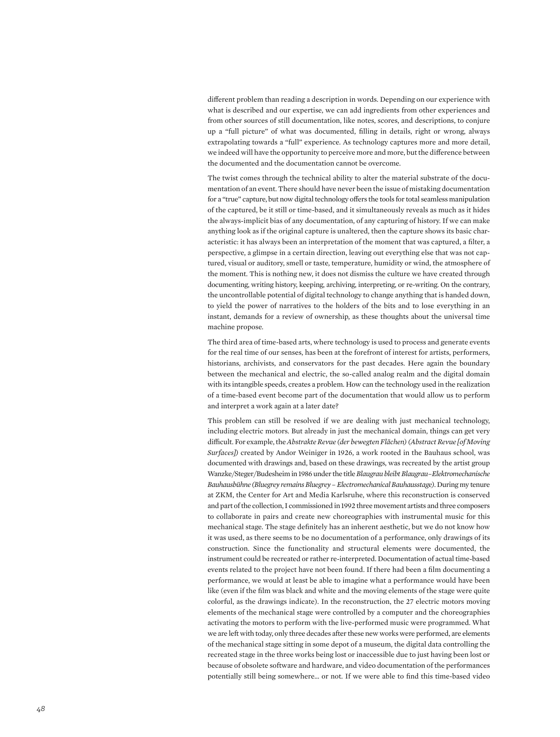different problem than reading a description in words. Depending on our experience with what is described and our expertise, we can add ingredients from other experiences and from other sources of still documentation, like notes, scores, and descriptions, to conjure up a "full picture" of what was documented, filling in details, right or wrong, always extrapolating towards a "full" experience. As technology captures more and more detail, we indeed will have the opportunity to perceive more and more, but the difference between the documented and the documentation cannot be overcome.

The twist comes through the technical ability to alter the material substrate of the documentation of an event. There should have never been the issue of mistaking documentation for a "true" capture, but now digital technology offers the tools for total seamless manipulation of the captured, be it still or time-based, and it simultaneously reveals as much as it hides the always-implicit bias of any documentation, of any capturing of history. If we can make anything look as if the original capture is unaltered, then the capture shows its basic characteristic: it has always been an interpretation of the moment that was captured, a filter, a perspective, a glimpse in a certain direction, leaving out everything else that was not captured, visual or auditory, smell or taste, temperature, humidity or wind, the atmosphere of the moment. This is nothing new, it does not dismiss the culture we have created through documenting, writing history, keeping, archiving, interpreting, or re-writing. On the contrary, the uncontrollable potential of digital technology to change anything that is handed down, to yield the power of narratives to the holders of the bits and to lose everything in an instant, demands for a review of ownership, as these thoughts about the universal time machine propose.

The third area of time-based arts, where technology is used to process and generate events for the real time of our senses, has been at the forefront of interest for artists, performers, historians, archivists, and conservators for the past decades. Here again the boundary between the mechanical and electric, the so-called analog realm and the digital domain with its intangible speeds, creates a problem. How can the technology used in the realization of a time-based event become part of the documentation that would allow us to perform and interpret a work again at a later date?

This problem can still be resolved if we are dealing with just mechanical technology, including electric motors. But already in just the mechanical domain, things can get very difficult. For example, the *Abstrakte Revue (der bewegten Flächen) (Abstract Revue [of Moving Surfaces])* created by Andor Weiniger in 1926, a work rooted in the Bauhaus school, was documented with drawings and, based on these drawings, was recreated by the artist group Wanzke/Steger/Budesheim in 1986 under the title *Blaugrau bleibt Blaugrau–Elektromechanische Bauhausbühne (Bluegrey remains Bluegrey – Electromechanical Bauhausstage)*. During my tenure at ZKM, the Center for Art and Media Karlsruhe, where this reconstruction is conserved and part of the collection, I commissioned in 1992 three movement artists and three composers to collaborate in pairs and create new choreographies with instrumental music for this mechanical stage. The stage definitely has an inherent aesthetic, but we do not know how it was used, as there seems to be no documentation of a performance, only drawings of its construction. Since the functionality and structural elements were documented, the instrument could be recreated or rather re-interpreted. Documentation of actual time-based events related to the project have not been found. If there had been a film documenting a performance, we would at least be able to imagine what a performance would have been like (even if the film was black and white and the moving elements of the stage were quite colorful, as the drawings indicate). In the reconstruction, the 27 electric motors moving elements of the mechanical stage were controlled by a computer and the choreographies activating the motors to perform with the live-performed music were programmed. What we are left with today, only three decades after these new works were performed, are elements of the mechanical stage sitting in some depot of a museum, the digital data controlling the recreated stage in the three works being lost or inaccessible due to just having been lost or because of obsolete software and hardware, and video documentation of the performances potentially still being somewhere… or not. If we were able to find this time-based video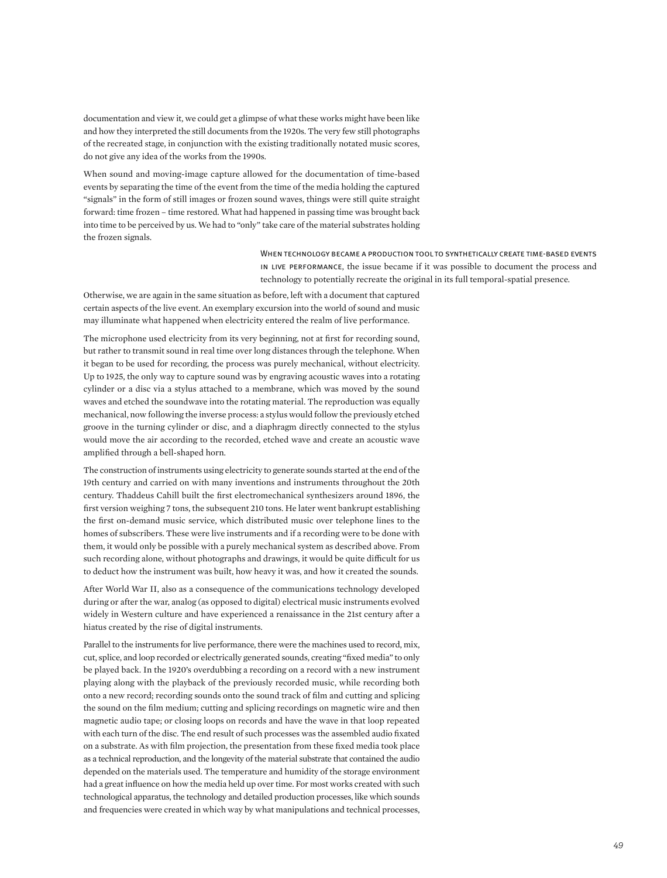documentation and view it, we could get a glimpse of what these works might have been like and how they interpreted the still documents from the 1920s. The very few still photographs of the recreated stage, in conjunction with the existing traditionally notated music scores, do not give any idea of the works from the 1990s.

When sound and moving-image capture allowed for the documentation of time-based events by separating the time of the event from the time of the media holding the captured "signals" in the form of still images or frozen sound waves, things were still quite straight forward: time frozen – time restored. What had happened in passing time was brought back into time to be perceived by us. We had to "only" take care of the material substrates holding the frozen signals.

When technology became a production tool to synthetically create time-based events in live performance, the issue became if it was possible to document the process and technology to potentially recreate the original in its full temporal-spatial presence.

Otherwise, we are again in the same situation as before, left with a document that captured certain aspects of the live event. An exemplary excursion into the world of sound and music may illuminate what happened when electricity entered the realm of live performance.

The microphone used electricity from its very beginning, not at first for recording sound, but rather to transmit sound in real time over long distances through the telephone. When it began to be used for recording, the process was purely mechanical, without electricity. Up to 1925, the only way to capture sound was by engraving acoustic waves into a rotating cylinder or a disc via a stylus attached to a membrane, which was moved by the sound waves and etched the soundwave into the rotating material. The reproduction was equally mechanical, now following the inverse process: a stylus would follow the previously etched groove in the turning cylinder or disc, and a diaphragm directly connected to the stylus would move the air according to the recorded, etched wave and create an acoustic wave amplified through a bell-shaped horn.

The construction of instruments using electricity to generate sounds started at the end of the 19th century and carried on with many inventions and instruments throughout the 20th century. Thaddeus Cahill built the first electromechanical synthesizers around 1896, the first version weighing 7 tons, the subsequent 210 tons. He later went bankrupt establishing the first on-demand music service, which distributed music over telephone lines to the homes of subscribers. These were live instruments and if a recording were to be done with them, it would only be possible with a purely mechanical system as described above. From such recording alone, without photographs and drawings, it would be quite difficult for us to deduct how the instrument was built, how heavy it was, and how it created the sounds.

After World War II, also as a consequence of the communications technology developed during or after the war, analog (as opposed to digital) electrical music instruments evolved widely in Western culture and have experienced a renaissance in the 21st century after a hiatus created by the rise of digital instruments.

Parallel to the instruments for live performance, there were the machines used to record, mix, cut, splice, and loop recorded or electrically generated sounds, creating "fixed media" to only be played back. In the 1920's overdubbing a recording on a record with a new instrument playing along with the playback of the previously recorded music, while recording both onto a new record; recording sounds onto the sound track of film and cutting and splicing the sound on the film medium; cutting and splicing recordings on magnetic wire and then magnetic audio tape; or closing loops on records and have the wave in that loop repeated with each turn of the disc. The end result of such processes was the assembled audio fixated on a substrate. As with film projection, the presentation from these fixed media took place as a technical reproduction, and the longevity of the material substrate that contained the audio depended on the materials used. The temperature and humidity of the storage environment had a great influence on how the media held up over time. For most works created with such technological apparatus, the technology and detailed production processes, like which sounds and frequencies were created in which way by what manipulations and technical processes,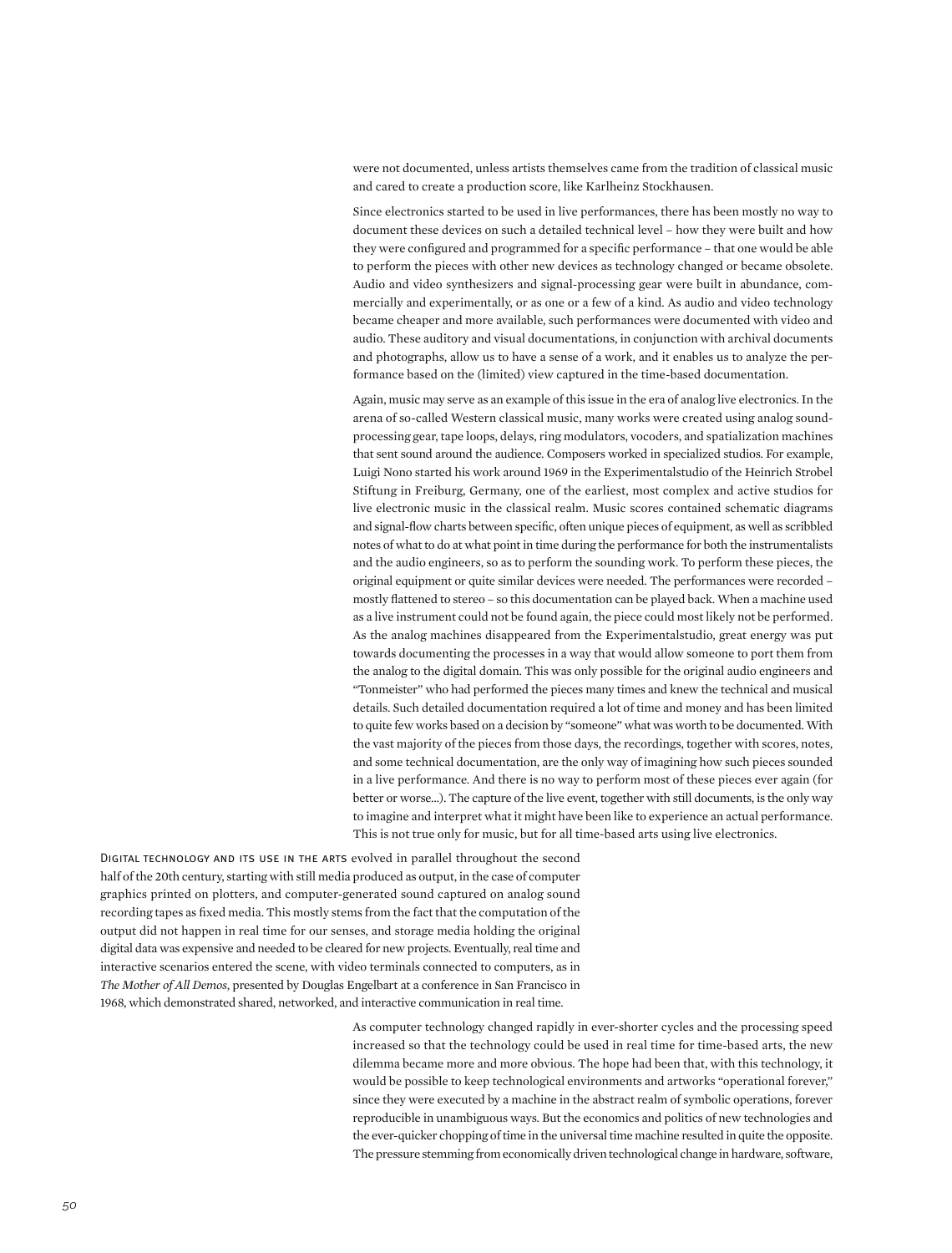were not documented, unless artists themselves came from the tradition of classical music and cared to create a production score, like Karlheinz Stockhausen.

Since electronics started to be used in live performances, there has been mostly no way to document these devices on such a detailed technical level – how they were built and how they were configured and programmed for a specific performance – that one would be able to perform the pieces with other new devices as technology changed or became obsolete. Audio and video synthesizers and signal-processing gear were built in abundance, commercially and experimentally, or as one or a few of a kind. As audio and video technology became cheaper and more available, such performances were documented with video and audio. These auditory and visual documentations, in conjunction with archival documents and photographs, allow us to have a sense of a work, and it enables us to analyze the performance based on the (limited) view captured in the time-based documentation.

Again, music may serve as an example of this issue in the era of analog live electronics. In the arena of so-called Western classical music, many works were created using analog sound-processing gear, tape loops, delays, ring modulators, vocoders, and spatialization machines that sent sound around the audience. Composers worked in specialized studios. For example, Luigi Nono started his work around 1969 in the Experimentalstudio of the Heinrich Strobel Stiftung in Freiburg, Germany, one of the earliest, most complex and active studios for live electronic music in the classical realm. Music scores contained schematic diagrams and signal-flow charts between specific, often unique pieces of equipment, as well as scribbled notes of what to do at what point in time during the performance for both the instrumentalists and the audio engineers, so as to perform the sounding work. To perform these pieces, the original equipment or quite similar devices were needed. The performances were recorded – mostly flattened to stereo – so this documentation can be played back. When a machine used as a live instrument could not be found again, the piece could most likely not be performed. As the analog machines disappeared from the Experimentalstudio, great energy was put towards documenting the processes in a way that would allow someone to port them from the analog to the digital domain. This was only possible for the original audio engineers and "Tonmeister" who had performed the pieces many times and knew the technical and musical details. Such detailed documentation required a lot of time and money and has been limited to quite few works based on a decision by "someone" what was worth to be documented. With the vast majority of the pieces from those days, the recordings, together with scores, notes, and some technical documentation, are the only way of imagining how such pieces sounded in a live performance. And there is no way to perform most of these pieces ever again (for better or worse…). The capture of the live event, together with still documents, is the only way to imagine and interpret what it might have been like to experience an actual performance. This is not true only for music, but for all time-based arts using live electronics.

Digital technology and its use in the arts evolved in parallel throughout the second half of the 20th century, starting with still media produced as output, in the case of computer graphics printed on plotters, and computer-generated sound captured on analog sound recording tapes as fixed media. This mostly stems from the fact that the computation of the output did not happen in real time for our senses, and storage media holding the original digital data was expensive and needed to be cleared for new projects. Eventually, real time and interactive scenarios entered the scene, with video terminals connected to computers, as in *The Mother of All Demos*, presented by Douglas Engelbart at a conference in San Francisco in 1968, which demonstrated shared, networked, and interactive communication in real time.

As computer technology changed rapidly in ever-shorter cycles and the processing speed increased so that the technology could be used in real time for time-based arts, the new dilemma became more and more obvious. The hope had been that, with this technology, it would be possible to keep technological environments and artworks "operational forever," since they were executed by a machine in the abstract realm of symbolic operations, forever reproducible in unambiguous ways. But the economics and politics of new technologies and the ever-quicker chopping of time in the universal time machine resulted in quite the opposite. The pressure stemming from economically driven technological change in hardware, software,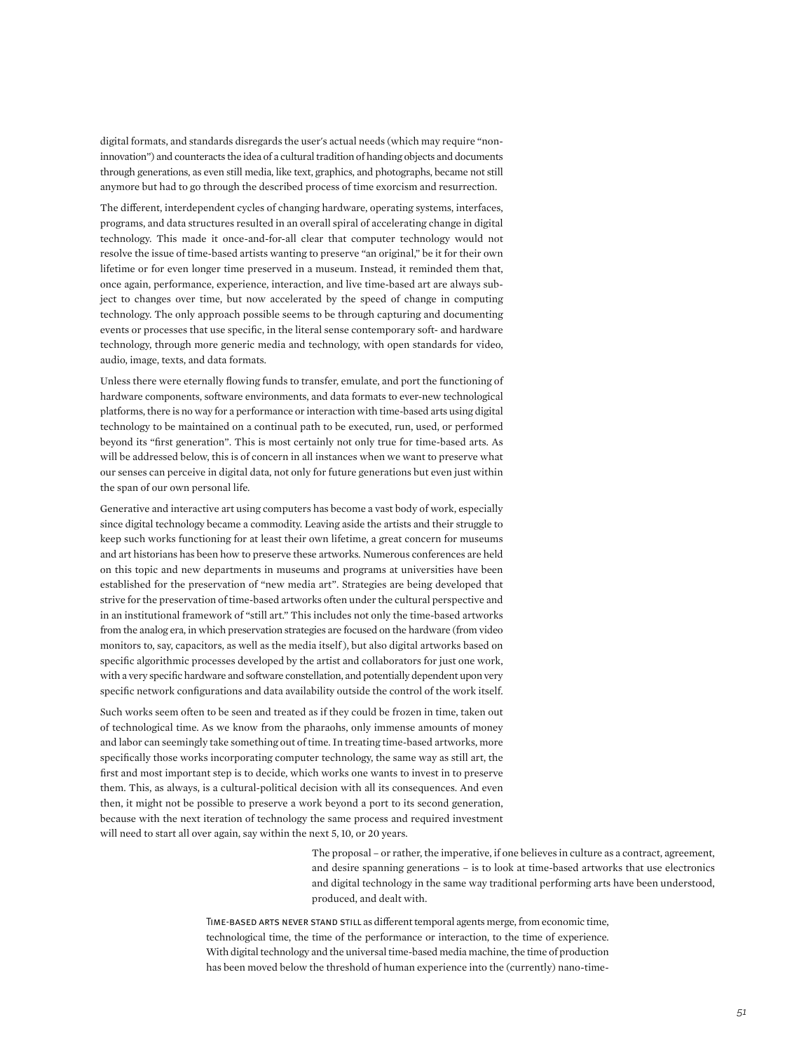digital formats, and standards disregards the user's actual needs (which may require "non-innovation") and counteracts the idea of a cultural tradition of handing objects and documents through generations, as even still media, like text, graphics, and photographs, became not still anymore but had to go through the described process of time exorcism and resurrection.

The different, interdependent cycles of changing hardware, operating systems, interfaces, programs, and data structures resulted in an overall spiral of accelerating change in digital technology. This made it once-and-for-all clear that computer technology would not resolve the issue of time-based artists wanting to preserve "an original," be it for their own lifetime or for even longer time preserved in a museum. Instead, it reminded them that, once again, performance, experience, interaction, and live time-based art are always subject to changes over time, but now accelerated by the speed of change in computing technology. The only approach possible seems to be through capturing and documenting events or processes that use specific, in the literal sense contemporary soft- and hardware technology, through more generic media and technology, with open standards for video, audio, image, texts, and data formats.

Unless there were eternally flowing funds to transfer, emulate, and port the functioning of hardware components, software environments, and data formats to ever-new technological platforms, there is no way for a performance or interaction with time-based arts using digital technology to be maintained on a continual path to be executed, run, used, or performed beyond its "first generation". This is most certainly not only true for time-based arts. As will be addressed below, this is of concern in all instances when we want to preserve what our senses can perceive in digital data, not only for future generations but even just within the span of our own personal life.

Generative and interactive art using computers has become a vast body of work, especially since digital technology became a commodity. Leaving aside the artists and their struggle to keep such works functioning for at least their own lifetime, a great concern for museums and art historians has been how to preserve these artworks. Numerous conferences are held on this topic and new departments in museums and programs at universities have been established for the preservation of "new media art". Strategies are being developed that strive for the preservation of time-based artworks often under the cultural perspective and in an institutional framework of "still art." This includes not only the time-based artworks from the analog era, in which preservation strategies are focused on the hardware (from video monitors to, say, capacitors, as well as the media itself), but also digital artworks based on specific algorithmic processes developed by the artist and collaborators for just one work, with a very specific hardware and software constellation, and potentially dependent upon very specific network configurations and data availability outside the control of the work itself.

Such works seem often to be seen and treated as if they could be frozen in time, taken out of technological time. As we know from the pharaohs, only immense amounts of money and labor can seemingly take something out of time. In treating time-based artworks, more specifically those works incorporating computer technology, the same way as still art, the first and most important step is to decide, which works one wants to invest in to preserve them. This, as always, is a cultural-political decision with all its consequences. And even then, it might not be possible to preserve a work beyond a port to its second generation, because with the next iteration of technology the same process and required investment will need to start all over again, say within the next 5, 10, or 20 years.

The proposal – or rather, the imperative, if one believes in culture as a contract, agreement, and desire spanning generations – is to look at time-based artworks that use electronics and digital technology in the same way traditional performing arts have been understood, produced, and dealt with.

Time-based arts never stand still as different temporal agents merge, from economic time, technological time, the time of the performance or interaction, to the time of experience. With digital technology and the universal time-based media machine, the time of production has been moved below the threshold of human experience into the (currently) nano-time-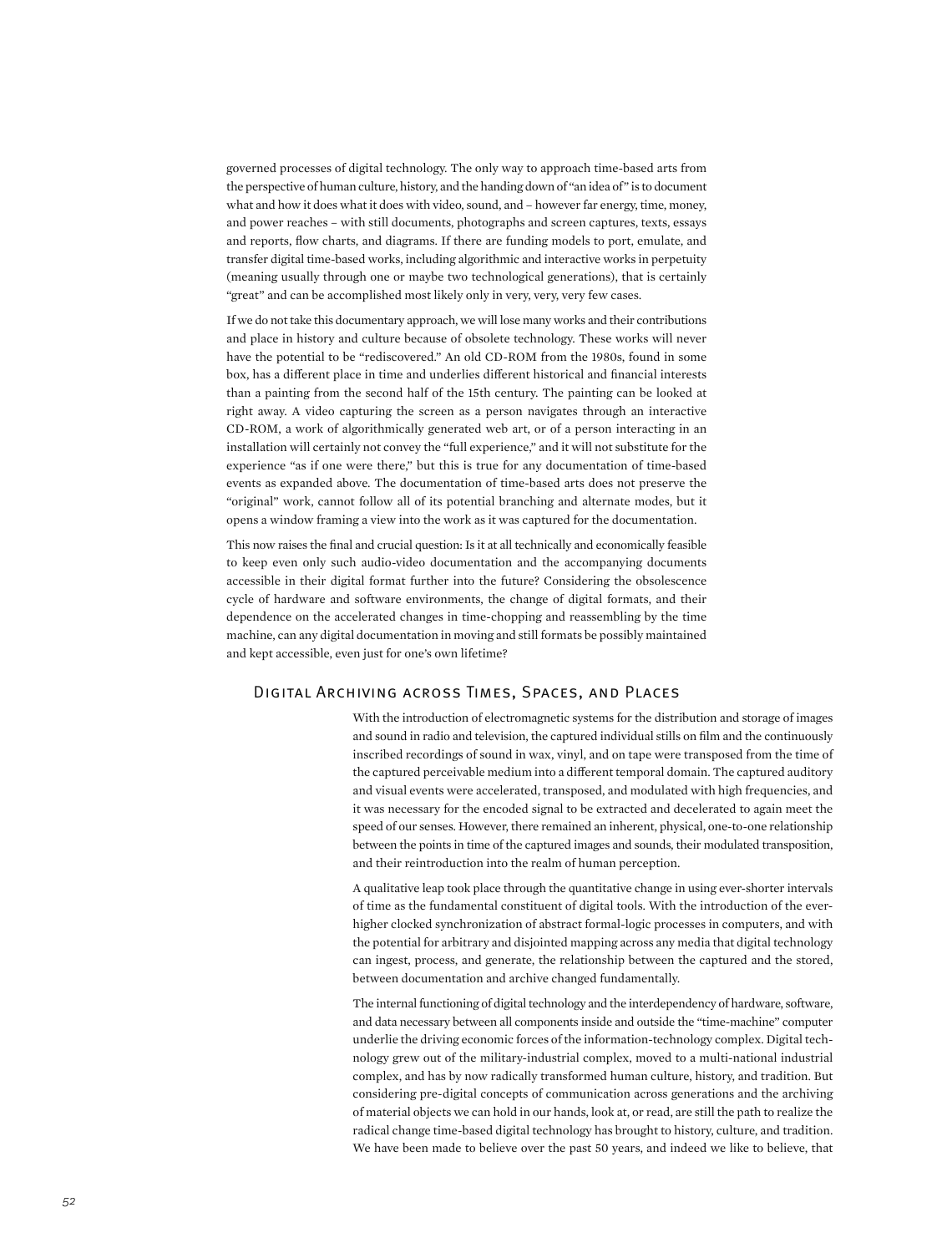governed processes of digital technology. The only way to approach time-based arts from the perspective of human culture, history, and the handing down of "an idea of" is to document what and how it does what it does with video, sound, and – however far energy, time, money, and power reaches – with still documents, photographs and screen captures, texts, essays and reports, flow charts, and diagrams. If there are funding models to port, emulate, and transfer digital time-based works, including algorithmic and interactive works in perpetuity (meaning usually through one or maybe two technological generations), that is certainly "great" and can be accomplished most likely only in very, very, very few cases.

If we do not take this documentary approach, we will lose many works and their contributions and place in history and culture because of obsolete technology. These works will never have the potential to be "rediscovered." An old CD-ROM from the 1980s, found in some box, has a different place in time and underlies different historical and financial interests than a painting from the second half of the 15th century. The painting can be looked at right away. A video capturing the screen as a person navigates through an interactive CD-ROM, a work of algorithmically generated web art, or of a person interacting in an installation will certainly not convey the "full experience," and it will not substitute for the experience "as if one were there," but this is true for any documentation of time-based events as expanded above. The documentation of time-based arts does not preserve the "original" work, cannot follow all of its potential branching and alternate modes, but it opens a window framing a view into the work as it was captured for the documentation.

This now raises the final and crucial question: Is it at all technically and economically feasible to keep even only such audio-video documentation and the accompanying documents accessible in their digital format further into the future? Considering the obsolescence cycle of hardware and software environments, the change of digital formats, and their dependence on the accelerated changes in time-chopping and reassembling by the time machine, can any digital documentation in moving and still formats be possibly maintained and kept accessible, even just for one's own lifetime?

## Digital Archiving across Times, Spaces, and Places

With the introduction of electromagnetic systems for the distribution and storage of images and sound in radio and television, the captured individual stills on film and the continuously inscribed recordings of sound in wax, vinyl, and on tape were transposed from the time of the captured perceivable medium into a different temporal domain. The captured auditory and visual events were accelerated, transposed, and modulated with high frequencies, and it was necessary for the encoded signal to be extracted and decelerated to again meet the speed of our senses. However, there remained an inherent, physical, one-to-one relationship between the points in time of the captured images and sounds, their modulated transposition, and their reintroduction into the realm of human perception.

A qualitative leap took place through the quantitative change in using ever-shorter intervals of time as the fundamental constituent of digital tools. With the introduction of the ever-higher clocked synchronization of abstract formal-logic processes in computers, and with the potential for arbitrary and disjointed mapping across any media that digital technology can ingest, process, and generate, the relationship between the captured and the stored, between documentation and archive changed fundamentally.

The internal functioning of digital technology and the interdependency of hardware, software, and data necessary between all components inside and outside the "time-machine" computer underlie the driving economic forces of the information-technology complex. Digital technology grew out of the military-industrial complex, moved to a multi-national industrial complex, and has by now radically transformed human culture, history, and tradition. But considering pre-digital concepts of communication across generations and the archiving of material objects we can hold in our hands, look at, or read, are still the path to realize the radical change time-based digital technology has brought to history, culture, and tradition. We have been made to believe over the past 50 years, and indeed we like to believe, that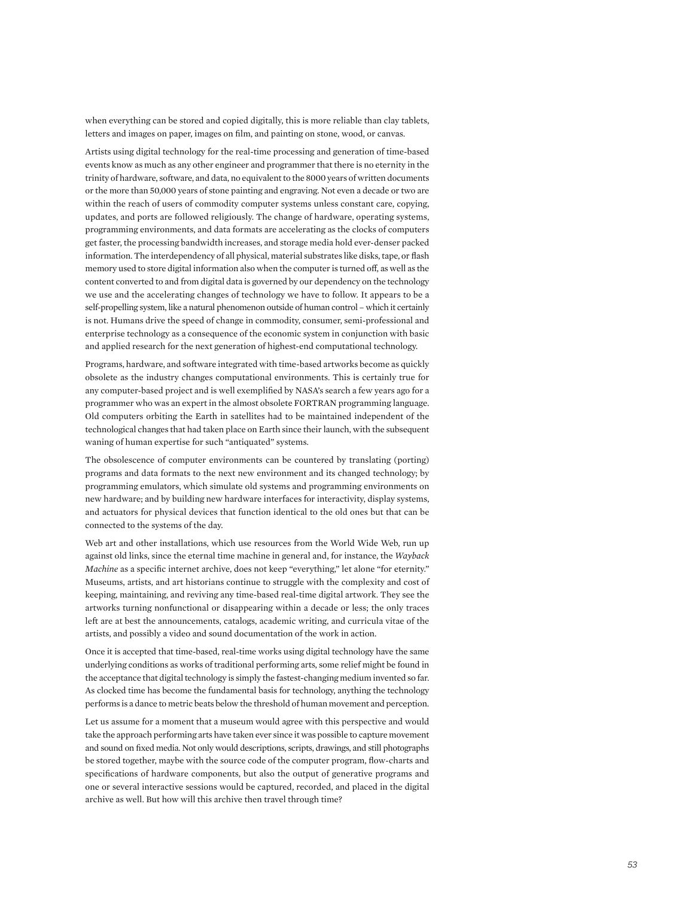when everything can be stored and copied digitally, this is more reliable than clay tablets, letters and images on paper, images on film, and painting on stone, wood, or canvas.

Artists using digital technology for the real-time processing and generation of time-based events know as much as any other engineer and programmer that there is no eternity in the trinity of hardware, software, and data, no equivalent to the 8000 years of written documents or the more than 50,000 years of stone painting and engraving. Not even a decade or two are within the reach of users of commodity computer systems unless constant care, copying, updates, and ports are followed religiously. The change of hardware, operating systems, programming environments, and data formats are accelerating as the clocks of computers get faster, the processing bandwidth increases, and storage media hold ever-denser packed information. The interdependency of all physical, material substrates like disks, tape, or flash memory used to store digital information also when the computer is turned off, as well as the content converted to and from digital data is governed by our dependency on the technology we use and the accelerating changes of technology we have to follow. It appears to be a self-propelling system, like a natural phenomenon outside of human control – which it certainly is not. Humans drive the speed of change in commodity, consumer, semi-professional and enterprise technology as a consequence of the economic system in conjunction with basic and applied research for the next generation of highest-end computational technology.

Programs, hardware, and software integrated with time-based artworks become as quickly obsolete as the industry changes computational environments. This is certainly true for any computer-based project and is well exemplified by NASA's search a few years ago for a programmer who was an expert in the almost obsolete FORTRAN programming language. Old computers orbiting the Earth in satellites had to be maintained independent of the technological changes that had taken place on Earth since their launch, with the subsequent waning of human expertise for such "antiquated" systems.

The obsolescence of computer environments can be countered by translating (porting) programs and data formats to the next new environment and its changed technology; by programming emulators, which simulate old systems and programming environments on new hardware; and by building new hardware interfaces for interactivity, display systems, and actuators for physical devices that function identical to the old ones but that can be connected to the systems of the day.

Web art and other installations, which use resources from the World Wide Web, run up against old links, since the eternal time machine in general and, for instance, the *Wayback Machine* as a specific internet archive, does not keep "everything," let alone "for eternity." Museums, artists, and art historians continue to struggle with the complexity and cost of keeping, maintaining, and reviving any time-based real-time digital artwork. They see the artworks turning nonfunctional or disappearing within a decade or less; the only traces left are at best the announcements, catalogs, academic writing, and curricula vitae of the artists, and possibly a video and sound documentation of the work in action.

Once it is accepted that time-based, real-time works using digital technology have the same underlying conditions as works of traditional performing arts, some relief might be found in the acceptance that digital technology is simply the fastest-changing medium invented so far. As clocked time has become the fundamental basis for technology, anything the technology performs is a dance to metric beats below the threshold of human movement and perception.

Let us assume for a moment that a museum would agree with this perspective and would take the approach performing arts have taken ever since it was possible to capture movement and sound on fixed media. Not only would descriptions, scripts, drawings, and still photographs be stored together, maybe with the source code of the computer program, flow-charts and specifications of hardware components, but also the output of generative programs and one or several interactive sessions would be captured, recorded, and placed in the digital archive as well. But how will this archive then travel through time?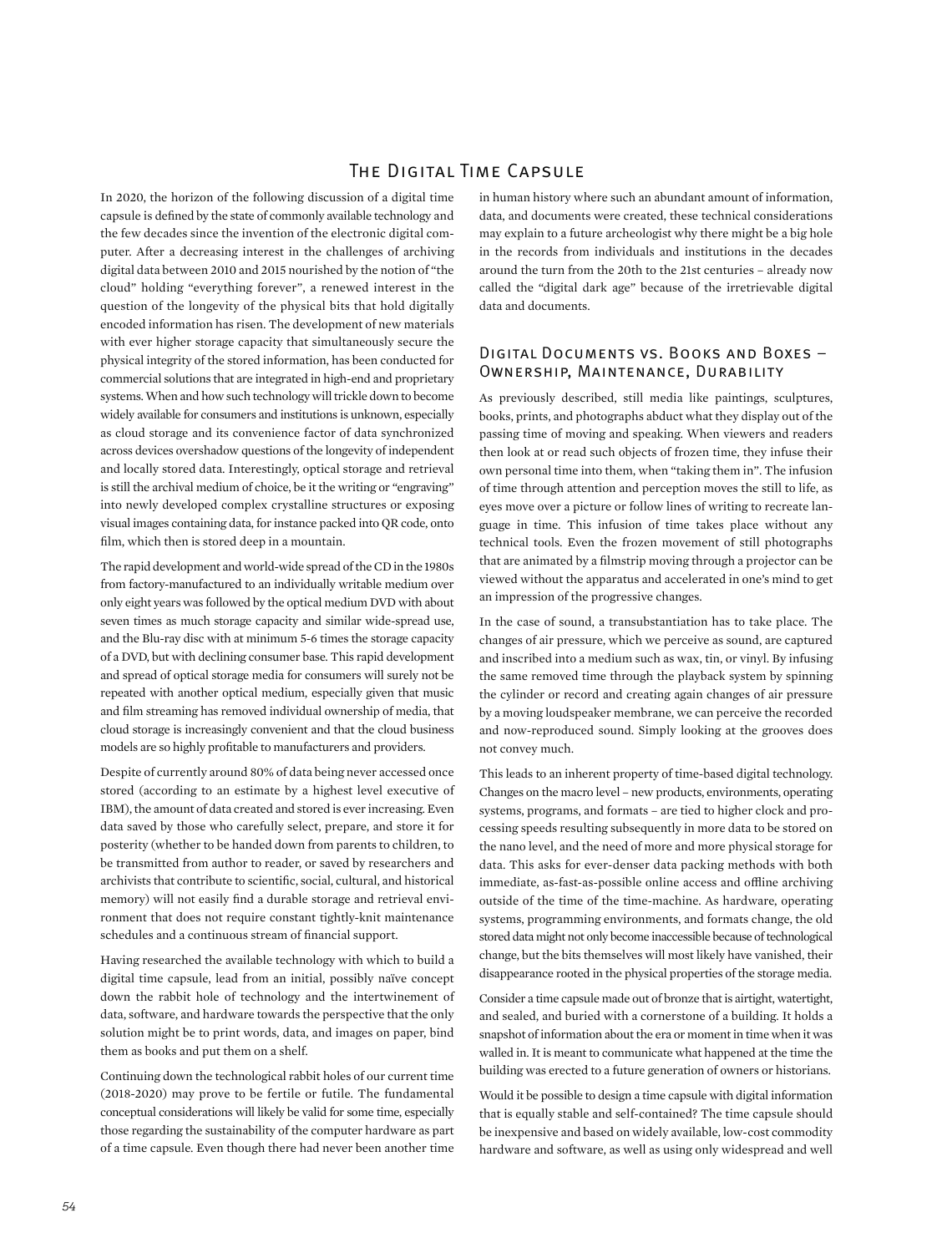## The Digital Time Capsule

In 2020, the horizon of the following discussion of a digital time capsule is defined by the state of commonly available technology and the few decades since the invention of the electronic digital computer. After a decreasing interest in the challenges of archiving digital data between 2010 and 2015 nourished by the notion of "the cloud" holding "everything forever", a renewed interest in the question of the longevity of the physical bits that hold digitally encoded information has risen. The development of new materials with ever higher storage capacity that simultaneously secure the physical integrity of the stored information, has been conducted for commercial solutions that are integrated in high-end and proprietary systems. When and how such technology will trickle down to become widely available for consumers and institutions is unknown, especially as cloud storage and its convenience factor of data synchronized across devices overshadow questions of the longevity of independent and locally stored data. Interestingly, optical storage and retrieval is still the archival medium of choice, be it the writing or "engraving" into newly developed complex crystalline structures or exposing visual images containing data, for instance packed into QR code, onto film, which then is stored deep in a mountain.

The rapid development and world-wide spread of the CD in the 1980s from factory-manufactured to an individually writable medium over only eight years was followed by the optical medium DVD with about seven times as much storage capacity and similar wide-spread use, and the Blu-ray disc with at minimum 5-6 times the storage capacity of a DVD, but with declining consumer base. This rapid development and spread of optical storage media for consumers will surely not be repeated with another optical medium, especially given that music and film streaming has removed individual ownership of media, that cloud storage is increasingly convenient and that the cloud business models are so highly profitable to manufacturers and providers.

Despite of currently around 80% of data being never accessed once stored (according to an estimate by a highest level executive of IBM), the amount of data created and stored is ever increasing. Even data saved by those who carefully select, prepare, and store it for posterity (whether to be handed down from parents to children, to be transmitted from author to reader, or saved by researchers and archivists that contribute to scientific, social, cultural, and historical memory) will not easily find a durable storage and retrieval environment that does not require constant tightly-knit maintenance schedules and a continuous stream of financial support.

Having researched the available technology with which to build a digital time capsule, lead from an initial, possibly naïve concept down the rabbit hole of technology and the intertwinement of data, software, and hardware towards the perspective that the only solution might be to print words, data, and images on paper, bind them as books and put them on a shelf.

Continuing down the technological rabbit holes of our current time (2018-2020) may prove to be fertile or futile. The fundamental conceptual considerations will likely be valid for some time, especially those regarding the sustainability of the computer hardware as part of a time capsule. Even though there had never been another time in human history where such an abundant amount of information, data, and documents were created, these technical considerations may explain to a future archeologist why there might be a big hole in the records from individuals and institutions in the decades around the turn from the 20th to the 21st centuries – already now called the "digital dark age" because of the irretrievable digital data and documents.

### Digital Documents vs. Books and Boxes – Ownership, Maintenance, Durability

As previously described, still media like paintings, sculptures, books, prints, and photographs abduct what they display out of the passing time of moving and speaking. When viewers and readers then look at or read such objects of frozen time, they infuse their own personal time into them, when "taking them in". The infusion of time through attention and perception moves the still to life, as eyes move over a picture or follow lines of writing to recreate language in time. This infusion of time takes place without any technical tools. Even the frozen movement of still photographs that are animated by a filmstrip moving through a projector can be viewed without the apparatus and accelerated in one's mind to get an impression of the progressive changes.

In the case of sound, a transubstantiation has to take place. The changes of air pressure, which we perceive as sound, are captured and inscribed into a medium such as wax, tin, or vinyl. By infusing the same removed time through the playback system by spinning the cylinder or record and creating again changes of air pressure by a moving loudspeaker membrane, we can perceive the recorded and now-reproduced sound. Simply looking at the grooves does not convey much.

This leads to an inherent property of time-based digital technology. Changes on the macro level – new products, environments, operating systems, programs, and formats – are tied to higher clock and processing speeds resulting subsequently in more data to be stored on the nano level, and the need of more and more physical storage for data. This asks for ever-denser data packing methods with both immediate, as-fast-as-possible online access and offline archiving outside of the time of the time-machine. As hardware, operating systems, programming environments, and formats change, the old stored data might not only become inaccessible because of technological change, but the bits themselves will most likely have vanished, their disappearance rooted in the physical properties of the storage media.

Consider a time capsule made out of bronze that is airtight, watertight, and sealed, and buried with a cornerstone of a building. It holds a snapshot of information about the era or moment in time when it was walled in. It is meant to communicate what happened at the time the building was erected to a future generation of owners or historians.

Would it be possible to design a time capsule with digital information that is equally stable and self-contained? The time capsule should be inexpensive and based on widely available, low-cost commodity hardware and software, as well as using only widespread and well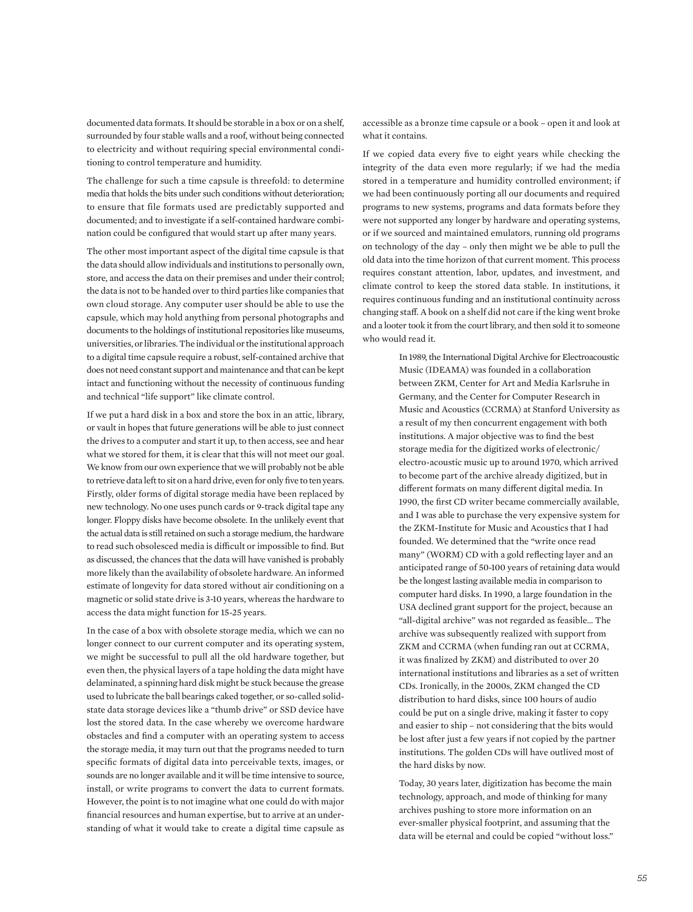documented data formats. It should be storable in a box or on a shelf, surrounded by four stable walls and a roof, without being connected to electricity and without requiring special environmental conditioning to control temperature and humidity.

The challenge for such a time capsule is threefold: to determine media that holds the bits under such conditions without deterioration; to ensure that file formats used are predictably supported and documented; and to investigate if a self-contained hardware combination could be configured that would start up after many years.

The other most important aspect of the digital time capsule is that the data should allow individuals and institutions to personally own, store, and access the data on their premises and under their control; the data is not to be handed over to third parties like companies that own cloud storage. Any computer user should be able to use the capsule, which may hold anything from personal photographs and documents to the holdings of institutional repositories like museums, universities, or libraries. The individual or the institutional approach to a digital time capsule require a robust, self-contained archive that does not need constant support and maintenance and that can be kept intact and functioning without the necessity of continuous funding and technical "life support" like climate control.

If we put a hard disk in a box and store the box in an attic, library, or vault in hopes that future generations will be able to just connect the drives to a computer and start it up, to then access, see and hear what we stored for them, it is clear that this will not meet our goal. We know from our own experience that we will probably not be able to retrieve data left to sit on a hard drive, even for only five to ten years. Firstly, older forms of digital storage media have been replaced by new technology. No one uses punch cards or 9-track digital tape any longer. Floppy disks have become obsolete. In the unlikely event that the actual data is still retained on such a storage medium, the hardware to read such obsolesced media is difficult or impossible to find. But as discussed, the chances that the data will have vanished is probably more likely than the availability of obsolete hardware. An informed estimate of longevity for data stored without air conditioning on a magnetic or solid state drive is 3-10 years, whereas the hardware to access the data might function for 15-25 years.

In the case of a box with obsolete storage media, which we can no longer connect to our current computer and its operating system, we might be successful to pull all the old hardware together, but even then, the physical layers of a tape holding the data might have delaminated, a spinning hard disk might be stuck because the grease used to lubricate the ball bearings caked together, or so-called solid-state data storage devices like a "thumb drive" or SSD device have lost the stored data. In the case whereby we overcome hardware obstacles and find a computer with an operating system to access the storage media, it may turn out that the programs needed to turn specific formats of digital data into perceivable texts, images, or sounds are no longer available and it will be time intensive to source, install, or write programs to convert the data to current formats. However, the point is to not imagine what one could do with major financial resources and human expertise, but to arrive at an understanding of what it would take to create a digital time capsule as accessible as a bronze time capsule or a book – open it and look at what it contains.

If we copied data every five to eight years while checking the integrity of the data even more regularly; if we had the media stored in a temperature and humidity controlled environment; if we had been continuously porting all our documents and required programs to new systems, programs and data formats before they were not supported any longer by hardware and operating systems, or if we sourced and maintained emulators, running old programs on technology of the day – only then might we be able to pull the old data into the time horizon of that current moment. This process requires constant attention, labor, updates, and investment, and climate control to keep the stored data stable. In institutions, it requires continuous funding and an institutional continuity across changing staff. A book on a shelf did not care if the king went broke and a looter took it from the court library, and then sold it to someone who would read it.

> In 1989, the International Digital Archive for Electroacoustic Music (IDEAMA) was founded in a collaboration between ZKM, Center for Art and Media Karlsruhe in Germany, and the Center for Computer Research in Music and Acoustics (CCRMA) at Stanford University as a result of my then concurrent engagement with both institutions. A major objective was to find the best storage media for the digitized works of electronic/electro-acoustic music up to around 1970, which arrived to become part of the archive already digitized, but in different formats on many different digital media. In 1990, the first CD writer became commercially available, and I was able to purchase the very expensive system for the ZKM-Institute for Music and Acoustics that I had founded. We determined that the "write once read many" (WORM) CD with a gold reflecting layer and an anticipated range of 50-100 years of retaining data would be the longest lasting available media in comparison to computer hard disks. In 1990, a large foundation in the USA declined grant support for the project, because an "all-digital archive" was not regarded as feasible… The archive was subsequently realized with support from ZKM and CCRMA (when funding ran out at CCRMA, it was finalized by ZKM) and distributed to over 20 international institutions and libraries as a set of written CDs. Ironically, in the 2000s, ZKM changed the CD distribution to hard disks, since 100 hours of audio could be put on a single drive, making it faster to copy and easier to ship – not considering that the bits would be lost after just a few years if not copied by the partner institutions. The golden CDs will have outlived most of the hard disks by now.
>
> Today, 30 years later, digitization has become the main technology, approach, and mode of thinking for many archives pushing to store more information on an ever-smaller physical footprint, and assuming that the data will be eternal and could be copied "without loss."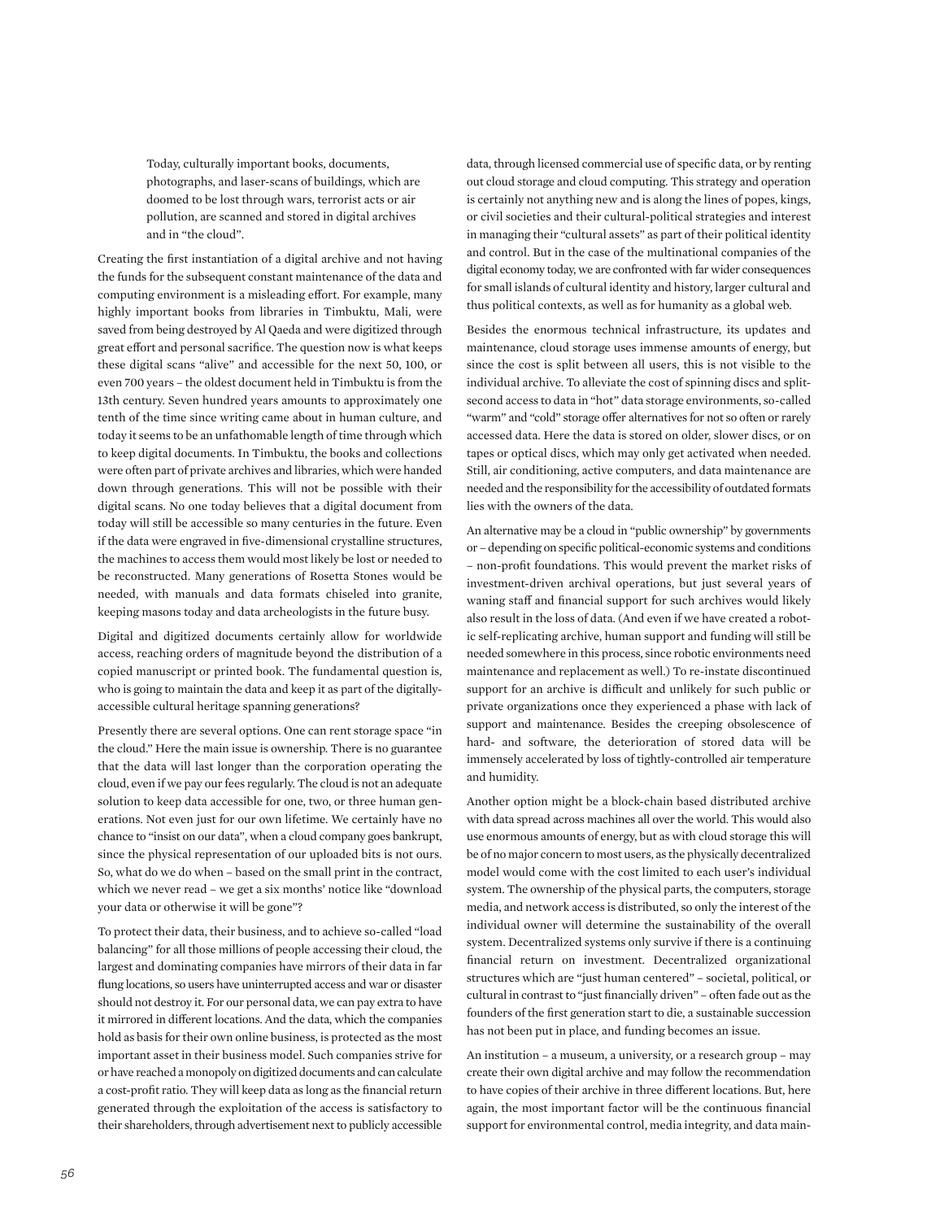> Today, culturally important books, documents, photographs, and laser-scans of buildings, which are doomed to be lost through wars, terrorist acts or air pollution, are scanned and stored in digital archives and in "the cloud".

Creating the first instantiation of a digital archive and not having the funds for the subsequent constant maintenance of the data and computing environment is a misleading effort. For example, many highly important books from libraries in Timbuktu, Mali, were saved from being destroyed by Al Qaeda and were digitized through great effort and personal sacrifice. The question now is what keeps these digital scans "alive" and accessible for the next 50, 100, or even 700 years – the oldest document held in Timbuktu is from the 13th century. Seven hundred years amounts to approximately one tenth of the time since writing came about in human culture, and today it seems to be an unfathomable length of time through which to keep digital documents. In Timbuktu, the books and collections were often part of private archives and libraries, which were handed down through generations. This will not be possible with their digital scans. No one today believes that a digital document from today will still be accessible so many centuries in the future. Even if the data were engraved in five-dimensional crystalline structures, the machines to access them would most likely be lost or needed to be reconstructed. Many generations of Rosetta Stones would be needed, with manuals and data formats chiseled into granite, keeping masons today and data archeologists in the future busy.

Digital and digitized documents certainly allow for worldwide access, reaching orders of magnitude beyond the distribution of a copied manuscript or printed book. The fundamental question is, who is going to maintain the data and keep it as part of the digitally-accessible cultural heritage spanning generations?

Presently there are several options. One can rent storage space "in the cloud." Here the main issue is ownership. There is no guarantee that the data will last longer than the corporation operating the cloud, even if we pay our fees regularly. The cloud is not an adequate solution to keep data accessible for one, two, or three human generations. Not even just for our own lifetime. We certainly have no chance to "insist on our data", when a cloud company goes bankrupt, since the physical representation of our uploaded bits is not ours. So, what do we do when – based on the small print in the contract, which we never read – we get a six months' notice like "download your data or otherwise it will be gone"?

To protect their data, their business, and to achieve so-called "load balancing" for all those millions of people accessing their cloud, the largest and dominating companies have mirrors of their data in far flung locations, so users have uninterrupted access and war or disaster should not destroy it. For our personal data, we can pay extra to have it mirrored in different locations. And the data, which the companies hold as basis for their own online business, is protected as the most important asset in their business model. Such companies strive for or have reached a monopoly on digitized documents and can calculate a cost-profit ratio. They will keep data as long as the financial return generated through the exploitation of the access is satisfactory to their shareholders, through advertisement next to publicly accessible data, through licensed commercial use of specific data, or by renting out cloud storage and cloud computing. This strategy and operation is certainly not anything new and is along the lines of popes, kings, or civil societies and their cultural-political strategies and interest in managing their "cultural assets" as part of their political identity and control. But in the case of the multinational companies of the digital economy today, we are confronted with far wider consequences for small islands of cultural identity and history, larger cultural and thus political contexts, as well as for humanity as a global web.

Besides the enormous technical infrastructure, its updates and maintenance, cloud storage uses immense amounts of energy, but since the cost is split between all users, this is not visible to the individual archive. To alleviate the cost of spinning discs and split-second access to data in "hot" data storage environments, so-called "warm" and "cold" storage offer alternatives for not so often or rarely accessed data. Here the data is stored on older, slower discs, or on tapes or optical discs, which may only get activated when needed. Still, air conditioning, active computers, and data maintenance are needed and the responsibility for the accessibility of outdated formats lies with the owners of the data.

An alternative may be a cloud in "public ownership" by governments or – depending on specific political-economic systems and conditions – non-profit foundations. This would prevent the market risks of investment-driven archival operations, but just several years of waning staff and financial support for such archives would likely also result in the loss of data. (And even if we have created a robotic self-replicating archive, human support and funding will still be needed somewhere in this process, since robotic environments need maintenance and replacement as well.) To re-instate discontinued support for an archive is difficult and unlikely for such public or private organizations once they experienced a phase with lack of support and maintenance. Besides the creeping obsolescence of hard- and software, the deterioration of stored data will be immensely accelerated by loss of tightly-controlled air temperature and humidity.

Another option might be a block-chain based distributed archive with data spread across machines all over the world. This would also use enormous amounts of energy, but as with cloud storage this will be of no major concern to most users, as the physically decentralized model would come with the cost limited to each user's individual system. The ownership of the physical parts, the computers, storage media, and network access is distributed, so only the interest of the individual owner will determine the sustainability of the overall system. Decentralized systems only survive if there is a continuing financial return on investment. Decentralized organizational structures which are "just human centered" – societal, political, or cultural in contrast to "just financially driven" – often fade out as the founders of the first generation start to die, a sustainable succession has not been put in place, and funding becomes an issue.

An institution – a museum, a university, or a research group – may create their own digital archive and may follow the recommendation to have copies of their archive in three different locations. But, here again, the most important factor will be the continuous financial support for environmental control, media integrity, and data main-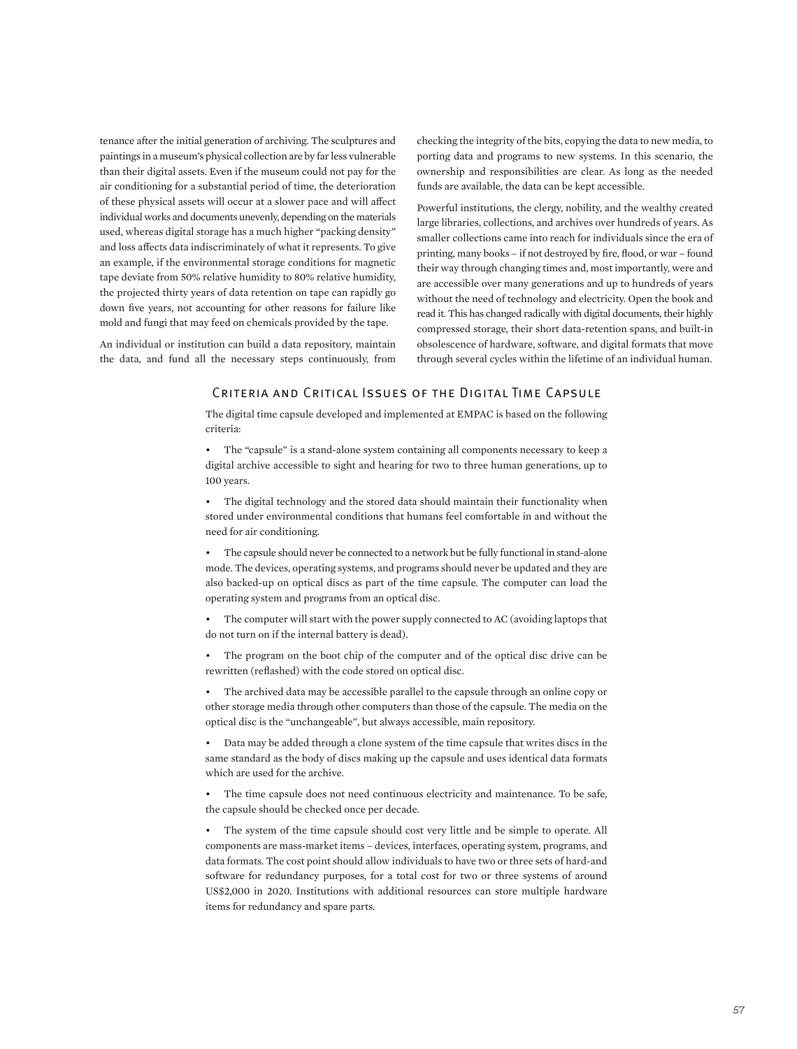tenance after the initial generation of archiving. The sculptures and paintings in a museum's physical collection are by far less vulnerable than their digital assets. Even if the museum could not pay for the air conditioning for a substantial period of time, the deterioration of these physical assets will occur at a slower pace and will affect individual works and documents unevenly, depending on the materials used, whereas digital storage has a much higher "packing density" and loss affects data indiscriminately of what it represents. To give an example, if the environmental storage conditions for magnetic tape deviate from 50% relative humidity to 80% relative humidity, the projected thirty years of data retention on tape can rapidly go down five years, not accounting for other reasons for failure like mold and fungi that may feed on chemicals provided by the tape.

An individual or institution can build a data repository, maintain the data, and fund all the necessary steps continuously, from checking the integrity of the bits, copying the data to new media, to porting data and programs to new systems. In this scenario, the ownership and responsibilities are clear. As long as the needed funds are available, the data can be kept accessible.

Powerful institutions, the clergy, nobility, and the wealthy created large libraries, collections, and archives over hundreds of years. As smaller collections came into reach for individuals since the era of printing, many books – if not destroyed by fire, flood, or war – found their way through changing times and, most importantly, were and are accessible over many generations and up to hundreds of years without the need of technology and electricity. Open the book and read it. This has changed radically with digital documents, their highly compressed storage, their short data-retention spans, and built-in obsolescence of hardware, software, and digital formats that move through several cycles within the lifetime of an individual human.

## Criteria and Critical Issues of the Digital Time Capsule

The digital time capsule developed and implemented at EMPAC is based on the following criteria:

- The "capsule" is a stand-alone system containing all components necessary to keep a digital archive accessible to sight and hearing for two to three human generations, up to 100 years.
- The digital technology and the stored data should maintain their functionality when stored under environmental conditions that humans feel comfortable in and without the need for air conditioning.
- The capsule should never be connected to a network but be fully functional in stand-alone mode. The devices, operating systems, and programs should never be updated and they are also backed-up on optical discs as part of the time capsule. The computer can load the operating system and programs from an optical disc.
- The computer will start with the power supply connected to AC (avoiding laptops that do not turn on if the internal battery is dead).
- The program on the boot chip of the computer and of the optical disc drive can be rewritten (reflashed) with the code stored on optical disc.
- The archived data may be accessible parallel to the capsule through an online copy or other storage media through other computers than those of the capsule. The media on the optical disc is the "unchangeable", but always accessible, main repository.
- Data may be added through a clone system of the time capsule that writes discs in the same standard as the body of discs making up the capsule and uses identical data formats which are used for the archive.
- The time capsule does not need continuous electricity and maintenance. To be safe, the capsule should be checked once per decade.
- The system of the time capsule should cost very little and be simple to operate. All components are mass-market items – devices, interfaces, operating system, programs, and data formats. The cost point should allow individuals to have two or three sets of hard-and software for redundancy purposes, for a total cost for two or three systems of around US$2,000 in 2020. Institutions with additional resources can store multiple hardware items for redundancy and spare parts.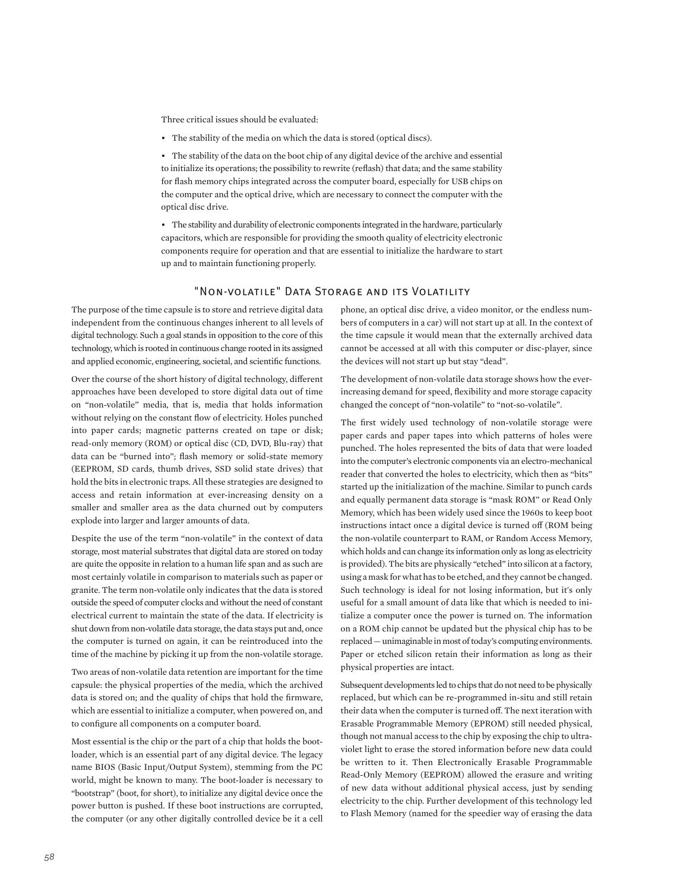Three critical issues should be evaluated:

- The stability of the media on which the data is stored (optical discs).
- The stability of the data on the boot chip of any digital device of the archive and essential to initialize its operations; the possibility to rewrite (reflash) that data; and the same stability for flash memory chips integrated across the computer board, especially for USB chips on the computer and the optical drive, which are necessary to connect the computer with the optical disc drive.
- The stability and durability of electronic components integrated in the hardware, particularly capacitors, which are responsible for providing the smooth quality of electricity electronic components require for operation and that are essential to initialize the hardware to start up and to maintain functioning properly.

## "Non-volatile" Data Storage and its Volatility

The purpose of the time capsule is to store and retrieve digital data independent from the continuous changes inherent to all levels of digital technology. Such a goal stands in opposition to the core of this technology, which is rooted in continuous change rooted in its assigned and applied economic, engineering, societal, and scientific functions.

Over the course of the short history of digital technology, different approaches have been developed to store digital data out of time on "non-volatile" media, that is, media that holds information without relying on the constant flow of electricity. Holes punched into paper cards; magnetic patterns created on tape or disk; read-only memory (ROM) or optical disc (CD, DVD, Blu-ray) that data can be "burned into"; flash memory or solid-state memory (EEPROM, SD cards, thumb drives, SSD solid state drives) that hold the bits in electronic traps. All these strategies are designed to access and retain information at ever-increasing density on a smaller and smaller area as the data churned out by computers explode into larger and larger amounts of data.

Despite the use of the term "non-volatile" in the context of data storage, most material substrates that digital data are stored on today are quite the opposite in relation to a human life span and as such are most certainly volatile in comparison to materials such as paper or granite. The term non-volatile only indicates that the data is stored outside the speed of computer clocks and without the need of constant electrical current to maintain the state of the data. If electricity is shut down from non-volatile data storage, the data stays put and, once the computer is turned on again, it can be reintroduced into the time of the machine by picking it up from the non-volatile storage.

Two areas of non-volatile data retention are important for the time capsule: the physical properties of the media, which the archived data is stored on; and the quality of chips that hold the firmware, which are essential to initialize a computer, when powered on, and to configure all components on a computer board.

Most essential is the chip or the part of a chip that holds the boot-loader, which is an essential part of any digital device. The legacy name BIOS (Basic Input/Output System), stemming from the PC world, might be known to many. The boot-loader is necessary to "bootstrap" (boot, for short), to initialize any digital device once the power button is pushed. If these boot instructions are corrupted, the computer (or any other digitally controlled device be it a cell phone, an optical disc drive, a video monitor, or the endless numbers of computers in a car) will not start up at all. In the context of the time capsule it would mean that the externally archived data cannot be accessed at all with this computer or disc-player, since the devices will not start up but stay "dead".

The development of non-volatile data storage shows how the ever-increasing demand for speed, flexibility and more storage capacity changed the concept of "non-volatile" to "not-so-volatile".

The first widely used technology of non-volatile storage were paper cards and paper tapes into which patterns of holes were punched. The holes represented the bits of data that were loaded into the computer's electronic components via an electro-mechanical reader that converted the holes to electricity, which then as "bits" started up the initialization of the machine. Similar to punch cards and equally permanent data storage is "mask ROM" or Read Only Memory, which has been widely used since the 1960s to keep boot instructions intact once a digital device is turned off (ROM being the non-volatile counterpart to RAM, or Random Access Memory, which holds and can change its information only as long as electricity is provided). The bits are physically "etched" into silicon at a factory, using a mask for what has to be etched, and they cannot be changed. Such technology is ideal for not losing information, but it's only useful for a small amount of data like that which is needed to initialize a computer once the power is turned on. The information on a ROM chip cannot be updated but the physical chip has to be replaced — unimaginable in most of today's computing environments. Paper or etched silicon retain their information as long as their physical properties are intact.

Subsequent developments led to chips that do not need to be physically replaced, but which can be re-programmed in-situ and still retain their data when the computer is turned off. The next iteration with Erasable Programmable Memory (EPROM) still needed physical, though not manual access to the chip by exposing the chip to ultraviolet light to erase the stored information before new data could be written to it. Then Electronically Erasable Programmable Read-Only Memory (EEPROM) allowed the erasure and writing of new data without additional physical access, just by sending electricity to the chip. Further development of this technology led to Flash Memory (named for the speedier way of erasing the data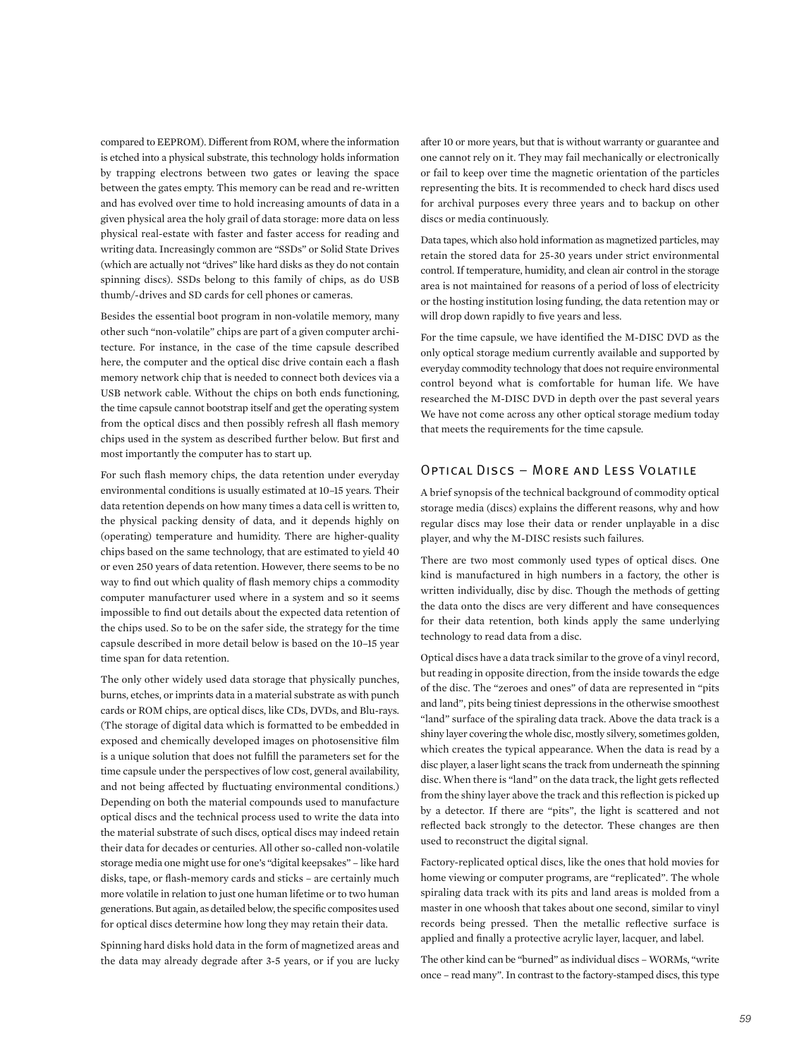compared to EEPROM). Different from ROM, where the information is etched into a physical substrate, this technology holds information by trapping electrons between two gates or leaving the space between the gates empty. This memory can be read and re-written and has evolved over time to hold increasing amounts of data in a given physical area the holy grail of data storage: more data on less physical real-estate with faster and faster access for reading and writing data. Increasingly common are "SSDs" or Solid State Drives (which are actually not "drives" like hard disks as they do not contain spinning discs). SSDs belong to this family of chips, as do USB thumb/-drives and SD cards for cell phones or cameras.

Besides the essential boot program in non-volatile memory, many other such "non-volatile" chips are part of a given computer architecture. For instance, in the case of the time capsule described here, the computer and the optical disc drive contain each a flash memory network chip that is needed to connect both devices via a USB network cable. Without the chips on both ends functioning, the time capsule cannot bootstrap itself and get the operating system from the optical discs and then possibly refresh all flash memory chips used in the system as described further below. But first and most importantly the computer has to start up.

For such flash memory chips, the data retention under everyday environmental conditions is usually estimated at 10–15 years. Their data retention depends on how many times a data cell is written to, the physical packing density of data, and it depends highly on (operating) temperature and humidity. There are higher-quality chips based on the same technology, that are estimated to yield 40 or even 250 years of data retention. However, there seems to be no way to find out which quality of flash memory chips a commodity computer manufacturer used where in a system and so it seems impossible to find out details about the expected data retention of the chips used. So to be on the safer side, the strategy for the time capsule described in more detail below is based on the 10–15 year time span for data retention.

The only other widely used data storage that physically punches, burns, etches, or imprints data in a material substrate as with punch cards or ROM chips, are optical discs, like CDs, DVDs, and Blu-rays. (The storage of digital data which is formatted to be embedded in exposed and chemically developed images on photosensitive film is a unique solution that does not fulfill the parameters set for the time capsule under the perspectives of low cost, general availability, and not being affected by fluctuating environmental conditions.) Depending on both the material compounds used to manufacture optical discs and the technical process used to write the data into the material substrate of such discs, optical discs may indeed retain their data for decades or centuries. All other so-called non-volatile storage media one might use for one's "digital keepsakes" – like hard disks, tape, or flash-memory cards and sticks – are certainly much more volatile in relation to just one human lifetime or to two human generations. But again, as detailed below, the specific composites used for optical discs determine how long they may retain their data.

Spinning hard disks hold data in the form of magnetized areas and the data may already degrade after 3-5 years, or if you are lucky after 10 or more years, but that is without warranty or guarantee and one cannot rely on it. They may fail mechanically or electronically or fail to keep over time the magnetic orientation of the particles representing the bits. It is recommended to check hard discs used for archival purposes every three years and to backup on other discs or media continuously.

Data tapes, which also hold information as magnetized particles, may retain the stored data for 25-30 years under strict environmental control. If temperature, humidity, and clean air control in the storage area is not maintained for reasons of a period of loss of electricity or the hosting institution losing funding, the data retention may or will drop down rapidly to five years and less.

For the time capsule, we have identified the M-DISC DVD as the only optical storage medium currently available and supported by everyday commodity technology that does not require environmental control beyond what is comfortable for human life. We have researched the M-DISC DVD in depth over the past several years We have not come across any other optical storage medium today that meets the requirements for the time capsule.

## Optical Discs – More and Less Volatile

A brief synopsis of the technical background of commodity optical storage media (discs) explains the different reasons, why and how regular discs may lose their data or render unplayable in a disc player, and why the M-DISC resists such failures.

There are two most commonly used types of optical discs. One kind is manufactured in high numbers in a factory, the other is written individually, disc by disc. Though the methods of getting the data onto the discs are very different and have consequences for their data retention, both kinds apply the same underlying technology to read data from a disc.

Optical discs have a data track similar to the grove of a vinyl record, but reading in opposite direction, from the inside towards the edge of the disc. The "zeroes and ones" of data are represented in "pits and land", pits being tiniest depressions in the otherwise smoothest "land" surface of the spiraling data track. Above the data track is a shiny layer covering the whole disc, mostly silvery, sometimes golden, which creates the typical appearance. When the data is read by a disc player, a laser light scans the track from underneath the spinning disc. When there is "land" on the data track, the light gets reflected from the shiny layer above the track and this reflection is picked up by a detector. If there are "pits", the light is scattered and not reflected back strongly to the detector. These changes are then used to reconstruct the digital signal.

Factory-replicated optical discs, like the ones that hold movies for home viewing or computer programs, are "replicated". The whole spiraling data track with its pits and land areas is molded from a master in one whoosh that takes about one second, similar to vinyl records being pressed. Then the metallic reflective surface is applied and finally a protective acrylic layer, lacquer, and label.

The other kind can be "burned" as individual discs – WORMs, "write once – read many". In contrast to the factory-stamped discs, this type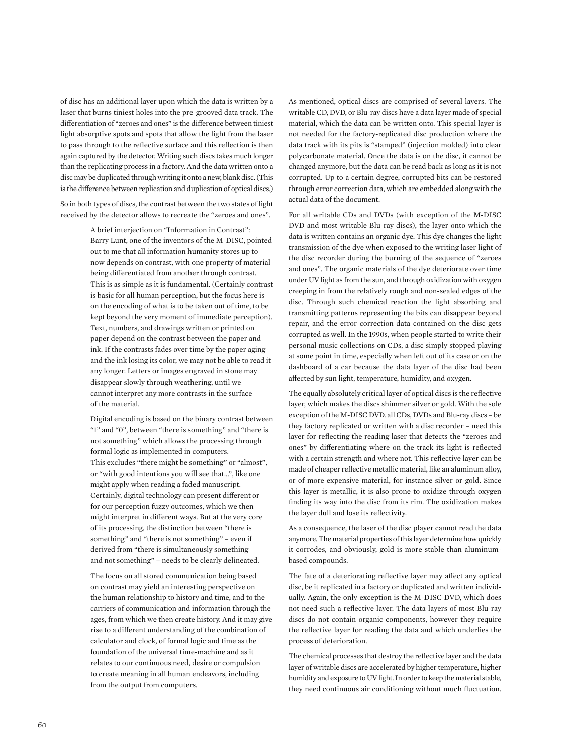of disc has an additional layer upon which the data is written by a laser that burns tiniest holes into the pre-grooved data track. The differentiation of "zeroes and ones" is the difference between tiniest light absorptive spots and spots that allow the light from the laser to pass through to the reflective surface and this reflection is then again captured by the detector. Writing such discs takes much longer than the replicating process in a factory. And the data written onto a disc may be duplicated through writing it onto a new, blank disc. (This is the difference between replication and duplication of optical discs.)

So in both types of discs, the contrast between the two states of light received by the detector allows to recreate the "zeroes and ones".

> A brief interjection on "Information in Contrast": Barry Lunt, one of the inventors of the M-DISC, pointed out to me that all information humanity stores up to now depends on contrast, with one property of material being differentiated from another through contrast. This is as simple as it is fundamental. (Certainly contrast is basic for all human perception, but the focus here is on the encoding of what is to be taken out of time, to be kept beyond the very moment of immediate perception). Text, numbers, and drawings written or printed on paper depend on the contrast between the paper and ink. If the contrasts fades over time by the paper aging and the ink losing its color, we may not be able to read it any longer. Letters or images engraved in stone may disappear slowly through weathering, until we cannot interpret any more contrasts in the surface of the material.
>
> Digital encoding is based on the binary contrast between "1" and "0", between "there is something" and "there is not something" which allows the processing through formal logic as implemented in computers. This excludes "there might be something" or "almost", or "with good intentions you will see that…", like one might apply when reading a faded manuscript. Certainly, digital technology can present different or for our perception fuzzy outcomes, which we then might interpret in different ways. But at the very core of its processing, the distinction between "there is something" and "there is not something" – even if derived from "there is simultaneously something and not something" – needs to be clearly delineated.
>
> The focus on all stored communication being based on contrast may yield an interesting perspective on the human relationship to history and time, and to the carriers of communication and information through the ages, from which we then create history. And it may give rise to a different understanding of the combination of calculator and clock, of formal logic and time as the foundation of the universal time-machine and as it relates to our continuous need, desire or compulsion to create meaning in all human endeavors, including from the output from computers.

As mentioned, optical discs are comprised of several layers. The writable CD, DVD, or Blu-ray discs have a data layer made of special material, which the data can be written onto. This special layer is not needed for the factory-replicated disc production where the data track with its pits is "stamped" (injection molded) into clear polycarbonate material. Once the data is on the disc, it cannot be changed anymore, but the data can be read back as long as it is not corrupted. Up to a certain degree, corrupted bits can be restored through error correction data, which are embedded along with the actual data of the document.

For all writable CDs and DVDs (with exception of the M-DISC DVD and most writable Blu-ray discs), the layer onto which the data is written contains an organic dye. This dye changes the light transmission of the dye when exposed to the writing laser light of the disc recorder during the burning of the sequence of "zeroes and ones". The organic materials of the dye deteriorate over time under UV light as from the sun, and through oxidization with oxygen creeping in from the relatively rough and non-sealed edges of the disc. Through such chemical reaction the light absorbing and transmitting patterns representing the bits can disappear beyond repair, and the error correction data contained on the disc gets corrupted as well. In the 1990s, when people started to write their personal music collections on CDs, a disc simply stopped playing at some point in time, especially when left out of its case or on the dashboard of a car because the data layer of the disc had been affected by sun light, temperature, humidity, and oxygen.

The equally absolutely critical layer of optical discs is the reflective layer, which makes the discs shimmer silver or gold. With the sole exception of the M-DISC DVD. all CDs, DVDs and Blu-ray discs – be they factory replicated or written with a disc recorder – need this layer for reflecting the reading laser that detects the "zeroes and ones" by differentiating where on the track its light is reflected with a certain strength and where not. This reflective layer can be made of cheaper reflective metallic material, like an aluminum alloy, or of more expensive material, for instance silver or gold. Since this layer is metallic, it is also prone to oxidize through oxygen finding its way into the disc from its rim. The oxidization makes the layer dull and lose its reflectivity.

As a consequence, the laser of the disc player cannot read the data anymore. The material properties of this layer determine how quickly it corrodes, and obviously, gold is more stable than aluminum-based compounds.

The fate of a deteriorating reflective layer may affect any optical disc, be it replicated in a factory or duplicated and written individually. Again, the only exception is the M-DISC DVD, which does not need such a reflective layer. The data layers of most Blu-ray discs do not contain organic components, however they require the reflective layer for reading the data and which underlies the process of deterioration.

The chemical processes that destroy the reflective layer and the data layer of writable discs are accelerated by higher temperature, higher humidity and exposure to UV light. In order to keep the material stable, they need continuous air conditioning without much fluctuation.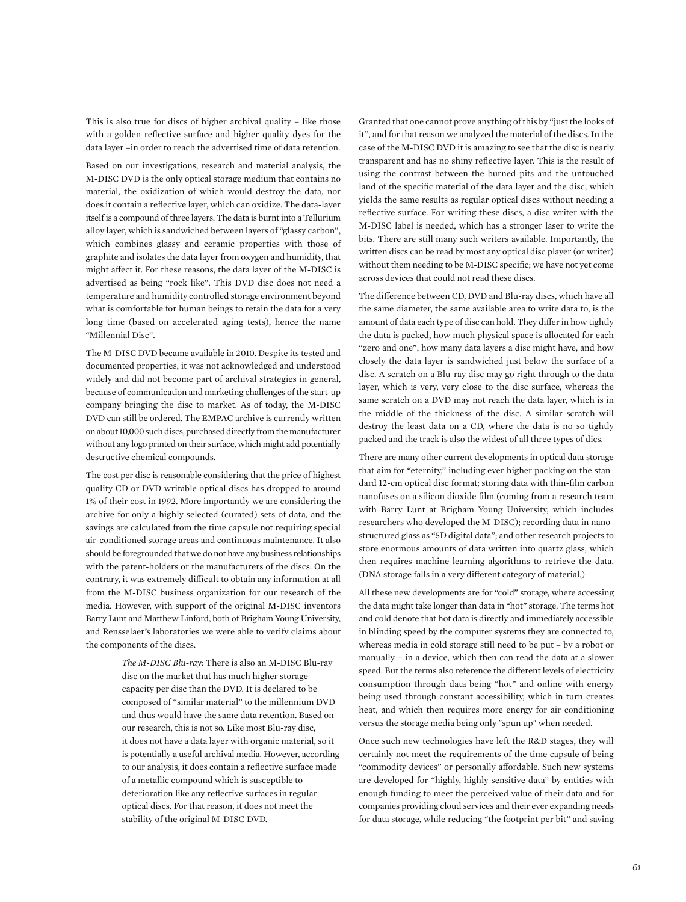This is also true for discs of higher archival quality – like those with a golden reflective surface and higher quality dyes for the data layer –in order to reach the advertised time of data retention.

Based on our investigations, research and material analysis, the M-DISC DVD is the only optical storage medium that contains no material, the oxidization of which would destroy the data, nor does it contain a reflective layer, which can oxidize. The data-layer itself is a compound of three layers. The data is burnt into a Tellurium alloy layer, which is sandwiched between layers of "glassy carbon", which combines glassy and ceramic properties with those of graphite and isolates the data layer from oxygen and humidity, that might affect it. For these reasons, the data layer of the M-DISC is advertised as being "rock like". This DVD disc does not need a temperature and humidity controlled storage environment beyond what is comfortable for human beings to retain the data for a very long time (based on accelerated aging tests), hence the name "Millennial Disc".

The M-DISC DVD became available in 2010. Despite its tested and documented properties, it was not acknowledged and understood widely and did not become part of archival strategies in general, because of communication and marketing challenges of the start-up company bringing the disc to market. As of today, the M-DISC DVD can still be ordered. The EMPAC archive is currently written on about 10,000 such discs, purchased directly from the manufacturer without any logo printed on their surface, which might add potentially destructive chemical compounds.

The cost per disc is reasonable considering that the price of highest quality CD or DVD writable optical discs has dropped to around 1% of their cost in 1992. More importantly we are considering the archive for only a highly selected (curated) sets of data, and the savings are calculated from the time capsule not requiring special air-conditioned storage areas and continuous maintenance. It also should be foregrounded that we do not have any business relationships with the patent-holders or the manufacturers of the discs. On the contrary, it was extremely difficult to obtain any information at all from the M-DISC business organization for our research of the media. However, with support of the original M-DISC inventors Barry Lunt and Matthew Linford, both of Brigham Young University, and Rensselaer's laboratories we were able to verify claims about the components of the discs.

> *The M-DISC Blu-ray*: There is also an M-DISC Blu-ray disc on the market that has much higher storage capacity per disc than the DVD. It is declared to be composed of "similar material" to the millennium DVD and thus would have the same data retention. Based on our research, this is not so. Like most Blu-ray disc, it does not have a data layer with organic material, so it is potentially a useful archival media. However, according to our analysis, it does contain a reflective surface made of a metallic compound which is susceptible to deterioration like any reflective surfaces in regular optical discs. For that reason, it does not meet the stability of the original M-DISC DVD.

Granted that one cannot prove anything of this by "just the looks of it", and for that reason we analyzed the material of the discs. In the case of the M-DISC DVD it is amazing to see that the disc is nearly transparent and has no shiny reflective layer. This is the result of using the contrast between the burned pits and the untouched land of the specific material of the data layer and the disc, which yields the same results as regular optical discs without needing a reflective surface. For writing these discs, a disc writer with the M-DISC label is needed, which has a stronger laser to write the bits. There are still many such writers available. Importantly, the written discs can be read by most any optical disc player (or writer) without them needing to be M-DISC specific; we have not yet come across devices that could not read these discs.

The difference between CD, DVD and Blu-ray discs, which have all the same diameter, the same available area to write data to, is the amount of data each type of disc can hold. They differ in how tightly the data is packed, how much physical space is allocated for each "zero and one", how many data layers a disc might have, and how closely the data layer is sandwiched just below the surface of a disc. A scratch on a Blu-ray disc may go right through to the data layer, which is very, very close to the disc surface, whereas the same scratch on a DVD may not reach the data layer, which is in the middle of the thickness of the disc. A similar scratch will destroy the least data on a CD, where the data is no so tightly packed and the track is also the widest of all three types of dics.

There are many other current developments in optical data storage that aim for "eternity," including ever higher packing on the standard 12-cm optical disc format; storing data with thin-film carbon nanofuses on a silicon dioxide film (coming from a research team with Barry Lunt at Brigham Young University, which includes researchers who developed the M-DISC); recording data in nano-structured glass as "5D digital data"; and other research projects to store enormous amounts of data written into quartz glass, which then requires machine-learning algorithms to retrieve the data. (DNA storage falls in a very different category of material.)

All these new developments are for "cold" storage, where accessing the data might take longer than data in "hot" storage. The terms hot and cold denote that hot data is directly and immediately accessible in blinding speed by the computer systems they are connected to, whereas media in cold storage still need to be put – by a robot or manually – in a device, which then can read the data at a slower speed. But the terms also reference the different levels of electricity consumption through data being "hot" and online with energy being used through constant accessibility, which in turn creates heat, and which then requires more energy for air conditioning versus the storage media being only "spun up" when needed.

Once such new technologies have left the R&D stages, they will certainly not meet the requirements of the time capsule of being "commodity devices" or personally affordable. Such new systems are developed for "highly, highly sensitive data" by entities with enough funding to meet the perceived value of their data and for companies providing cloud services and their ever expanding needs for data storage, while reducing "the footprint per bit" and saving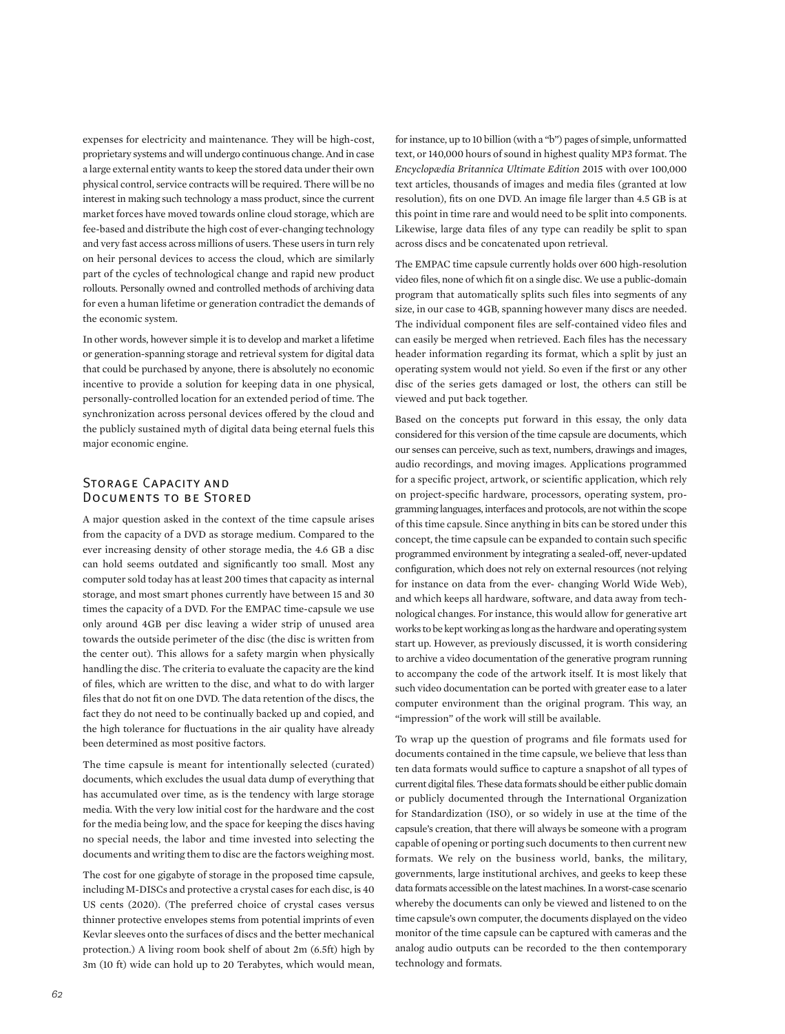expenses for electricity and maintenance. They will be high-cost, proprietary systems and will undergo continuous change. And in case a large external entity wants to keep the stored data under their own physical control, service contracts will be required. There will be no interest in making such technology a mass product, since the current market forces have moved towards online cloud storage, which are fee-based and distribute the high cost of ever-changing technology and very fast access across millions of users. These users in turn rely on heir personal devices to access the cloud, which are similarly part of the cycles of technological change and rapid new product rollouts. Personally owned and controlled methods of archiving data for even a human lifetime or generation contradict the demands of the economic system.

In other words, however simple it is to develop and market a lifetime or generation-spanning storage and retrieval system for digital data that could be purchased by anyone, there is absolutely no economic incentive to provide a solution for keeping data in one physical, personally-controlled location for an extended period of time. The synchronization across personal devices offered by the cloud and the publicly sustained myth of digital data being eternal fuels this major economic engine.

## Storage Capacity and Documents to be Stored

A major question asked in the context of the time capsule arises from the capacity of a DVD as storage medium. Compared to the ever increasing density of other storage media, the 4.6 GB a disc can hold seems outdated and significantly too small. Most any computer sold today has at least 200 times that capacity as internal storage, and most smart phones currently have between 15 and 30 times the capacity of a DVD. For the EMPAC time-capsule we use only around 4GB per disc leaving a wider strip of unused area towards the outside perimeter of the disc (the disc is written from the center out). This allows for a safety margin when physically handling the disc. The criteria to evaluate the capacity are the kind of files, which are written to the disc, and what to do with larger files that do not fit on one DVD. The data retention of the discs, the fact they do not need to be continually backed up and copied, and the high tolerance for fluctuations in the air quality have already been determined as most positive factors.

The time capsule is meant for intentionally selected (curated) documents, which excludes the usual data dump of everything that has accumulated over time, as is the tendency with large storage media. With the very low initial cost for the hardware and the cost for the media being low, and the space for keeping the discs having no special needs, the labor and time invested into selecting the documents and writing them to disc are the factors weighing most.

The cost for one gigabyte of storage in the proposed time capsule, including M-DISCs and protective a crystal cases for each disc, is 40 US cents (2020). (The preferred choice of crystal cases versus thinner protective envelopes stems from potential imprints of even Kevlar sleeves onto the surfaces of discs and the better mechanical protection.) A living room book shelf of about 2m (6.5ft) high by 3m (10 ft) wide can hold up to 20 Terabytes, which would mean, for instance, up to 10 billion (with a "b") pages of simple, unformatted text, or 140,000 hours of sound in highest quality MP3 format. The *Encyclopædia Britannica Ultimate Edition* 2015 with over 100,000 text articles, thousands of images and media files (granted at low resolution), fits on one DVD. An image file larger than 4.5 GB is at this point in time rare and would need to be split into components. Likewise, large data files of any type can readily be split to span across discs and be concatenated upon retrieval.

The EMPAC time capsule currently holds over 600 high-resolution video files, none of which fit on a single disc. We use a public-domain program that automatically splits such files into segments of any size, in our case to 4GB, spanning however many discs are needed. The individual component files are self-contained video files and can easily be merged when retrieved. Each files has the necessary header information regarding its format, which a split by just an operating system would not yield. So even if the first or any other disc of the series gets damaged or lost, the others can still be viewed and put back together.

Based on the concepts put forward in this essay, the only data considered for this version of the time capsule are documents, which our senses can perceive, such as text, numbers, drawings and images, audio recordings, and moving images. Applications programmed for a specific project, artwork, or scientific application, which rely on project-specific hardware, processors, operating system, programming languages, interfaces and protocols, are not within the scope of this time capsule. Since anything in bits can be stored under this concept, the time capsule can be expanded to contain such specific programmed environment by integrating a sealed-off, never-updated configuration, which does not rely on external resources (not relying for instance on data from the ever- changing World Wide Web), and which keeps all hardware, software, and data away from technological changes. For instance, this would allow for generative art works to be kept working as long as the hardware and operating system start up. However, as previously discussed, it is worth considering to archive a video documentation of the generative program running to accompany the code of the artwork itself. It is most likely that such video documentation can be ported with greater ease to a later computer environment than the original program. This way, an "impression" of the work will still be available.

To wrap up the question of programs and file formats used for documents contained in the time capsule, we believe that less than ten data formats would suffice to capture a snapshot of all types of current digital files. These data formats should be either public domain or publicly documented through the International Organization for Standardization (ISO), or so widely in use at the time of the capsule's creation, that there will always be someone with a program capable of opening or porting such documents to then current new formats. We rely on the business world, banks, the military, governments, large institutional archives, and geeks to keep these data formats accessible on the latest machines. In a worst-case scenario whereby the documents can only be viewed and listened to on the time capsule's own computer, the documents displayed on the video monitor of the time capsule can be captured with cameras and the analog audio outputs can be recorded to the then contemporary technology and formats.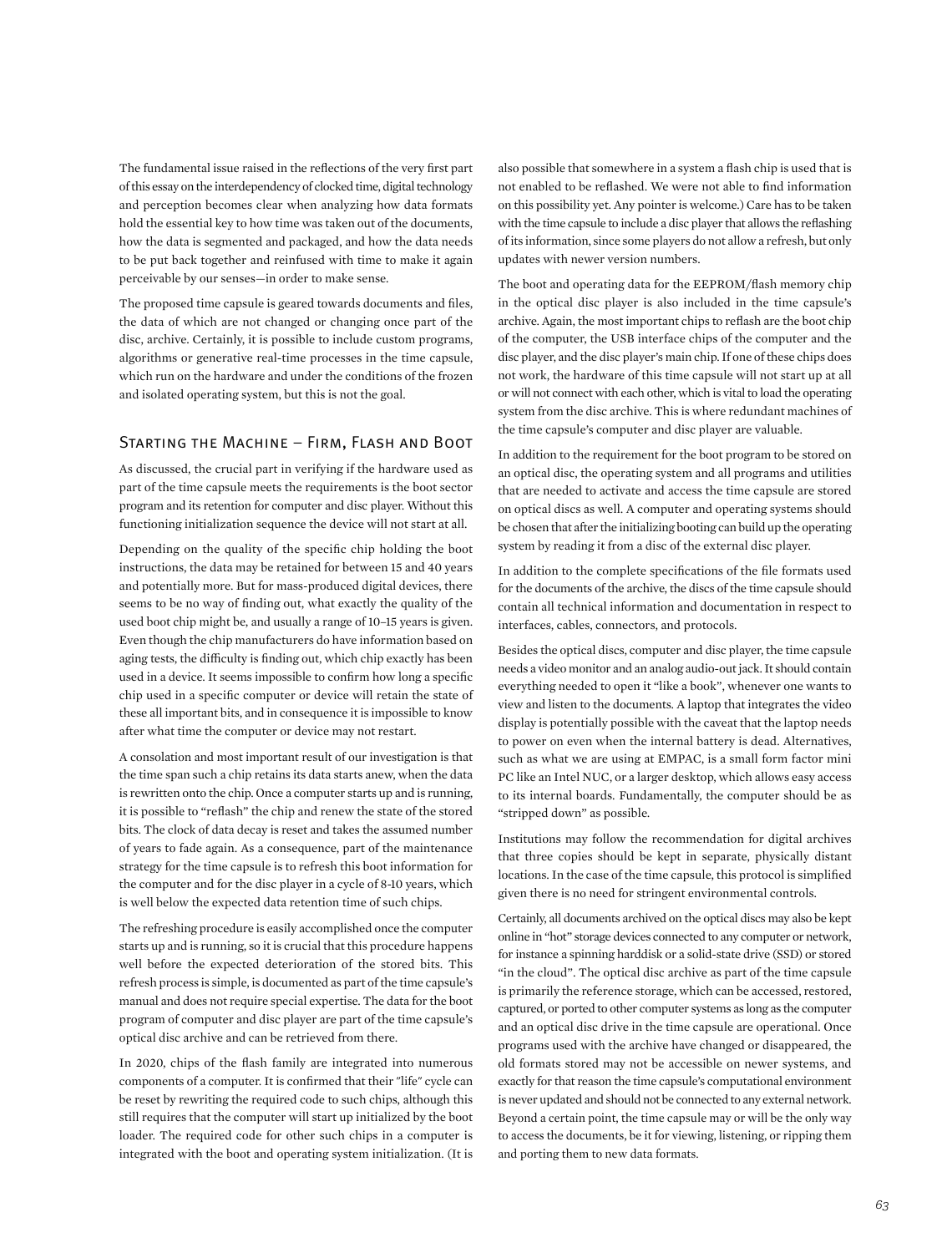The fundamental issue raised in the reflections of the very first part of this essay on the interdependency of clocked time, digital technology and perception becomes clear when analyzing how data formats hold the essential key to how time was taken out of the documents, how the data is segmented and packaged, and how the data needs to be put back together and reinfused with time to make it again perceivable by our senses—in order to make sense.

The proposed time capsule is geared towards documents and files, the data of which are not changed or changing once part of the disc, archive. Certainly, it is possible to include custom programs, algorithms or generative real-time processes in the time capsule, which run on the hardware and under the conditions of the frozen and isolated operating system, but this is not the goal.

## Starting the Machine – Firm, Flash and Boot

As discussed, the crucial part in verifying if the hardware used as part of the time capsule meets the requirements is the boot sector program and its retention for computer and disc player. Without this functioning initialization sequence the device will not start at all.

Depending on the quality of the specific chip holding the boot instructions, the data may be retained for between 15 and 40 years and potentially more. But for mass-produced digital devices, there seems to be no way of finding out, what exactly the quality of the used boot chip might be, and usually a range of 10–15 years is given. Even though the chip manufacturers do have information based on aging tests, the difficulty is finding out, which chip exactly has been used in a device. It seems impossible to confirm how long a specific chip used in a specific computer or device will retain the state of these all important bits, and in consequence it is impossible to know after what time the computer or device may not restart.

A consolation and most important result of our investigation is that the time span such a chip retains its data starts anew, when the data is rewritten onto the chip. Once a computer starts up and is running, it is possible to "reflash" the chip and renew the state of the stored bits. The clock of data decay is reset and takes the assumed number of years to fade again. As a consequence, part of the maintenance strategy for the time capsule is to refresh this boot information for the computer and for the disc player in a cycle of 8-10 years, which is well below the expected data retention time of such chips.

The refreshing procedure is easily accomplished once the computer starts up and is running, so it is crucial that this procedure happens well before the expected deterioration of the stored bits. This refresh process is simple, is documented as part of the time capsule's manual and does not require special expertise. The data for the boot program of computer and disc player are part of the time capsule's optical disc archive and can be retrieved from there.

In 2020, chips of the flash family are integrated into numerous components of a computer. It is confirmed that their "life" cycle can be reset by rewriting the required code to such chips, although this still requires that the computer will start up initialized by the boot loader. The required code for other such chips in a computer is integrated with the boot and operating system initialization. (It is also possible that somewhere in a system a flash chip is used that is not enabled to be reflashed. We were not able to find information on this possibility yet. Any pointer is welcome.) Care has to be taken with the time capsule to include a disc player that allows the reflashing of its information, since some players do not allow a refresh, but only updates with newer version numbers.

The boot and operating data for the EEPROM/flash memory chip in the optical disc player is also included in the time capsule's archive. Again, the most important chips to reflash are the boot chip of the computer, the USB interface chips of the computer and the disc player, and the disc player's main chip. If one of these chips does not work, the hardware of this time capsule will not start up at all or will not connect with each other, which is vital to load the operating system from the disc archive. This is where redundant machines of the time capsule's computer and disc player are valuable.

In addition to the requirement for the boot program to be stored on an optical disc, the operating system and all programs and utilities that are needed to activate and access the time capsule are stored on optical discs as well. A computer and operating systems should be chosen that after the initializing booting can build up the operating system by reading it from a disc of the external disc player.

In addition to the complete specifications of the file formats used for the documents of the archive, the discs of the time capsule should contain all technical information and documentation in respect to interfaces, cables, connectors, and protocols.

Besides the optical discs, computer and disc player, the time capsule needs a video monitor and an analog audio-out jack. It should contain everything needed to open it "like a book", whenever one wants to view and listen to the documents. A laptop that integrates the video display is potentially possible with the caveat that the laptop needs to power on even when the internal battery is dead. Alternatives, such as what we are using at EMPAC, is a small form factor mini PC like an Intel NUC, or a larger desktop, which allows easy access to its internal boards. Fundamentally, the computer should be as "stripped down" as possible.

Institutions may follow the recommendation for digital archives that three copies should be kept in separate, physically distant locations. In the case of the time capsule, this protocol is simplified given there is no need for stringent environmental controls.

Certainly, all documents archived on the optical discs may also be kept online in "hot" storage devices connected to any computer or network, for instance a spinning harddisk or a solid-state drive (SSD) or stored "in the cloud". The optical disc archive as part of the time capsule is primarily the reference storage, which can be accessed, restored, captured, or ported to other computer systems as long as the computer and an optical disc drive in the time capsule are operational. Once programs used with the archive have changed or disappeared, the old formats stored may not be accessible on newer systems, and exactly for that reason the time capsule's computational environment is never updated and should not be connected to any external network. Beyond a certain point, the time capsule may or will be the only way to access the documents, be it for viewing, listening, or ripping them and porting them to new data formats.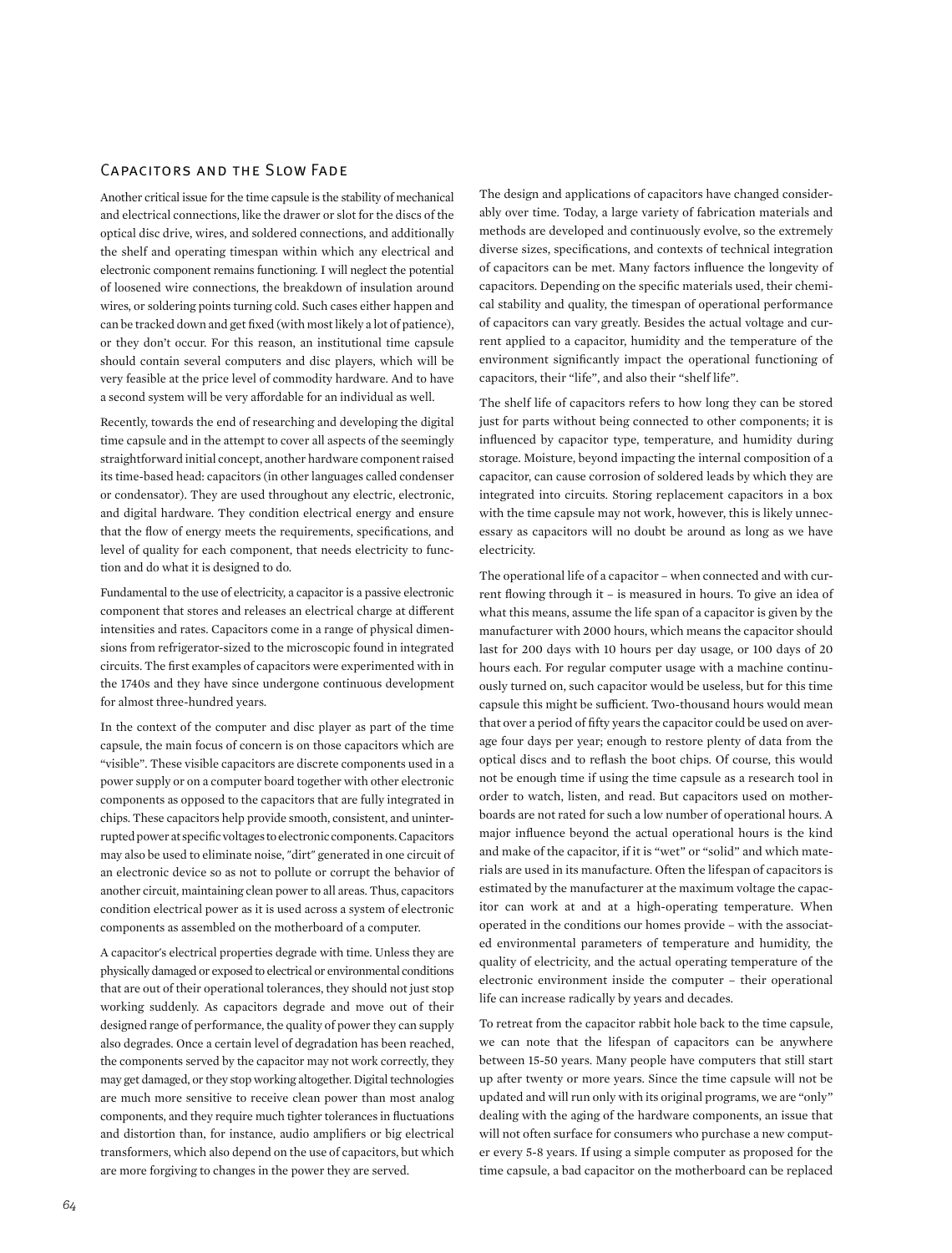## Capacitors and the Slow Fade

Another critical issue for the time capsule is the stability of mechanical and electrical connections, like the drawer or slot for the discs of the optical disc drive, wires, and soldered connections, and additionally the shelf and operating timespan within which any electrical and electronic component remains functioning. I will neglect the potential of loosened wire connections, the breakdown of insulation around wires, or soldering points turning cold. Such cases either happen and can be tracked down and get fixed (with most likely a lot of patience), or they don't occur. For this reason, an institutional time capsule should contain several computers and disc players, which will be very feasible at the price level of commodity hardware. And to have a second system will be very affordable for an individual as well.

Recently, towards the end of researching and developing the digital time capsule and in the attempt to cover all aspects of the seemingly straightforward initial concept, another hardware component raised its time-based head: capacitors (in other languages called condenser or condensator). They are used throughout any electric, electronic, and digital hardware. They condition electrical energy and ensure that the flow of energy meets the requirements, specifications, and level of quality for each component, that needs electricity to function and do what it is designed to do.

Fundamental to the use of electricity, a capacitor is a passive electronic component that stores and releases an electrical charge at different intensities and rates. Capacitors come in a range of physical dimensions from refrigerator-sized to the microscopic found in integrated circuits. The first examples of capacitors were experimented with in the 1740s and they have since undergone continuous development for almost three-hundred years.

In the context of the computer and disc player as part of the time capsule, the main focus of concern is on those capacitors which are "visible". These visible capacitors are discrete components used in a power supply or on a computer board together with other electronic components as opposed to the capacitors that are fully integrated in chips. These capacitors help provide smooth, consistent, and uninterrupted power at specific voltages to electronic components. Capacitors may also be used to eliminate noise, "dirt" generated in one circuit of an electronic device so as not to pollute or corrupt the behavior of another circuit, maintaining clean power to all areas. Thus, capacitors condition electrical power as it is used across a system of electronic components as assembled on the motherboard of a computer.

A capacitor's electrical properties degrade with time. Unless they are physically damaged or exposed to electrical or environmental conditions that are out of their operational tolerances, they should not just stop working suddenly. As capacitors degrade and move out of their designed range of performance, the quality of power they can supply also degrades. Once a certain level of degradation has been reached, the components served by the capacitor may not work correctly, they may get damaged, or they stop working altogether. Digital technologies are much more sensitive to receive clean power than most analog components, and they require much tighter tolerances in fluctuations and distortion than, for instance, audio amplifiers or big electrical transformers, which also depend on the use of capacitors, but which are more forgiving to changes in the power they are served.

The design and applications of capacitors have changed considerably over time. Today, a large variety of fabrication materials and methods are developed and continuously evolve, so the extremely diverse sizes, specifications, and contexts of technical integration of capacitors can be met. Many factors influence the longevity of capacitors. Depending on the specific materials used, their chemical stability and quality, the timespan of operational performance of capacitors can vary greatly. Besides the actual voltage and current applied to a capacitor, humidity and the temperature of the environment significantly impact the operational functioning of capacitors, their "life", and also their "shelf life".

The shelf life of capacitors refers to how long they can be stored just for parts without being connected to other components; it is influenced by capacitor type, temperature, and humidity during storage. Moisture, beyond impacting the internal composition of a capacitor, can cause corrosion of soldered leads by which they are integrated into circuits. Storing replacement capacitors in a box with the time capsule may not work, however, this is likely unnecessary as capacitors will no doubt be around as long as we have electricity.

The operational life of a capacitor – when connected and with current flowing through it – is measured in hours. To give an idea of what this means, assume the life span of a capacitor is given by the manufacturer with 2000 hours, which means the capacitor should last for 200 days with 10 hours per day usage, or 100 days of 20 hours each. For regular computer usage with a machine continuously turned on, such capacitor would be useless, but for this time capsule this might be sufficient. Two-thousand hours would mean that over a period of fifty years the capacitor could be used on average four days per year; enough to restore plenty of data from the optical discs and to reflash the boot chips. Of course, this would not be enough time if using the time capsule as a research tool in order to watch, listen, and read. But capacitors used on motherboards are not rated for such a low number of operational hours. A major influence beyond the actual operational hours is the kind and make of the capacitor, if it is "wet" or "solid" and which materials are used in its manufacture. Often the lifespan of capacitors is estimated by the manufacturer at the maximum voltage the capacitor can work at and at a high-operating temperature. When operated in the conditions our homes provide – with the associated environmental parameters of temperature and humidity, the quality of electricity, and the actual operating temperature of the electronic environment inside the computer – their operational life can increase radically by years and decades.

To retreat from the capacitor rabbit hole back to the time capsule, we can note that the lifespan of capacitors can be anywhere between 15-50 years. Many people have computers that still start up after twenty or more years. Since the time capsule will not be updated and will run only with its original programs, we are "only" dealing with the aging of the hardware components, an issue that will not often surface for consumers who purchase a new computer every 5-8 years. If using a simple computer as proposed for the time capsule, a bad capacitor on the motherboard can be replaced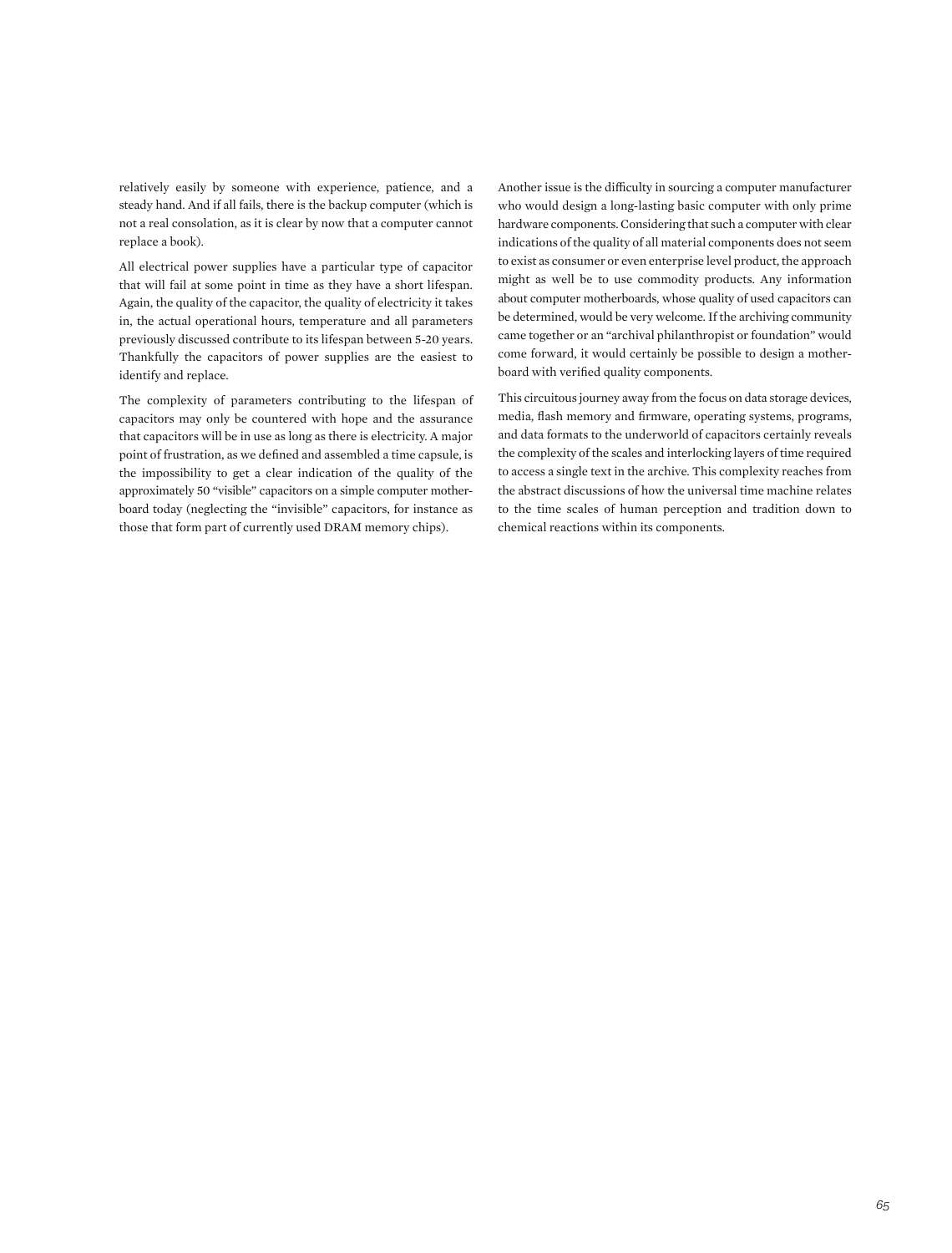relatively easily by someone with experience, patience, and a steady hand. And if all fails, there is the backup computer (which is not a real consolation, as it is clear by now that a computer cannot replace a book).

All electrical power supplies have a particular type of capacitor that will fail at some point in time as they have a short lifespan. Again, the quality of the capacitor, the quality of electricity it takes in, the actual operational hours, temperature and all parameters previously discussed contribute to its lifespan between 5-20 years. Thankfully the capacitors of power supplies are the easiest to identify and replace.

The complexity of parameters contributing to the lifespan of capacitors may only be countered with hope and the assurance that capacitors will be in use as long as there is electricity. A major point of frustration, as we defined and assembled a time capsule, is the impossibility to get a clear indication of the quality of the approximately 50 "visible" capacitors on a simple computer motherboard today (neglecting the "invisible" capacitors, for instance as those that form part of currently used DRAM memory chips).

Another issue is the difficulty in sourcing a computer manufacturer who would design a long-lasting basic computer with only prime hardware components. Considering that such a computer with clear indications of the quality of all material components does not seem to exist as consumer or even enterprise level product, the approach might as well be to use commodity products. Any information about computer motherboards, whose quality of used capacitors can be determined, would be very welcome. If the archiving community came together or an "archival philanthropist or foundation" would come forward, it would certainly be possible to design a motherboard with verified quality components.

This circuitous journey away from the focus on data storage devices, media, flash memory and firmware, operating systems, programs, and data formats to the underworld of capacitors certainly reveals the complexity of the scales and interlocking layers of time required to access a single text in the archive. This complexity reaches from the abstract discussions of how the universal time machine relates to the time scales of human perception and tradition down to chemical reactions within its components.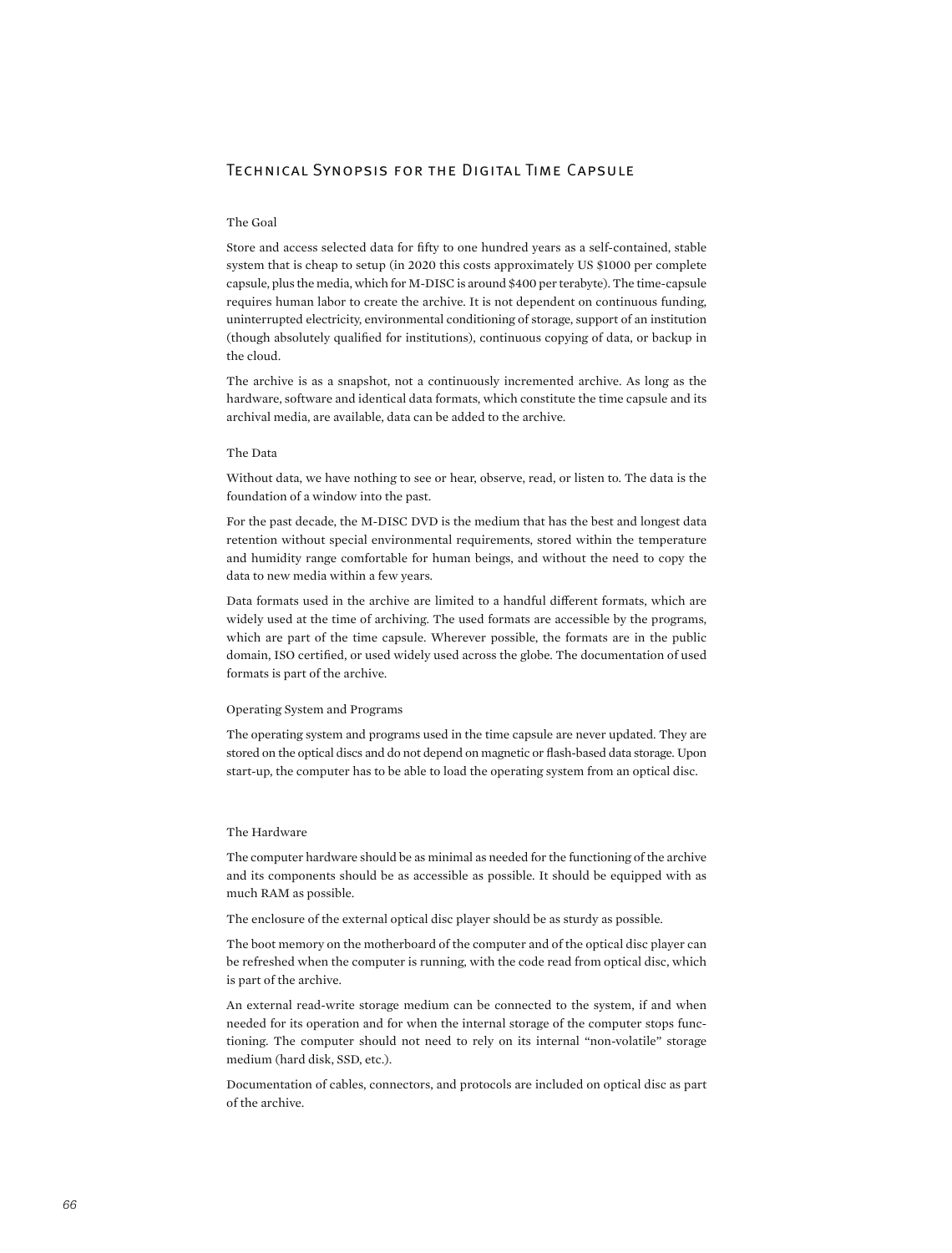## Technical Synopsis for the Digital Time Capsule

### The Goal

Store and access selected data for fifty to one hundred years as a self-contained, stable system that is cheap to setup (in 2020 this costs approximately US $1000 per complete capsule, plus the media, which for M-DISC is around $400 per terabyte). The time-capsule requires human labor to create the archive. It is not dependent on continuous funding, uninterrupted electricity, environmental conditioning of storage, support of an institution (though absolutely qualified for institutions), continuous copying of data, or backup in the cloud.

The archive is as a snapshot, not a continuously incremented archive. As long as the hardware, software and identical data formats, which constitute the time capsule and its archival media, are available, data can be added to the archive.

### The Data

Without data, we have nothing to see or hear, observe, read, or listen to. The data is the foundation of a window into the past.

For the past decade, the M-DISC DVD is the medium that has the best and longest data retention without special environmental requirements, stored within the temperature and humidity range comfortable for human beings, and without the need to copy the data to new media within a few years.

Data formats used in the archive are limited to a handful different formats, which are widely used at the time of archiving. The used formats are accessible by the programs, which are part of the time capsule. Wherever possible, the formats are in the public domain, ISO certified, or used widely used across the globe. The documentation of used formats is part of the archive.

### Operating System and Programs

The operating system and programs used in the time capsule are never updated. They are stored on the optical discs and do not depend on magnetic or flash-based data storage. Upon start-up, the computer has to be able to load the operating system from an optical disc.

### The Hardware

The computer hardware should be as minimal as needed for the functioning of the archive and its components should be as accessible as possible. It should be equipped with as much RAM as possible.

The enclosure of the external optical disc player should be as sturdy as possible.

The boot memory on the motherboard of the computer and of the optical disc player can be refreshed when the computer is running, with the code read from optical disc, which is part of the archive.

An external read-write storage medium can be connected to the system, if and when needed for its operation and for when the internal storage of the computer stops functioning. The computer should not need to rely on its internal "non-volatile" storage medium (hard disk, SSD, etc.).

Documentation of cables, connectors, and protocols are included on optical disc as part of the archive.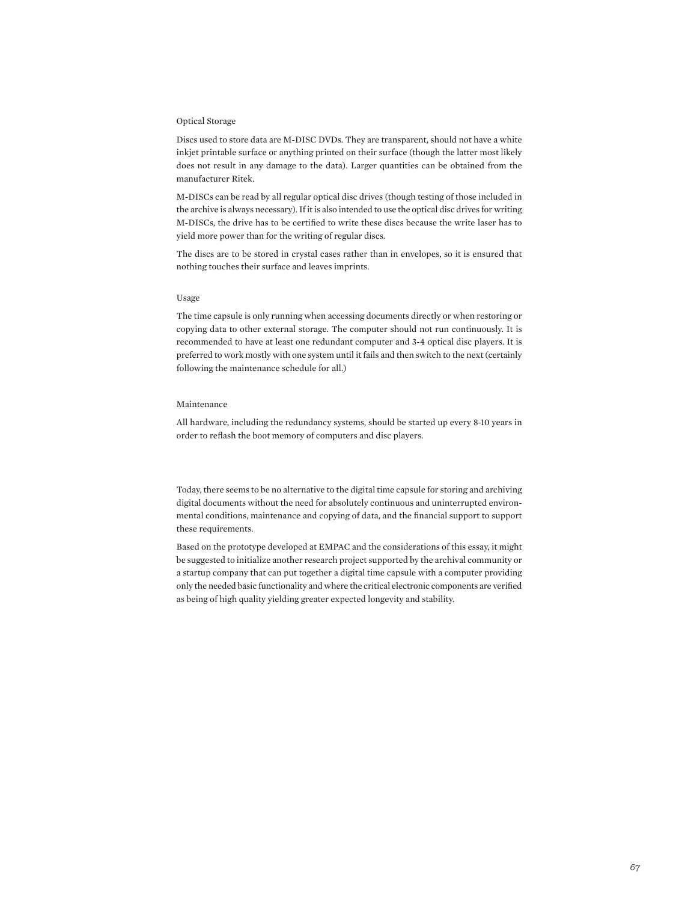### Optical Storage

Discs used to store data are M-DISC DVDs. They are transparent, should not have a white inkjet printable surface or anything printed on their surface (though the latter most likely does not result in any damage to the data). Larger quantities can be obtained from the manufacturer Ritek.

M-DISCs can be read by all regular optical disc drives (though testing of those included in the archive is always necessary). If it is also intended to use the optical disc drives for writing M-DISCs, the drive has to be certified to write these discs because the write laser has to yield more power than for the writing of regular discs.

The discs are to be stored in crystal cases rather than in envelopes, so it is ensured that nothing touches their surface and leaves imprints.

### Usage

The time capsule is only running when accessing documents directly or when restoring or copying data to other external storage. The computer should not run continuously. It is recommended to have at least one redundant computer and 3-4 optical disc players. It is preferred to work mostly with one system until it fails and then switch to the next (certainly following the maintenance schedule for all.)

### Maintenance

All hardware, including the redundancy systems, should be started up every 8-10 years in order to reflash the boot memory of computers and disc players.

Today, there seems to be no alternative to the digital time capsule for storing and archiving digital documents without the need for absolutely continuous and uninterrupted environmental conditions, maintenance and copying of data, and the financial support to support these requirements.

Based on the prototype developed at EMPAC and the considerations of this essay, it might be suggested to initialize another research project supported by the archival community or a startup company that can put together a digital time capsule with a computer providing only the needed basic functionality and where the critical electronic components are verified as being of high quality yielding greater expected longevity and stability.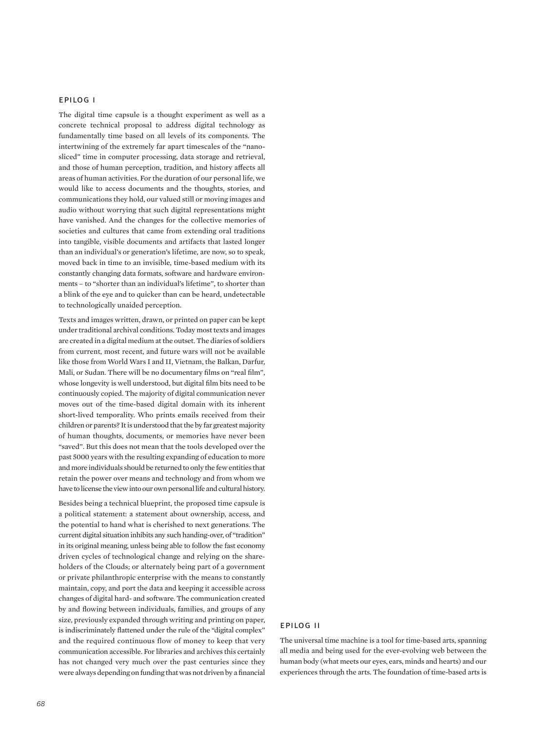## EPILOG I

The digital time capsule is a thought experiment as well as a concrete technical proposal to address digital technology as fundamentally time based on all levels of its components. The intertwining of the extremely far apart timescales of the "nano-sliced" time in computer processing, data storage and retrieval, and those of human perception, tradition, and history affects all areas of human activities. For the duration of our personal life, we would like to access documents and the thoughts, stories, and communications they hold, our valued still or moving images and audio without worrying that such digital representations might have vanished. And the changes for the collective memories of societies and cultures that came from extending oral traditions into tangible, visible documents and artifacts that lasted longer than an individual's or generation's lifetime, are now, so to speak, moved back in time to an invisible, time-based medium with its constantly changing data formats, software and hardware environments – to "shorter than an individual's lifetime", to shorter than a blink of the eye and to quicker than can be heard, undetectable to technologically unaided perception.

Texts and images written, drawn, or printed on paper can be kept under traditional archival conditions. Today most texts and images are created in a digital medium at the outset. The diaries of soldiers from current, most recent, and future wars will not be available like those from World Wars I and II, Vietnam, the Balkan, Darfur, Mali, or Sudan. There will be no documentary films on "real film", whose longevity is well understood, but digital film bits need to be continuously copied. The majority of digital communication never moves out of the time-based digital domain with its inherent short-lived temporality. Who prints emails received from their children or parents? It is understood that the by far greatest majority of human thoughts, documents, or memories have never been "saved". But this does not mean that the tools developed over the past 5000 years with the resulting expanding of education to more and more individuals should be returned to only the few entities that retain the power over means and technology and from whom we have to license the view into our own personal life and cultural history.

Besides being a technical blueprint, the proposed time capsule is a political statement: a statement about ownership, access, and the potential to hand what is cherished to next generations. The current digital situation inhibits any such handing-over, of "tradition" in its original meaning, unless being able to follow the fast economy driven cycles of technological change and relying on the shareholders of the Clouds; or alternately being part of a government or private philanthropic enterprise with the means to constantly maintain, copy, and port the data and keeping it accessible across changes of digital hard- and software. The communication created by and flowing between individuals, families, and groups of any size, previously expanded through writing and printing on paper, is indiscriminately flattened under the rule of the "digital complex" and the required continuous flow of money to keep that very communication accessible. For libraries and archives this certainly has not changed very much over the past centuries since they were always depending on funding that was not driven by a financial

## EPILOG II

The universal time machine is a tool for time-based arts, spanning all media and being used for the ever-evolving web between the human body (what meets our eyes, ears, minds and hearts) and our experiences through the arts. The foundation of time-based arts is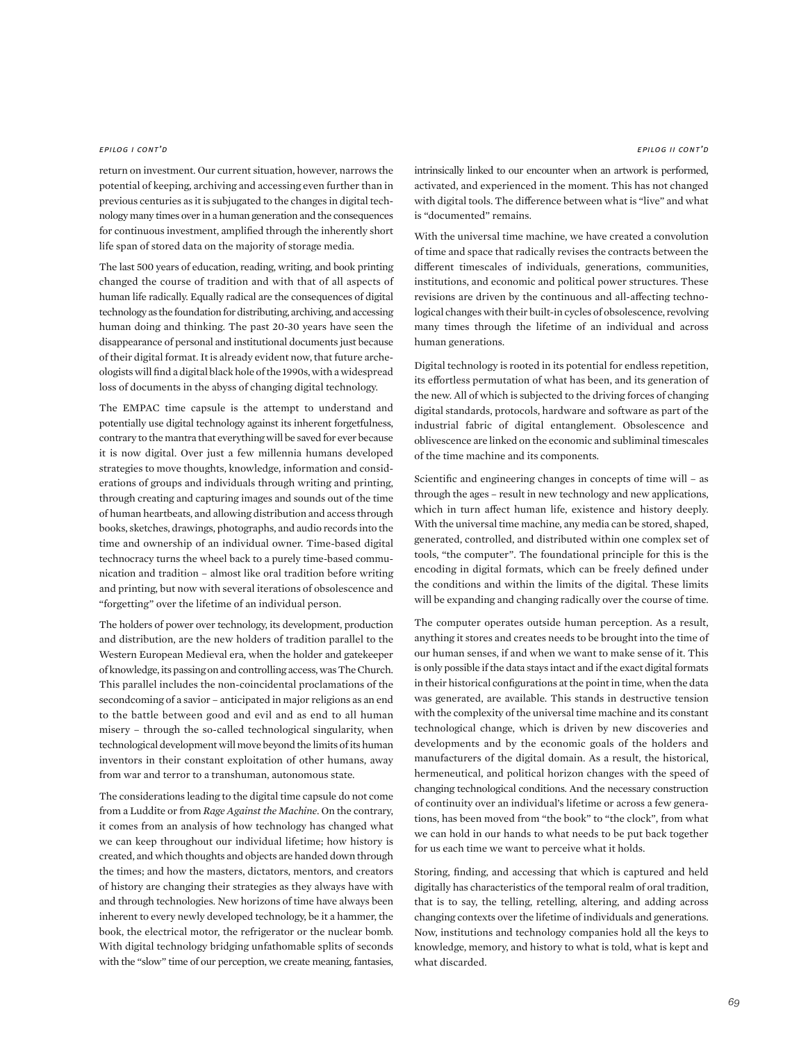return on investment. Our current situation, however, narrows the potential of keeping, archiving and accessing even further than in previous centuries as it is subjugated to the changes in digital technology many times over in a human generation and the consequences for continuous investment, amplified through the inherently short life span of stored data on the majority of storage media.

The last 500 years of education, reading, writing, and book printing changed the course of tradition and with that of all aspects of human life radically. Equally radical are the consequences of digital technology as the foundation for distributing, archiving, and accessing human doing and thinking. The past 20-30 years have seen the disappearance of personal and institutional documents just because of their digital format. It is already evident now, that future archeologists will find a digital black hole of the 1990s, with a widespread loss of documents in the abyss of changing digital technology.

The EMPAC time capsule is the attempt to understand and potentially use digital technology against its inherent forgetfulness, contrary to the mantra that everything will be saved for ever because it is now digital. Over just a few millennia humans developed strategies to move thoughts, knowledge, information and considerations of groups and individuals through writing and printing, through creating and capturing images and sounds out of the time of human heartbeats, and allowing distribution and access through books, sketches, drawings, photographs, and audio records into the time and ownership of an individual owner. Time-based digital technocracy turns the wheel back to a purely time-based communication and tradition – almost like oral tradition before writing and printing, but now with several iterations of obsolescence and "forgetting" over the lifetime of an individual person.

The holders of power over technology, its development, production and distribution, are the new holders of tradition parallel to the Western European Medieval era, when the holder and gatekeeper of knowledge, its passing on and controlling access, was The Church. This parallel includes the non-coincidental proclamations of the secondcoming of a savior – anticipated in major religions as an end to the battle between good and evil and as end to all human misery – through the so-called technological singularity, when technological development will move beyond the limits of its human inventors in their constant exploitation of other humans, away from war and terror to a transhuman, autonomous state.

The considerations leading to the digital time capsule do not come from a Luddite or from *Rage Against the Machine*. On the contrary, it comes from an analysis of how technology has changed what we can keep throughout our individual lifetime; how history is created, and which thoughts and objects are handed down through the times; and how the masters, dictators, mentors, and creators of history are changing their strategies as they always have with and through technologies. New horizons of time have always been inherent to every newly developed technology, be it a hammer, the book, the electrical motor, the refrigerator or the nuclear bomb. With digital technology bridging unfathomable splits of seconds with the "slow" time of our perception, we create meaning, fantasies, intrinsically linked to our encounter when an artwork is performed, activated, and experienced in the moment. This has not changed with digital tools. The difference between what is "live" and what is "documented" remains.

With the universal time machine, we have created a convolution of time and space that radically revises the contracts between the different timescales of individuals, generations, communities, institutions, and economic and political power structures. These revisions are driven by the continuous and all-affecting technological changes with their built-in cycles of obsolescence, revolving many times through the lifetime of an individual and across human generations.

Digital technology is rooted in its potential for endless repetition, its effortless permutation of what has been, and its generation of the new. All of which is subjected to the driving forces of changing digital standards, protocols, hardware and software as part of the industrial fabric of digital entanglement. Obsolescence and oblivescence are linked on the economic and subliminal timescales of the time machine and its components.

Scientific and engineering changes in concepts of time will – as through the ages – result in new technology and new applications, which in turn affect human life, existence and history deeply. With the universal time machine, any media can be stored, shaped, generated, controlled, and distributed within one complex set of tools, "the computer". The foundational principle for this is the encoding in digital formats, which can be freely defined under the conditions and within the limits of the digital. These limits will be expanding and changing radically over the course of time.

The computer operates outside human perception. As a result, anything it stores and creates needs to be brought into the time of our human senses, if and when we want to make sense of it. This is only possible if the data stays intact and if the exact digital formats in their historical configurations at the point in time, when the data was generated, are available. This stands in destructive tension with the complexity of the universal time machine and its constant technological change, which is driven by new discoveries and developments and by the economic goals of the holders and manufacturers of the digital domain. As a result, the historical, hermeneutical, and political horizon changes with the speed of changing technological conditions. And the necessary construction of continuity over an individual's lifetime or across a few generations, has been moved from "the book" to "the clock", from what we can hold in our hands to what needs to be put back together for us each time we want to perceive what it holds.

Storing, finding, and accessing that which is captured and held digitally has characteristics of the temporal realm of oral tradition, that is to say, the telling, retelling, altering, and adding across changing contexts over the lifetime of individuals and generations. Now, institutions and technology companies hold all the keys to knowledge, memory, and history to what is told, what is kept and what discarded.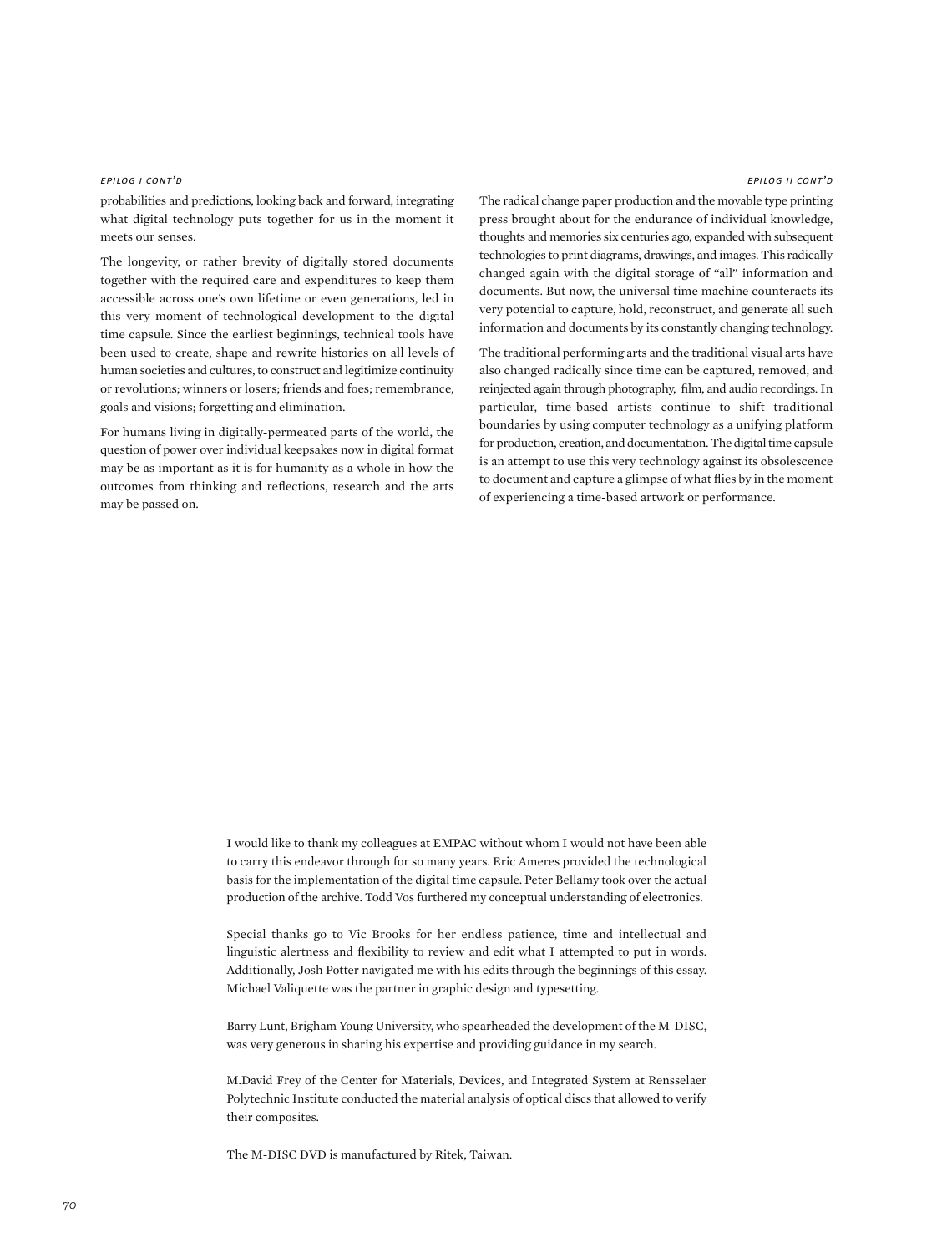*epilog i cont'd*

probabilities and predictions, looking back and forward, integrating what digital technology puts together for us in the moment it meets our senses.

The longevity, or rather brevity of digitally stored documents together with the required care and expenditures to keep them accessible across one's own lifetime or even generations, led in this very moment of technological development to the digital time capsule. Since the earliest beginnings, technical tools have been used to create, shape and rewrite histories on all levels of human societies and cultures, to construct and legitimize continuity or revolutions; winners or losers; friends and foes; remembrance, goals and visions; forgetting and elimination.

For humans living in digitally-permeated parts of the world, the question of power over individual keepsakes now in digital format may be as important as it is for humanity as a whole in how the outcomes from thinking and reflections, research and the arts may be passed on.

*epilog ii cont'd*

The radical change paper production and the movable type printing press brought about for the endurance of individual knowledge, thoughts and memories six centuries ago, expanded with subsequent technologies to print diagrams, drawings, and images. This radically changed again with the digital storage of "all" information and documents. But now, the universal time machine counteracts its very potential to capture, hold, reconstruct, and generate all such information and documents by its constantly changing technology.

The traditional performing arts and the traditional visual arts have also changed radically since time can be captured, removed, and reinjected again through photography, film, and audio recordings. In particular, time-based artists continue to shift traditional boundaries by using computer technology as a unifying platform for production, creation, and documentation. The digital time capsule is an attempt to use this very technology against its obsolescence to document and capture a glimpse of what flies by in the moment of experiencing a time-based artwork or performance.

I would like to thank my colleagues at EMPAC without whom I would not have been able to carry this endeavor through for so many years. Eric Ameres provided the technological basis for the implementation of the digital time capsule. Peter Bellamy took over the actual production of the archive. Todd Vos furthered my conceptual understanding of electronics.

Special thanks go to Vic Brooks for her endless patience, time and intellectual and linguistic alertness and flexibility to review and edit what I attempted to put in words. Additionally, Josh Potter navigated me with his edits through the beginnings of this essay. Michael Valiquette was the partner in graphic design and typesetting.

Barry Lunt, Brigham Young University, who spearheaded the development of the M-DISC, was very generous in sharing his expertise and providing guidance in my search.

M.David Frey of the Center for Materials, Devices, and Integrated System at Rensselaer Polytechnic Institute conducted the material analysis of optical discs that allowed to verify their composites.

The M-DISC DVD is manufactured by Ritek, Taiwan.